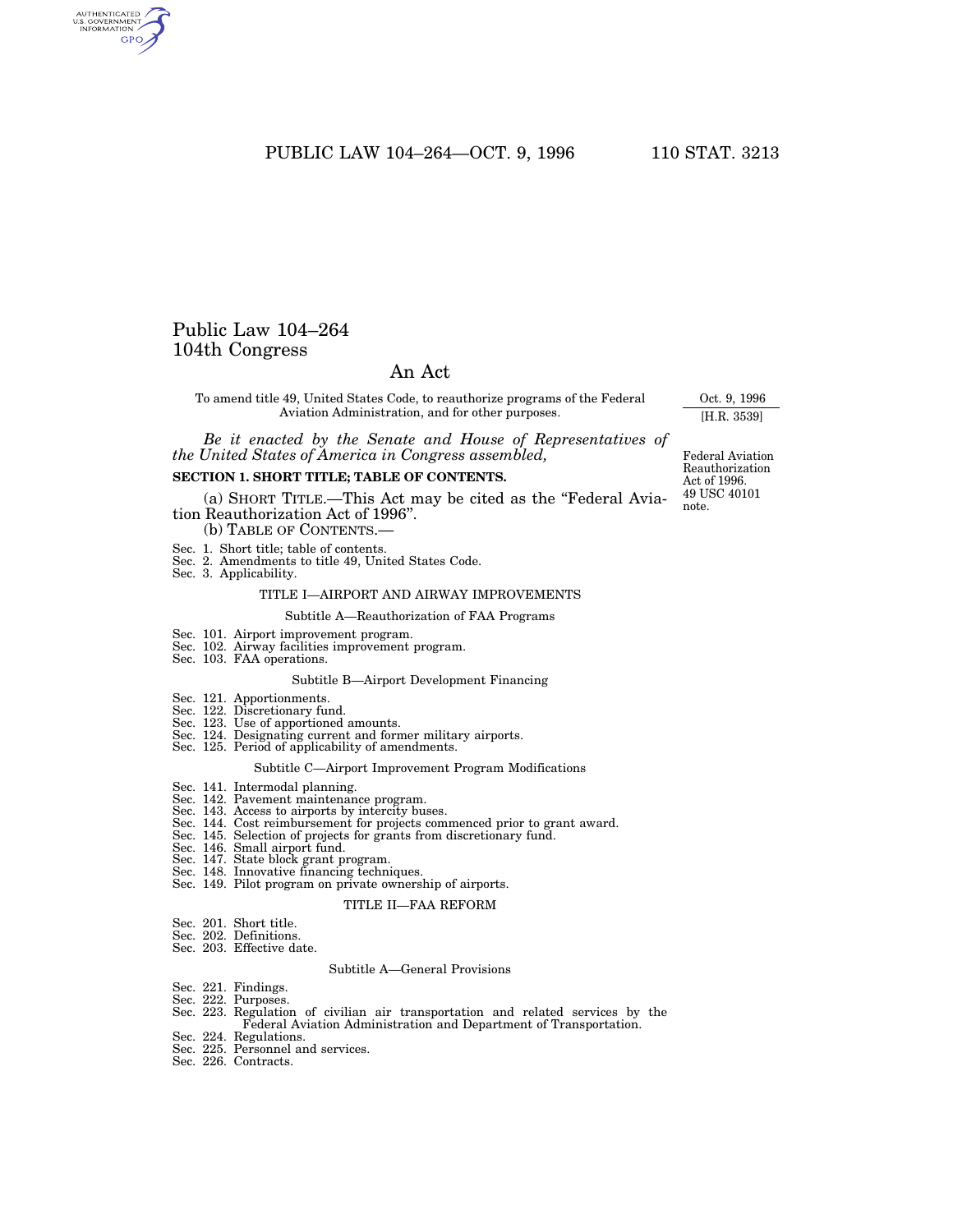# Public Law 104–264
## 104th Congress

## An Act

To amend title 49, United States Code, to reauthorize programs of the Federal Aviation Administration, and for other purposes.

Oct. 9, 1996

[H.R. 3539]

*Be it enacted by the Senate and House of Representatives of the United States of America in Congress assembled,*

Federal Aviation Reauthorization Act of 1996.
49 USC 40101 note.

**SECTION 1. SHORT TITLE; TABLE OF CONTENTS.**

(a) SHORT TITLE.—This Act may be cited as the "Federal Aviation Reauthorization Act of 1996".

(b) TABLE OF CONTENTS.—

Sec. 1. Short title; table of contents.
Sec. 2. Amendments to title 49, United States Code.
Sec. 3. Applicability.

TITLE I—AIRPORT AND AIRWAY IMPROVEMENTS

Subtitle A—Reauthorization of FAA Programs

Sec. 101. Airport improvement program.
Sec. 102. Airway facilities improvement program.
Sec. 103. FAA operations.

Subtitle B—Airport Development Financing

Sec. 121. Apportionments.
Sec. 122. Discretionary fund.
Sec. 123. Use of apportioned amounts.
Sec. 124. Designating current and former military airports.
Sec. 125. Period of applicability of amendments.

Subtitle C—Airport Improvement Program Modifications

Sec. 141. Intermodal planning.
Sec. 142. Pavement maintenance program.
Sec. 143. Access to airports by intercity buses.
Sec. 144. Cost reimbursement for projects commenced prior to grant award.
Sec. 145. Selection of projects for grants from discretionary fund.
Sec. 146. Small airport fund.
Sec. 147. State block grant program.
Sec. 148. Innovative financing techniques.
Sec. 149. Pilot program on private ownership of airports.

TITLE II—FAA REFORM

Sec. 201. Short title.
Sec. 202. Definitions.
Sec. 203. Effective date.

Subtitle A—General Provisions

Sec. 221. Findings.
Sec. 222. Purposes.
Sec. 223. Regulation of civilian air transportation and related services by the Federal Aviation Administration and Department of Transportation.
Sec. 224. Regulations.
Sec. 225. Personnel and services.
Sec. 226. Contracts.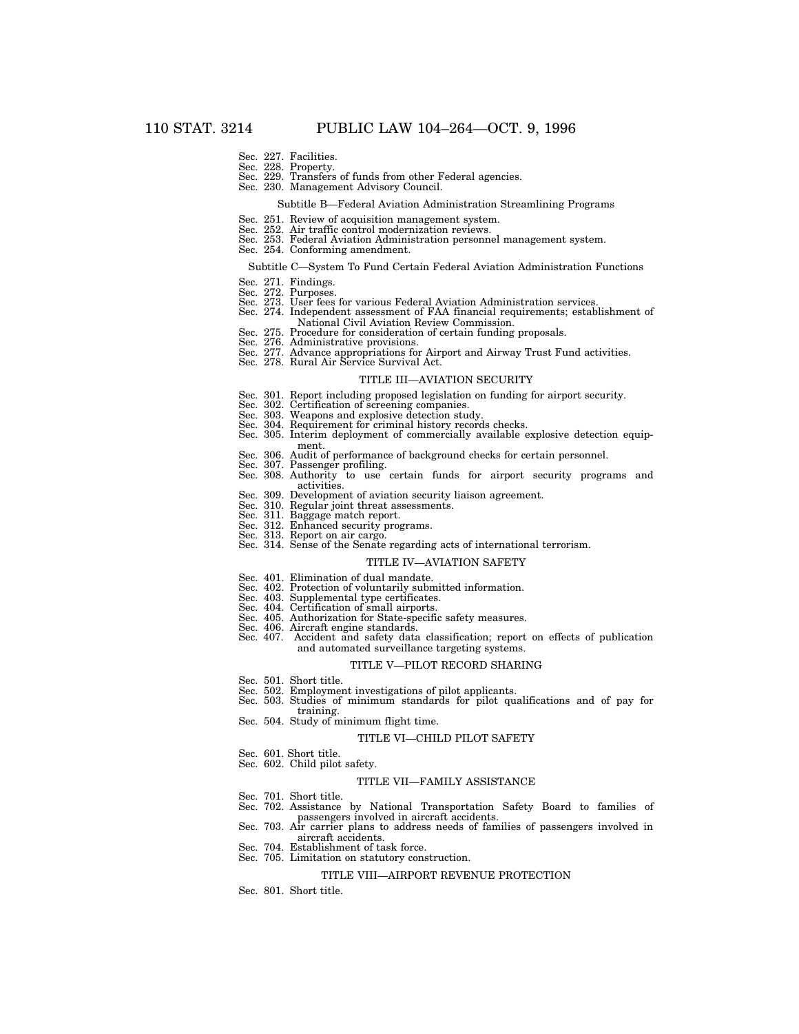Sec. 227. Facilities.
Sec. 228. Property.
Sec. 229. Transfers of funds from other Federal agencies.
Sec. 230. Management Advisory Council.

Subtitle B—Federal Aviation Administration Streamlining Programs

Sec. 251. Review of acquisition management system.
Sec. 252. Air traffic control modernization reviews.
Sec. 253. Federal Aviation Administration personnel management system.
Sec. 254. Conforming amendment.

Subtitle C—System To Fund Certain Federal Aviation Administration Functions

Sec. 271. Findings.
Sec. 272. Purposes.
Sec. 273. User fees for various Federal Aviation Administration services.
Sec. 274. Independent assessment of FAA financial requirements; establishment of National Civil Aviation Review Commission.
Sec. 275. Procedure for consideration of certain funding proposals.
Sec. 276. Administrative provisions.
Sec. 277. Advance appropriations for Airport and Airway Trust Fund activities.
Sec. 278. Rural Air Service Survival Act.

TITLE III—AVIATION SECURITY

Sec. 301. Report including proposed legislation on funding for airport security.
Sec. 302. Certification of screening companies.
Sec. 303. Weapons and explosive detection study.
Sec. 304. Requirement for criminal history records checks.
Sec. 305. Interim deployment of commercially available explosive detection equipment.
Sec. 306. Audit of performance of background checks for certain personnel.
Sec. 307. Passenger profiling.
Sec. 308. Authority to use certain funds for airport security programs and activities.
Sec. 309. Development of aviation security liaison agreement.
Sec. 310. Regular joint threat assessments.
Sec. 311. Baggage match report.
Sec. 312. Enhanced security programs.
Sec. 313. Report on air cargo.
Sec. 314. Sense of the Senate regarding acts of international terrorism.

TITLE IV—AVIATION SAFETY

Sec. 401. Elimination of dual mandate.
Sec. 402. Protection of voluntarily submitted information.
Sec. 403. Supplemental type certificates.
Sec. 404. Certification of small airports.
Sec. 405. Authorization for State-specific safety measures.
Sec. 406. Aircraft engine standards.
Sec. 407. Accident and safety data classification; report on effects of publication and automated surveillance targeting systems.

TITLE V—PILOT RECORD SHARING

Sec. 501. Short title.
Sec. 502. Employment investigations of pilot applicants.
Sec. 503. Studies of minimum standards for pilot qualifications and of pay for training.
Sec. 504. Study of minimum flight time.

TITLE VI—CHILD PILOT SAFETY

Sec. 601. Short title.
Sec. 602. Child pilot safety.

TITLE VII—FAMILY ASSISTANCE

Sec. 701. Short title.
Sec. 702. Assistance by National Transportation Safety Board to families of passengers involved in aircraft accidents.
Sec. 703. Air carrier plans to address needs of families of passengers involved in aircraft accidents.
Sec. 704. Establishment of task force.
Sec. 705. Limitation on statutory construction.

TITLE VIII—AIRPORT REVENUE PROTECTION

Sec. 801. Short title.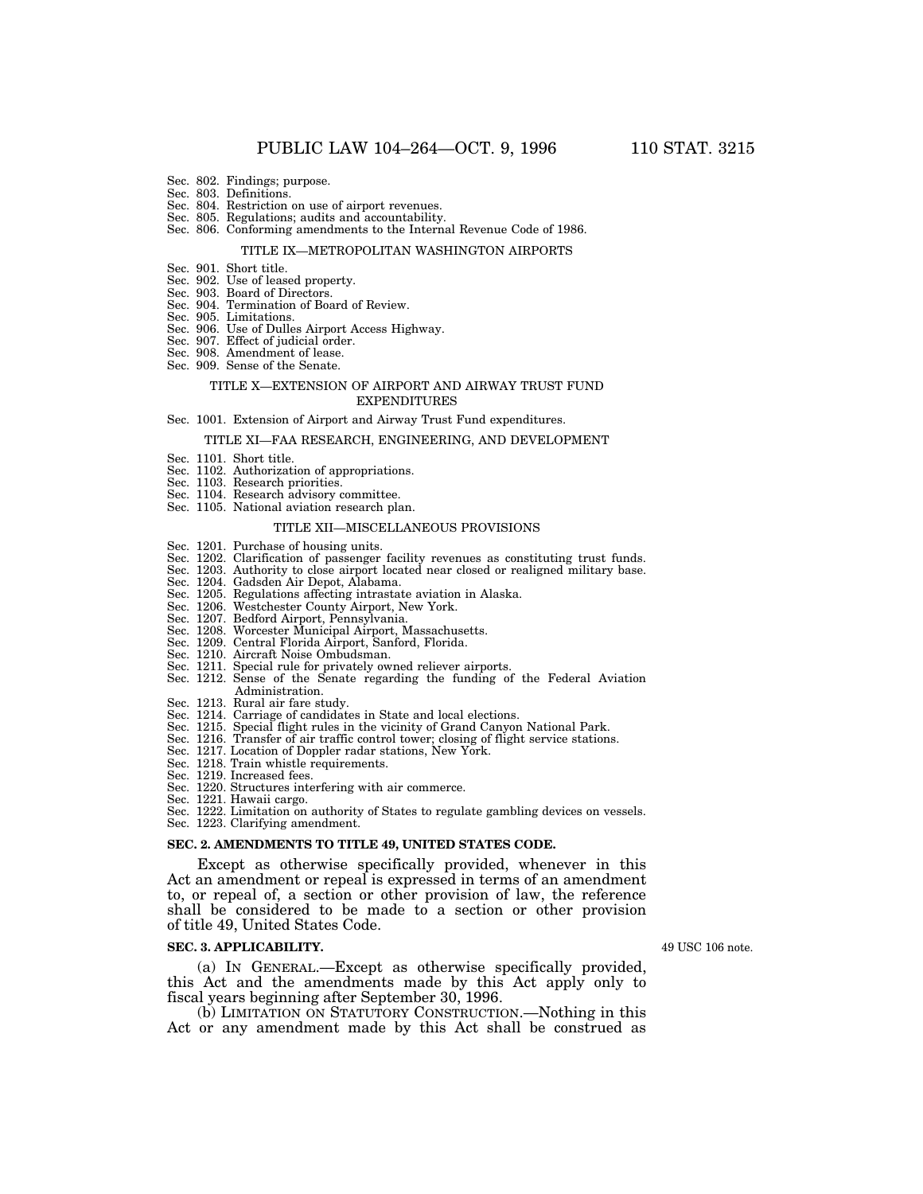Sec. 802. Findings; purpose.
Sec. 803. Definitions.
Sec. 804. Restriction on use of airport revenues.
Sec. 805. Regulations; audits and accountability.
Sec. 806. Conforming amendments to the Internal Revenue Code of 1986.

TITLE IX—METROPOLITAN WASHINGTON AIRPORTS

Sec. 901. Short title.
Sec. 902. Use of leased property.
Sec. 903. Board of Directors.
Sec. 904. Termination of Board of Review.
Sec. 905. Limitations.
Sec. 906. Use of Dulles Airport Access Highway.
Sec. 907. Effect of judicial order.
Sec. 908. Amendment of lease.
Sec. 909. Sense of the Senate.

TITLE X—EXTENSION OF AIRPORT AND AIRWAY TRUST FUND EXPENDITURES

Sec. 1001. Extension of Airport and Airway Trust Fund expenditures.

TITLE XI—FAA RESEARCH, ENGINEERING, AND DEVELOPMENT

Sec. 1101. Short title.
Sec. 1102. Authorization of appropriations.
Sec. 1103. Research priorities.
Sec. 1104. Research advisory committee.
Sec. 1105. National aviation research plan.

TITLE XII—MISCELLANEOUS PROVISIONS

Sec. 1201. Purchase of housing units.
Sec. 1202. Clarification of passenger facility revenues as constituting trust funds.
Sec. 1203. Authority to close airport located near closed or realigned military base.
Sec. 1204. Gadsden Air Depot, Alabama.
Sec. 1205. Regulations affecting intrastate aviation in Alaska.
Sec. 1206. Westchester County Airport, New York.
Sec. 1207. Bedford Airport, Pennsylvania.
Sec. 1208. Worcester Municipal Airport, Massachusetts.
Sec. 1209. Central Florida Airport, Sanford, Florida.
Sec. 1210. Aircraft Noise Ombudsman.
Sec. 1211. Special rule for privately owned reliever airports.
Sec. 1212. Sense of the Senate regarding the funding of the Federal Aviation Administration.
Sec. 1213. Rural air fare study.
Sec. 1214. Carriage of candidates in State and local elections.
Sec. 1215. Special flight rules in the vicinity of Grand Canyon National Park.
Sec. 1216. Transfer of air traffic control tower; closing of flight service stations.
Sec. 1217. Location of Doppler radar stations, New York.
Sec. 1218. Train whistle requirements.
Sec. 1219. Increased fees.
Sec. 1220. Structures interfering with air commerce.
Sec. 1221. Hawaii cargo.
Sec. 1222. Limitation on authority of States to regulate gambling devices on vessels.
Sec. 1223. Clarifying amendment.

**SEC. 2. AMENDMENTS TO TITLE 49, UNITED STATES CODE.**

Except as otherwise specifically provided, whenever in this Act an amendment or repeal is expressed in terms of an amendment to, or repeal of, a section or other provision of law, the reference shall be considered to be made to a section or other provision of title 49, United States Code.

**SEC. 3. APPLICABILITY.**

49 USC 106 note.

(a) IN GENERAL.—Except as otherwise specifically provided, this Act and the amendments made by this Act apply only to fiscal years beginning after September 30, 1996.

(b) LIMITATION ON STATUTORY CONSTRUCTION.—Nothing in this Act or any amendment made by this Act shall be construed as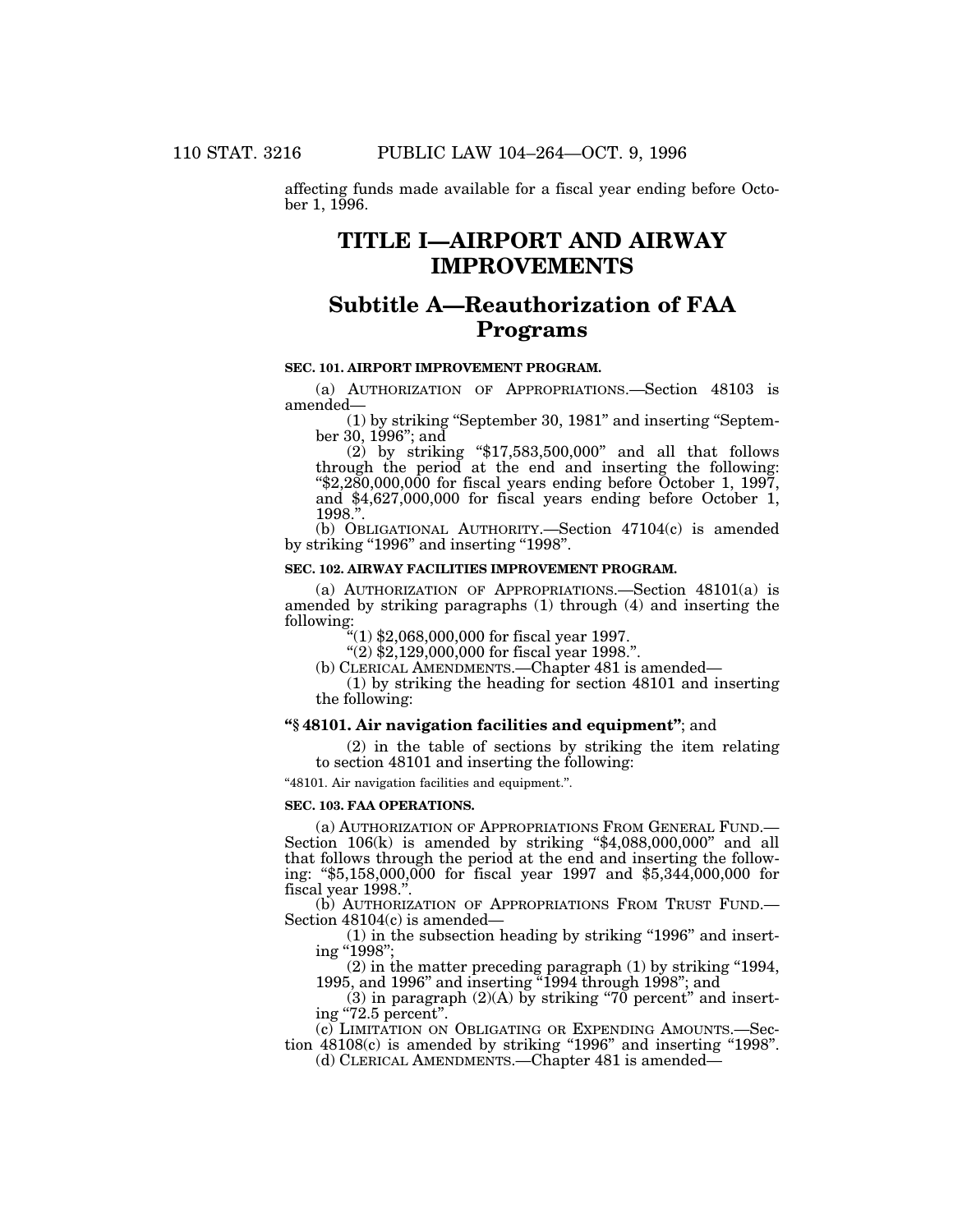affecting funds made available for a fiscal year ending before October 1, 1996.

# TITLE I—AIRPORT AND AIRWAY IMPROVEMENTS

## Subtitle A—Reauthorization of FAA Programs

### SEC. 101. AIRPORT IMPROVEMENT PROGRAM.

(a) AUTHORIZATION OF APPROPRIATIONS.—Section 48103 is amended—

(1) by striking "September 30, 1981" and inserting "September 30, 1996"; and

(2) by striking "$17,583,500,000" and all that follows through the period at the end and inserting the following: "$2,280,000,000 for fiscal years ending before October 1, 1997, and $4,627,000,000 for fiscal years ending before October 1, 1998.".

(b) OBLIGATIONAL AUTHORITY.—Section 47104(c) is amended by striking "1996" and inserting "1998".

### SEC. 102. AIRWAY FACILITIES IMPROVEMENT PROGRAM.

(a) AUTHORIZATION OF APPROPRIATIONS.—Section 48101(a) is amended by striking paragraphs (1) through (4) and inserting the following:

"(1) $2,068,000,000 for fiscal year 1997.

"(2) $2,129,000,000 for fiscal year 1998.".

(b) CLERICAL AMENDMENTS.—Chapter 481 is amended—

(1) by striking the heading for section 48101 and inserting the following:

**"§ 48101. Air navigation facilities and equipment"**; and

(2) in the table of sections by striking the item relating to section 48101 and inserting the following:

"48101. Air navigation facilities and equipment.".

### SEC. 103. FAA OPERATIONS.

(a) AUTHORIZATION OF APPROPRIATIONS FROM GENERAL FUND.—Section 106(k) is amended by striking "$4,088,000,000" and all that follows through the period at the end and inserting the following: "$5,158,000,000 for fiscal year 1997 and $5,344,000,000 for fiscal year 1998.".

(b) AUTHORIZATION OF APPROPRIATIONS FROM TRUST FUND.—Section 48104(c) is amended—

(1) in the subsection heading by striking "1996" and inserting "1998";

(2) in the matter preceding paragraph (1) by striking "1994, 1995, and 1996" and inserting "1994 through 1998"; and

(3) in paragraph (2)(A) by striking "70 percent" and inserting "72.5 percent".

(c) LIMITATION ON OBLIGATING OR EXPENDING AMOUNTS.—Section 48108(c) is amended by striking "1996" and inserting "1998".

(d) CLERICAL AMENDMENTS.—Chapter 481 is amended—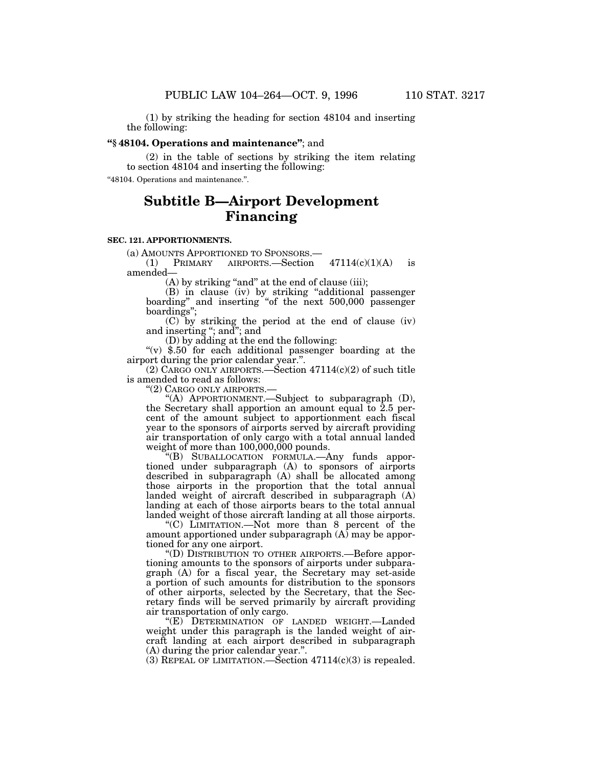(1) by striking the heading for section 48104 and inserting the following:

**"§ 48104. Operations and maintenance"**; and

(2) in the table of sections by striking the item relating to section 48104 and inserting the following:

"48104. Operations and maintenance.".

## Subtitle B—Airport Development Financing

**SEC. 121. APPORTIONMENTS.**

(a) AMOUNTS APPORTIONED TO SPONSORS.—

(1) PRIMARY AIRPORTS.—Section 47114(c)(1)(A) is amended—

(A) by striking "and" at the end of clause (iii);

(B) in clause (iv) by striking "additional passenger boarding" and inserting "of the next 500,000 passenger boardings";

(C) by striking the period at the end of clause (iv) and inserting "; and"; and

(D) by adding at the end the following:

"(v) $.50 for each additional passenger boarding at the airport during the prior calendar year.".

(2) CARGO ONLY AIRPORTS.—Section 47114(c)(2) of such title is amended to read as follows:

"(2) CARGO ONLY AIRPORTS.—

"(A) APPORTIONMENT.—Subject to subparagraph (D), the Secretary shall apportion an amount equal to 2.5 percent of the amount subject to apportionment each fiscal year to the sponsors of airports served by aircraft providing air transportation of only cargo with a total annual landed weight of more than 100,000,000 pounds.

"(B) SUBALLOCATION FORMULA.—Any funds apportioned under subparagraph (A) to sponsors of airports described in subparagraph (A) shall be allocated among those airports in the proportion that the total annual landed weight of aircraft described in subparagraph (A) landing at each of those airports bears to the total annual landed weight of those aircraft landing at all those airports.

"(C) LIMITATION.—Not more than 8 percent of the amount apportioned under subparagraph (A) may be apportioned for any one airport.

"(D) DISTRIBUTION TO OTHER AIRPORTS.—Before apportioning amounts to the sponsors of airports under subparagraph (A) for a fiscal year, the Secretary may set-aside a portion of such amounts for distribution to the sponsors of other airports, selected by the Secretary, that the Secretary finds will be served primarily by aircraft providing air transportation of only cargo.

"(E) DETERMINATION OF LANDED WEIGHT.—Landed weight under this paragraph is the landed weight of aircraft landing at each airport described in subparagraph (A) during the prior calendar year.".

(3) REPEAL OF LIMITATION.—Section 47114(c)(3) is repealed.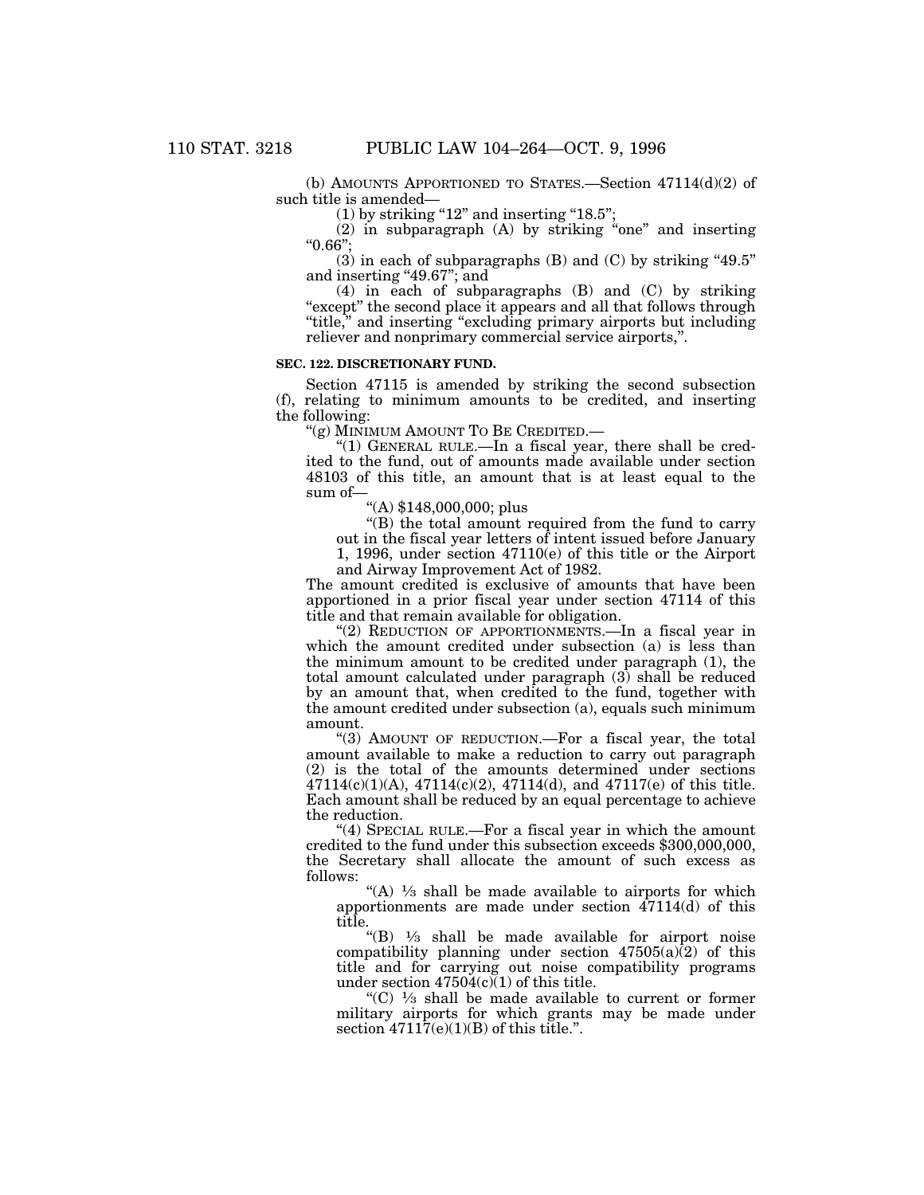(b) AMOUNTS APPORTIONED TO STATES.—Section 47114(d)(2) of such title is amended—

(1) by striking "12" and inserting "18.5";

(2) in subparagraph (A) by striking "one" and inserting "0.66";

(3) in each of subparagraphs (B) and (C) by striking "49.5" and inserting "49.67"; and

(4) in each of subparagraphs (B) and (C) by striking "except" the second place it appears and all that follows through "title," and inserting "excluding primary airports but including reliever and nonprimary commercial service airports,".

**SEC. 122. DISCRETIONARY FUND.**

Section 47115 is amended by striking the second subsection (f), relating to minimum amounts to be credited, and inserting the following:

"(g) MINIMUM AMOUNT TO BE CREDITED.—

"(1) GENERAL RULE.—In a fiscal year, there shall be credited to the fund, out of amounts made available under section 48103 of this title, an amount that is at least equal to the sum of—

"(A) $148,000,000; plus

"(B) the total amount required from the fund to carry out in the fiscal year letters of intent issued before January 1, 1996, under section 47110(e) of this title or the Airport and Airway Improvement Act of 1982.

The amount credited is exclusive of amounts that have been apportioned in a prior fiscal year under section 47114 of this title and that remain available for obligation.

"(2) REDUCTION OF APPORTIONMENTS.—In a fiscal year in which the amount credited under subsection (a) is less than the minimum amount to be credited under paragraph (1), the total amount calculated under paragraph (3) shall be reduced by an amount that, when credited to the fund, together with the amount credited under subsection (a), equals such minimum amount.

"(3) AMOUNT OF REDUCTION.—For a fiscal year, the total amount available to make a reduction to carry out paragraph (2) is the total of the amounts determined under sections 47114(c)(1)(A), 47114(c)(2), 47114(d), and 47117(e) of this title. Each amount shall be reduced by an equal percentage to achieve the reduction.

"(4) SPECIAL RULE.—For a fiscal year in which the amount credited to the fund under this subsection exceeds $300,000,000, the Secretary shall allocate the amount of such excess as follows:

"(A) ⅓ shall be made available to airports for which apportionments are made under section 47114(d) of this title.

"(B) ⅓ shall be made available for airport noise compatibility planning under section 47505(a)(2) of this title and for carrying out noise compatibility programs under section 47504(c)(1) of this title.

"(C) ⅓ shall be made available to current or former military airports for which grants may be made under section 47117(e)(1)(B) of this title.".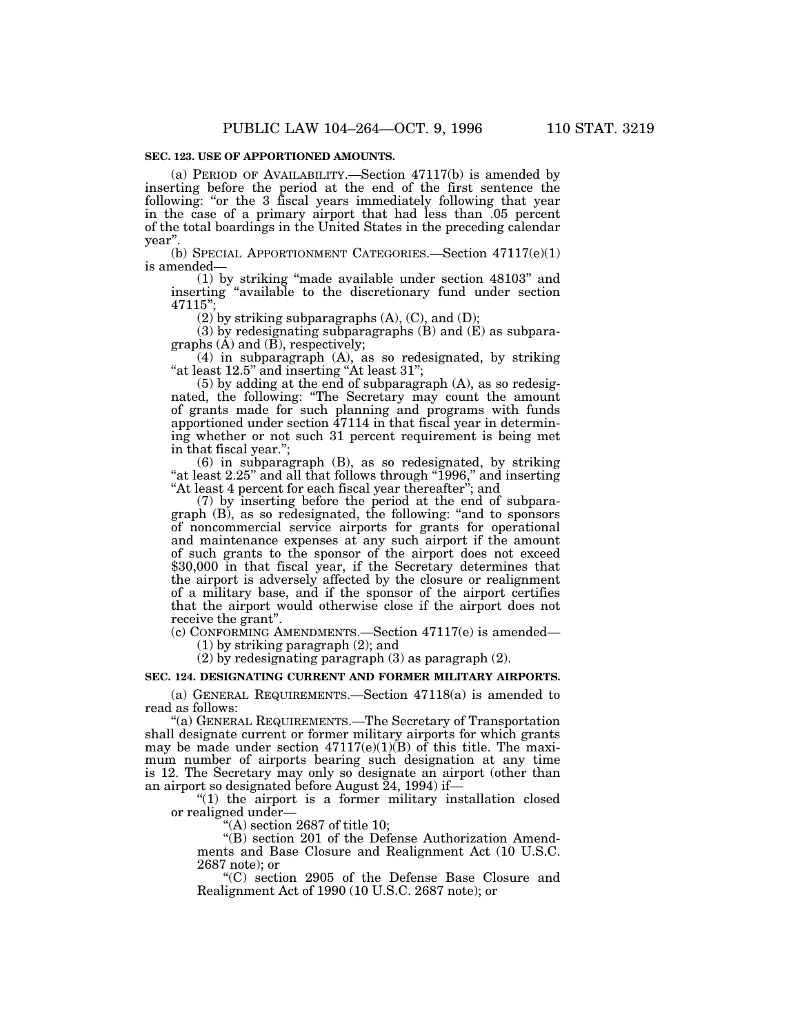**SEC. 123. USE OF APPORTIONED AMOUNTS.**

(a) PERIOD OF AVAILABILITY.—Section 47117(b) is amended by inserting before the period at the end of the first sentence the following: "or the 3 fiscal years immediately following that year in the case of a primary airport that had less than .05 percent of the total boardings in the United States in the preceding calendar year".

(b) SPECIAL APPORTIONMENT CATEGORIES.—Section 47117(e)(1) is amended—

(1) by striking "made available under section 48103" and inserting "available to the discretionary fund under section 47115";

(2) by striking subparagraphs (A), (C), and (D);

(3) by redesignating subparagraphs (B) and (E) as subparagraphs (A) and (B), respectively;

(4) in subparagraph (A), as so redesignated, by striking "at least 12.5" and inserting "At least 31";

(5) by adding at the end of subparagraph (A), as so redesignated, the following: "The Secretary may count the amount of grants made for such planning and programs with funds apportioned under section 47114 in that fiscal year in determining whether or not such 31 percent requirement is being met in that fiscal year.";

(6) in subparagraph (B), as so redesignated, by striking "at least 2.25" and all that follows through "1996," and inserting "At least 4 percent for each fiscal year thereafter"; and

(7) by inserting before the period at the end of subparagraph (B), as so redesignated, the following: "and to sponsors of noncommercial service airports for grants for operational and maintenance expenses at any such airport if the amount of such grants to the sponsor of the airport does not exceed $30,000 in that fiscal year, if the Secretary determines that the airport is adversely affected by the closure or realignment of a military base, and if the sponsor of the airport certifies that the airport would otherwise close if the airport does not receive the grant".

(c) CONFORMING AMENDMENTS.—Section 47117(e) is amended—

(1) by striking paragraph (2); and

(2) by redesignating paragraph (3) as paragraph (2).

**SEC. 124. DESIGNATING CURRENT AND FORMER MILITARY AIRPORTS.**

(a) GENERAL REQUIREMENTS.—Section 47118(a) is amended to read as follows:

"(a) GENERAL REQUIREMENTS.—The Secretary of Transportation shall designate current or former military airports for which grants may be made under section 47117(e)(1)(B) of this title. The maximum number of airports bearing such designation at any time is 12. The Secretary may only so designate an airport (other than an airport so designated before August 24, 1994) if—

"(1) the airport is a former military installation closed or realigned under—

"(A) section 2687 of title 10;

"(B) section 201 of the Defense Authorization Amendments and Base Closure and Realignment Act (10 U.S.C. 2687 note); or

"(C) section 2905 of the Defense Base Closure and Realignment Act of 1990 (10 U.S.C. 2687 note); or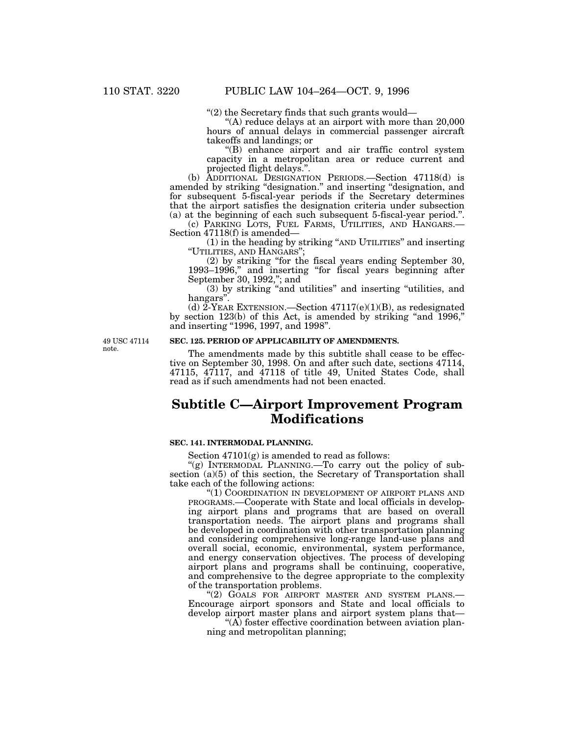"(2) the Secretary finds that such grants would—

"(A) reduce delays at an airport with more than 20,000 hours of annual delays in commercial passenger aircraft takeoffs and landings; or

"(B) enhance airport and air traffic control system capacity in a metropolitan area or reduce current and projected flight delays.".

(b) ADDITIONAL DESIGNATION PERIODS.—Section 47118(d) is amended by striking "designation." and inserting "designation, and for subsequent 5-fiscal-year periods if the Secretary determines that the airport satisfies the designation criteria under subsection (a) at the beginning of each such subsequent 5-fiscal-year period.".

(c) PARKING LOTS, FUEL FARMS, UTILITIES, AND HANGARS.—Section 47118(f) is amended—

(1) in the heading by striking "AND UTILITIES" and inserting "UTILITIES, AND HANGARS";

(2) by striking "for the fiscal years ending September 30, 1993–1996," and inserting "for fiscal years beginning after September 30, 1992,"; and

(3) by striking "and utilities" and inserting "utilities, and hangars".

(d) 2-YEAR EXTENSION.—Section 47117(e)(1)(B), as redesignated by section 123(b) of this Act, is amended by striking "and 1996," and inserting "1996, 1997, and 1998".

49 USC 47114 note.

**SEC. 125. PERIOD OF APPLICABILITY OF AMENDMENTS.**

The amendments made by this subtitle shall cease to be effective on September 30, 1998. On and after such date, sections 47114, 47115, 47117, and 47118 of title 49, United States Code, shall read as if such amendments had not been enacted.

## Subtitle C—Airport Improvement Program Modifications

**SEC. 141. INTERMODAL PLANNING.**

Section 47101(g) is amended to read as follows:

"(g) INTERMODAL PLANNING.—To carry out the policy of subsection (a)(5) of this section, the Secretary of Transportation shall take each of the following actions:

"(1) COORDINATION IN DEVELOPMENT OF AIRPORT PLANS AND PROGRAMS.—Cooperate with State and local officials in developing airport plans and programs that are based on overall transportation needs. The airport plans and programs shall be developed in coordination with other transportation planning and considering comprehensive long-range land-use plans and overall social, economic, environmental, system performance, and energy conservation objectives. The process of developing airport plans and programs shall be continuing, cooperative, and comprehensive to the degree appropriate to the complexity of the transportation problems.

"(2) GOALS FOR AIRPORT MASTER AND SYSTEM PLANS.—Encourage airport sponsors and State and local officials to develop airport master plans and airport system plans that—

"(A) foster effective coordination between aviation planning and metropolitan planning;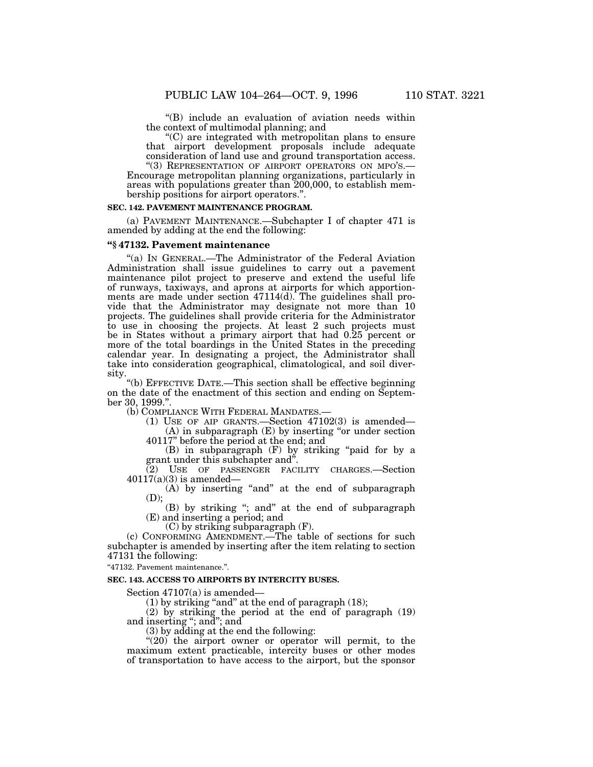"(B) include an evaluation of aviation needs within the context of multimodal planning; and

"(C) are integrated with metropolitan plans to ensure that airport development proposals include adequate consideration of land use and ground transportation access.

"(3) REPRESENTATION OF AIRPORT OPERATORS ON MPO'S.—Encourage metropolitan planning organizations, particularly in areas with populations greater than 200,000, to establish membership positions for airport operators.".

**SEC. 142. PAVEMENT MAINTENANCE PROGRAM.**

(a) PAVEMENT MAINTENANCE.—Subchapter I of chapter 471 is amended by adding at the end the following:

**"§ 47132. Pavement maintenance**

"(a) IN GENERAL.—The Administrator of the Federal Aviation Administration shall issue guidelines to carry out a pavement maintenance pilot project to preserve and extend the useful life of runways, taxiways, and aprons at airports for which apportionments are made under section 47114(d). The guidelines shall provide that the Administrator may designate not more than 10 projects. The guidelines shall provide criteria for the Administrator to use in choosing the projects. At least 2 such projects must be in States without a primary airport that had 0.25 percent or more of the total boardings in the United States in the preceding calendar year. In designating a project, the Administrator shall take into consideration geographical, climatological, and soil diversity.

"(b) EFFECTIVE DATE.—This section shall be effective beginning on the date of the enactment of this section and ending on September 30, 1999.".

(b) COMPLIANCE WITH FEDERAL MANDATES.—

(1) USE OF AIP GRANTS.—Section 47102(3) is amended—

(A) in subparagraph (E) by inserting "or under section 40117" before the period at the end; and

(B) in subparagraph (F) by striking "paid for by a grant under this subchapter and".

(2) USE OF PASSENGER FACILITY CHARGES.—Section 40117(a)(3) is amended—

(A) by inserting "and" at the end of subparagraph (D);

(B) by striking "; and" at the end of subparagraph (E) and inserting a period; and

(C) by striking subparagraph (F).

(c) CONFORMING AMENDMENT.—The table of sections for such subchapter is amended by inserting after the item relating to section 47131 the following:

"47132. Pavement maintenance.".

**SEC. 143. ACCESS TO AIRPORTS BY INTERCITY BUSES.**

Section 47107(a) is amended—

(1) by striking "and" at the end of paragraph (18);

(2) by striking the period at the end of paragraph (19) and inserting "; and"; and

(3) by adding at the end the following:

"(20) the airport owner or operator will permit, to the maximum extent practicable, intercity buses or other modes of transportation to have access to the airport, but the sponsor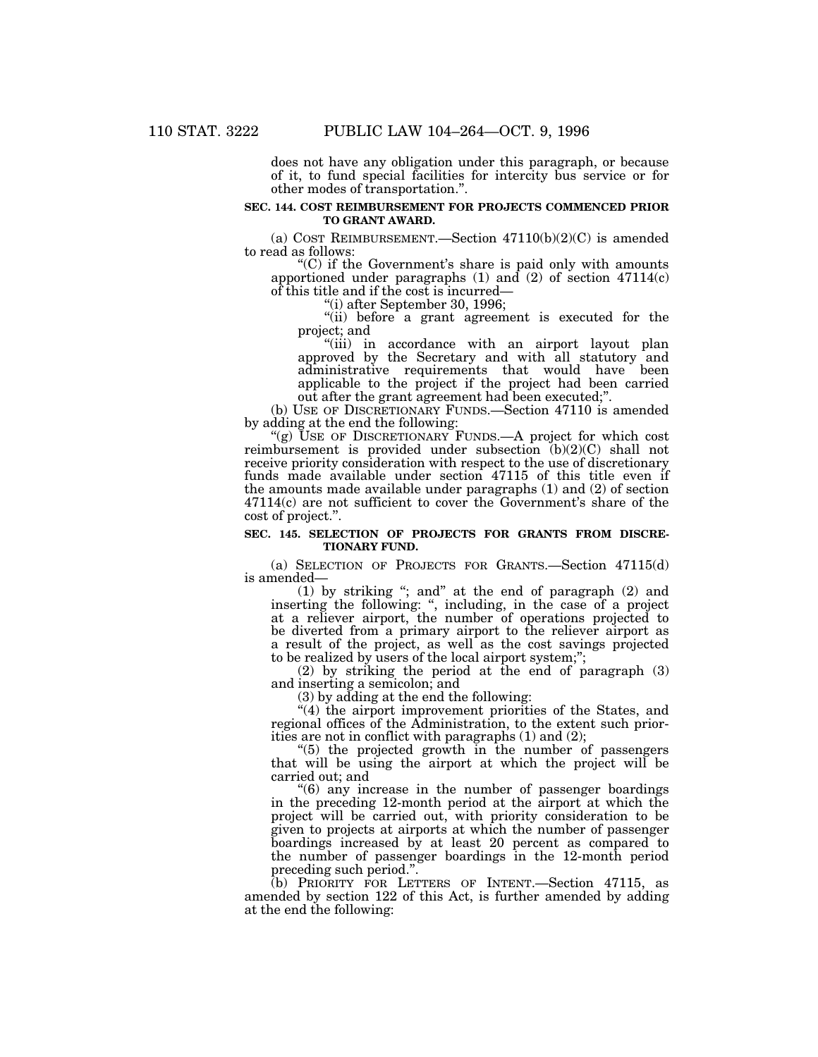does not have any obligation under this paragraph, or because of it, to fund special facilities for intercity bus service or for other modes of transportation.".

**SEC. 144. COST REIMBURSEMENT FOR PROJECTS COMMENCED PRIOR TO GRANT AWARD.**

(a) COST REIMBURSEMENT.—Section 47110(b)(2)(C) is amended to read as follows:

"(C) if the Government's share is paid only with amounts apportioned under paragraphs (1) and (2) of section 47114(c) of this title and if the cost is incurred—

"(i) after September 30, 1996;

"(ii) before a grant agreement is executed for the project; and

"(iii) in accordance with an airport layout plan approved by the Secretary and with all statutory and administrative requirements that would have been applicable to the project if the project had been carried out after the grant agreement had been executed;".

(b) USE OF DISCRETIONARY FUNDS.—Section 47110 is amended by adding at the end the following:

"(g) USE OF DISCRETIONARY FUNDS.—A project for which cost reimbursement is provided under subsection (b)(2)(C) shall not receive priority consideration with respect to the use of discretionary funds made available under section 47115 of this title even if the amounts made available under paragraphs (1) and (2) of section 47114(c) are not sufficient to cover the Government's share of the cost of project.".

**SEC. 145. SELECTION OF PROJECTS FOR GRANTS FROM DISCRETIONARY FUND.**

(a) SELECTION OF PROJECTS FOR GRANTS.—Section 47115(d) is amended—

(1) by striking "; and" at the end of paragraph (2) and inserting the following: ", including, in the case of a project at a reliever airport, the number of operations projected to be diverted from a primary airport to the reliever airport as a result of the project, as well as the cost savings projected to be realized by users of the local airport system;";

(2) by striking the period at the end of paragraph (3) and inserting a semicolon; and

(3) by adding at the end the following:

"(4) the airport improvement priorities of the States, and regional offices of the Administration, to the extent such priorities are not in conflict with paragraphs (1) and (2);

"(5) the projected growth in the number of passengers that will be using the airport at which the project will be carried out; and

"(6) any increase in the number of passenger boardings in the preceding 12-month period at the airport at which the project will be carried out, with priority consideration to be given to projects at airports at which the number of passenger boardings increased by at least 20 percent as compared to the number of passenger boardings in the 12-month period preceding such period.".

(b) PRIORITY FOR LETTERS OF INTENT.—Section 47115, as amended by section 122 of this Act, is further amended by adding at the end the following: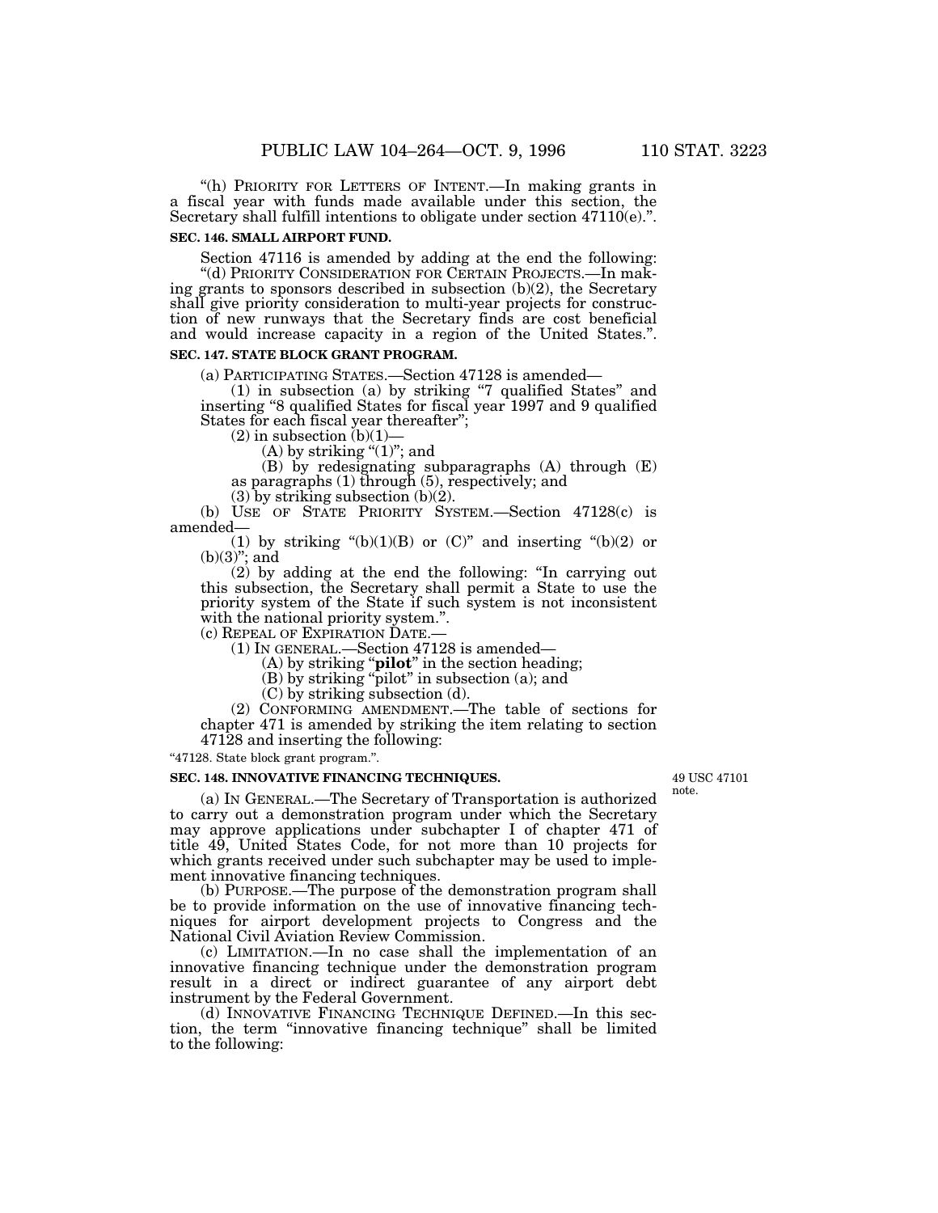"(h) PRIORITY FOR LETTERS OF INTENT.—In making grants in a fiscal year with funds made available under this section, the Secretary shall fulfill intentions to obligate under section 47110(e).".

**SEC. 146. SMALL AIRPORT FUND.**

Section 47116 is amended by adding at the end the following:

"(d) PRIORITY CONSIDERATION FOR CERTAIN PROJECTS.—In making grants to sponsors described in subsection (b)(2), the Secretary shall give priority consideration to multi-year projects for construction of new runways that the Secretary finds are cost beneficial and would increase capacity in a region of the United States.".

**SEC. 147. STATE BLOCK GRANT PROGRAM.**

(a) PARTICIPATING STATES.—Section 47128 is amended—

(1) in subsection (a) by striking "7 qualified States" and inserting "8 qualified States for fiscal year 1997 and 9 qualified States for each fiscal year thereafter";

(2) in subsection (b)(1)—

(A) by striking "(1)"; and

(B) by redesignating subparagraphs (A) through (E) as paragraphs (1) through (5), respectively; and

(3) by striking subsection (b)(2).

(b) USE OF STATE PRIORITY SYSTEM.—Section 47128(c) is amended—

(1) by striking "(b)(1)(B) or (C)" and inserting "(b)(2) or (b)(3)"; and

(2) by adding at the end the following: "In carrying out this subsection, the Secretary shall permit a State to use the priority system of the State if such system is not inconsistent with the national priority system.".

(c) REPEAL OF EXPIRATION DATE.—

(1) IN GENERAL.—Section 47128 is amended—

(A) by striking "**pilot**" in the section heading;

(B) by striking "pilot" in subsection (a); and

(C) by striking subsection (d).

(2) CONFORMING AMENDMENT.—The table of sections for chapter 471 is amended by striking the item relating to section 47128 and inserting the following:

"47128. State block grant program.".

**SEC. 148. INNOVATIVE FINANCING TECHNIQUES.**

49 USC 47101 note.

(a) IN GENERAL.—The Secretary of Transportation is authorized to carry out a demonstration program under which the Secretary may approve applications under subchapter I of chapter 471 of title 49, United States Code, for not more than 10 projects for which grants received under such subchapter may be used to implement innovative financing techniques.

(b) PURPOSE.—The purpose of the demonstration program shall be to provide information on the use of innovative financing techniques for airport development projects to Congress and the National Civil Aviation Review Commission.

(c) LIMITATION.—In no case shall the implementation of an innovative financing technique under the demonstration program result in a direct or indirect guarantee of any airport debt instrument by the Federal Government.

(d) INNOVATIVE FINANCING TECHNIQUE DEFINED.—In this section, the term "innovative financing technique" shall be limited to the following: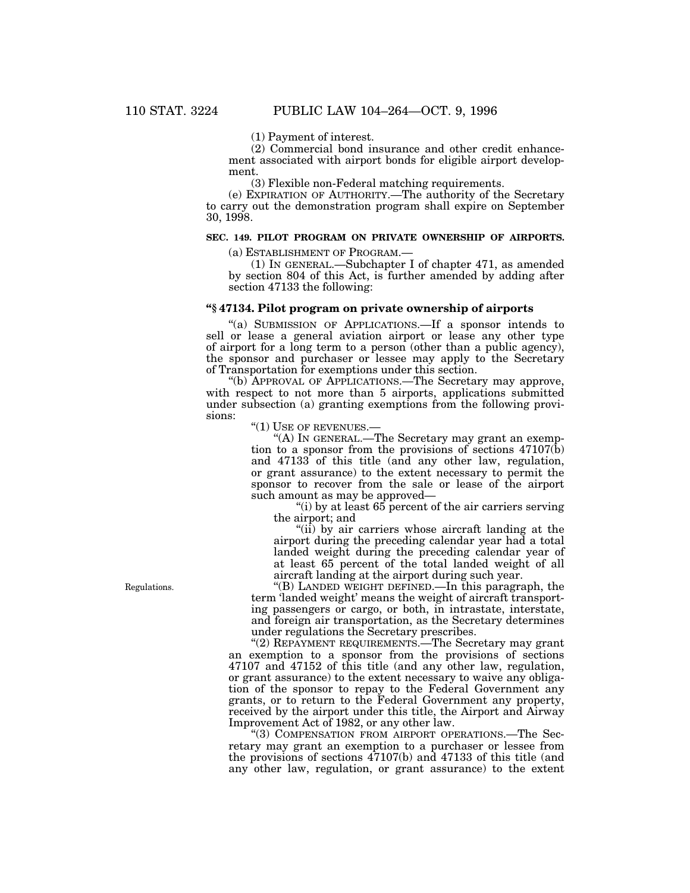(1) Payment of interest.

(2) Commercial bond insurance and other credit enhancement associated with airport bonds for eligible airport development.

(3) Flexible non-Federal matching requirements.

(e) EXPIRATION OF AUTHORITY.—The authority of the Secretary to carry out the demonstration program shall expire on September 30, 1998.

**SEC. 149. PILOT PROGRAM ON PRIVATE OWNERSHIP OF AIRPORTS.**

(a) ESTABLISHMENT OF PROGRAM.—

(1) IN GENERAL.—Subchapter I of chapter 471, as amended by section 804 of this Act, is further amended by adding after section 47133 the following:

**"§ 47134. Pilot program on private ownership of airports**

"(a) SUBMISSION OF APPLICATIONS.—If a sponsor intends to sell or lease a general aviation airport or lease any other type of airport for a long term to a person (other than a public agency), the sponsor and purchaser or lessee may apply to the Secretary of Transportation for exemptions under this section.

"(b) APPROVAL OF APPLICATIONS.—The Secretary may approve, with respect to not more than 5 airports, applications submitted under subsection (a) granting exemptions from the following provisions:

"(1) USE OF REVENUES.—

"(A) IN GENERAL.—The Secretary may grant an exemption to a sponsor from the provisions of sections 47107(b) and 47133 of this title (and any other law, regulation, or grant assurance) to the extent necessary to permit the sponsor to recover from the sale or lease of the airport such amount as may be approved—

"(i) by at least 65 percent of the air carriers serving the airport; and

"(ii) by air carriers whose aircraft landing at the airport during the preceding calendar year had a total landed weight during the preceding calendar year of at least 65 percent of the total landed weight of all aircraft landing at the airport during such year.

Regulations.

"(B) LANDED WEIGHT DEFINED.—In this paragraph, the term 'landed weight' means the weight of aircraft transporting passengers or cargo, or both, in intrastate, interstate, and foreign air transportation, as the Secretary determines under regulations the Secretary prescribes.

"(2) REPAYMENT REQUIREMENTS.—The Secretary may grant an exemption to a sponsor from the provisions of sections 47107 and 47152 of this title (and any other law, regulation, or grant assurance) to the extent necessary to waive any obligation of the sponsor to repay to the Federal Government any grants, or to return to the Federal Government any property, received by the airport under this title, the Airport and Airway Improvement Act of 1982, or any other law.

"(3) COMPENSATION FROM AIRPORT OPERATIONS.—The Secretary may grant an exemption to a purchaser or lessee from the provisions of sections 47107(b) and 47133 of this title (and any other law, regulation, or grant assurance) to the extent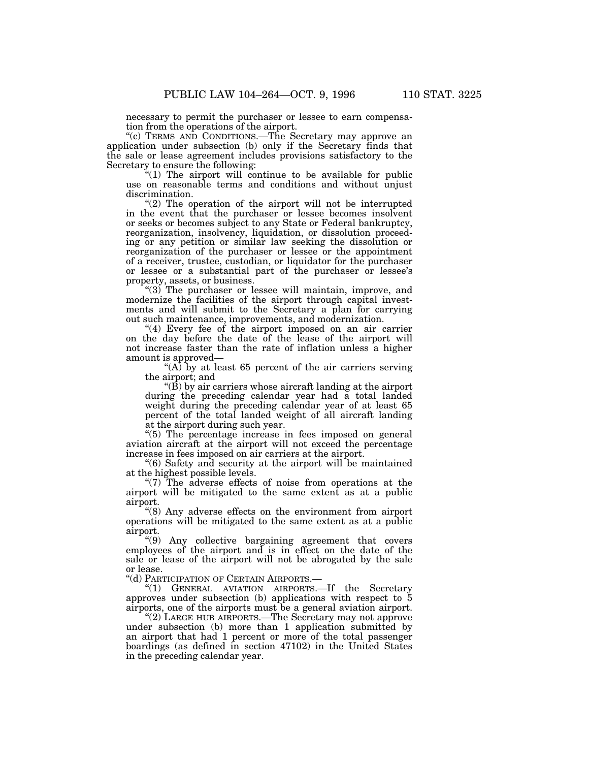necessary to permit the purchaser or lessee to earn compensation from the operations of the airport.

"(c) TERMS AND CONDITIONS.—The Secretary may approve an application under subsection (b) only if the Secretary finds that the sale or lease agreement includes provisions satisfactory to the Secretary to ensure the following:

"(1) The airport will continue to be available for public use on reasonable terms and conditions and without unjust discrimination.

"(2) The operation of the airport will not be interrupted in the event that the purchaser or lessee becomes insolvent or seeks or becomes subject to any State or Federal bankruptcy, reorganization, insolvency, liquidation, or dissolution proceeding or any petition or similar law seeking the dissolution or reorganization of the purchaser or lessee or the appointment of a receiver, trustee, custodian, or liquidator for the purchaser or lessee or a substantial part of the purchaser or lessee's property, assets, or business.

"(3) The purchaser or lessee will maintain, improve, and modernize the facilities of the airport through capital investments and will submit to the Secretary a plan for carrying out such maintenance, improvements, and modernization.

"(4) Every fee of the airport imposed on an air carrier on the day before the date of the lease of the airport will not increase faster than the rate of inflation unless a higher amount is approved—

"(A) by at least 65 percent of the air carriers serving the airport; and

"(B) by air carriers whose aircraft landing at the airport during the preceding calendar year had a total landed weight during the preceding calendar year of at least 65 percent of the total landed weight of all aircraft landing at the airport during such year.

"(5) The percentage increase in fees imposed on general aviation aircraft at the airport will not exceed the percentage increase in fees imposed on air carriers at the airport.

"(6) Safety and security at the airport will be maintained at the highest possible levels.

"(7) The adverse effects of noise from operations at the airport will be mitigated to the same extent as at a public airport.

"(8) Any adverse effects on the environment from airport operations will be mitigated to the same extent as at a public airport.

"(9) Any collective bargaining agreement that covers employees of the airport and is in effect on the date of the sale or lease of the airport will not be abrogated by the sale or lease.

"(d) PARTICIPATION OF CERTAIN AIRPORTS.—

"(1) GENERAL AVIATION AIRPORTS.—If the Secretary approves under subsection (b) applications with respect to 5 airports, one of the airports must be a general aviation airport.

"(2) LARGE HUB AIRPORTS.—The Secretary may not approve under subsection (b) more than 1 application submitted by an airport that had 1 percent or more of the total passenger boardings (as defined in section 47102) in the United States in the preceding calendar year.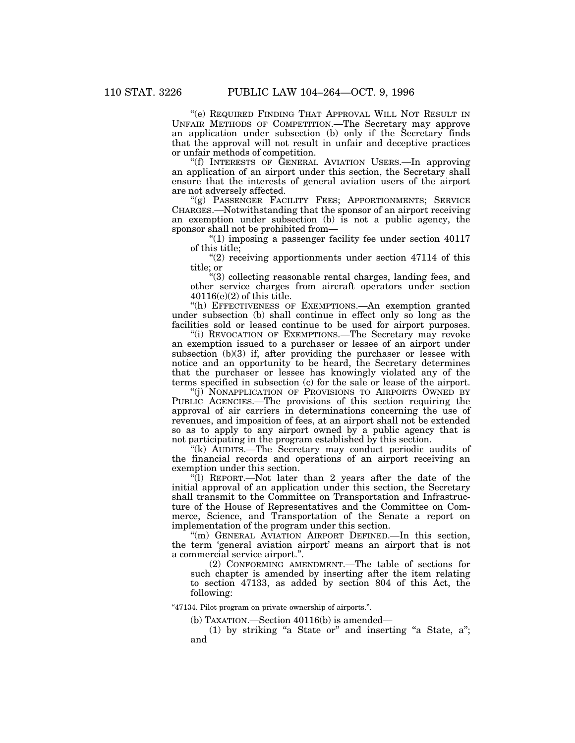"(e) REQUIRED FINDING THAT APPROVAL WILL NOT RESULT IN UNFAIR METHODS OF COMPETITION.—The Secretary may approve an application under subsection (b) only if the Secretary finds that the approval will not result in unfair and deceptive practices or unfair methods of competition.

"(f) INTERESTS OF GENERAL AVIATION USERS.—In approving an application of an airport under this section, the Secretary shall ensure that the interests of general aviation users of the airport are not adversely affected.

"(g) PASSENGER FACILITY FEES; APPORTIONMENTS; SERVICE CHARGES.—Notwithstanding that the sponsor of an airport receiving an exemption under subsection (b) is not a public agency, the sponsor shall not be prohibited from—

"(1) imposing a passenger facility fee under section 40117 of this title;

"(2) receiving apportionments under section 47114 of this title; or

"(3) collecting reasonable rental charges, landing fees, and other service charges from aircraft operators under section 40116(e)(2) of this title.

"(h) EFFECTIVENESS OF EXEMPTIONS.—An exemption granted under subsection (b) shall continue in effect only so long as the facilities sold or leased continue to be used for airport purposes.

"(i) REVOCATION OF EXEMPTIONS.—The Secretary may revoke an exemption issued to a purchaser or lessee of an airport under subsection (b)(3) if, after providing the purchaser or lessee with notice and an opportunity to be heard, the Secretary determines that the purchaser or lessee has knowingly violated any of the terms specified in subsection (c) for the sale or lease of the airport.

"(j) NONAPPLICATION OF PROVISIONS TO AIRPORTS OWNED BY PUBLIC AGENCIES.—The provisions of this section requiring the approval of air carriers in determinations concerning the use of revenues, and imposition of fees, at an airport shall not be extended so as to apply to any airport owned by a public agency that is not participating in the program established by this section.

"(k) AUDITS.—The Secretary may conduct periodic audits of the financial records and operations of an airport receiving an exemption under this section.

"(l) REPORT.—Not later than 2 years after the date of the initial approval of an application under this section, the Secretary shall transmit to the Committee on Transportation and Infrastructure of the House of Representatives and the Committee on Commerce, Science, and Transportation of the Senate a report on implementation of the program under this section.

"(m) GENERAL AVIATION AIRPORT DEFINED.—In this section, the term 'general aviation airport' means an airport that is not a commercial service airport.".

(2) CONFORMING AMENDMENT.—The table of sections for such chapter is amended by inserting after the item relating to section 47133, as added by section 804 of this Act, the following:

"47134. Pilot program on private ownership of airports.".

(b) TAXATION.—Section 40116(b) is amended—

(1) by striking "a State or" and inserting "a State, a"; and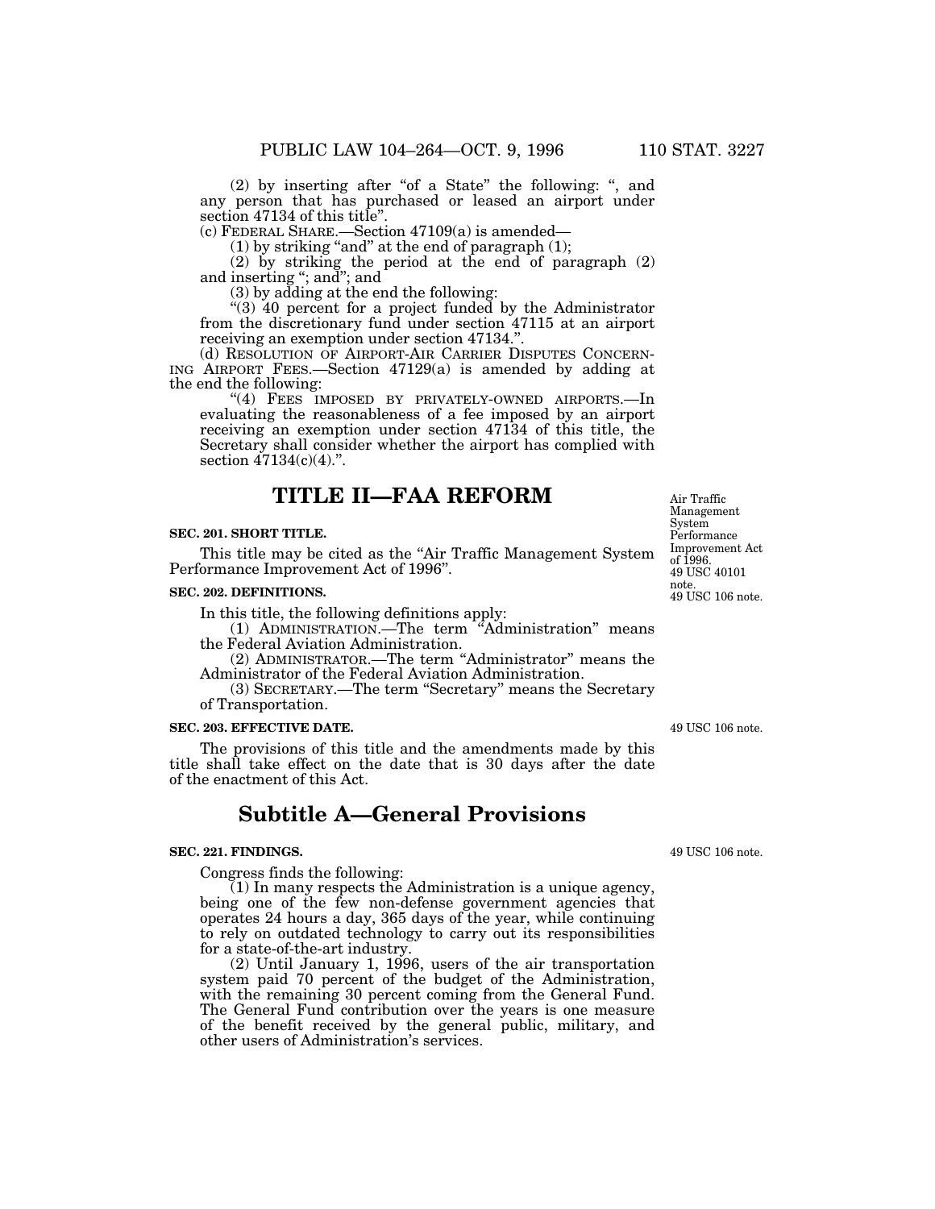(2) by inserting after "of a State" the following: ", and any person that has purchased or leased an airport under section 47134 of this title".

(c) FEDERAL SHARE.—Section 47109(a) is amended—

(1) by striking "and" at the end of paragraph (1);

(2) by striking the period at the end of paragraph (2) and inserting "; and"; and

(3) by adding at the end the following:

"(3) 40 percent for a project funded by the Administrator from the discretionary fund under section 47115 at an airport receiving an exemption under section 47134.".

(d) RESOLUTION OF AIRPORT-AIR CARRIER DISPUTES CONCERNING AIRPORT FEES.—Section 47129(a) is amended by adding at the end the following:

"(4) FEES IMPOSED BY PRIVATELY-OWNED AIRPORTS.—In evaluating the reasonableness of a fee imposed by an airport receiving an exemption under section 47134 of this title, the Secretary shall consider whether the airport has complied with section 47134(c)(4).".

# TITLE II—FAA REFORM

Air Traffic Management System Performance Improvement Act of 1996.
49 USC 40101 note.
49 USC 106 note.

**SEC. 201. SHORT TITLE.**

This title may be cited as the "Air Traffic Management System Performance Improvement Act of 1996".

**SEC. 202. DEFINITIONS.**

In this title, the following definitions apply:

(1) ADMINISTRATION.—The term "Administration" means the Federal Aviation Administration.

(2) ADMINISTRATOR.—The term "Administrator" means the Administrator of the Federal Aviation Administration.

(3) SECRETARY.—The term "Secretary" means the Secretary of Transportation.

49 USC 106 note.

**SEC. 203. EFFECTIVE DATE.**

The provisions of this title and the amendments made by this title shall take effect on the date that is 30 days after the date of the enactment of this Act.

## Subtitle A—General Provisions

49 USC 106 note.

**SEC. 221. FINDINGS.**

Congress finds the following:

(1) In many respects the Administration is a unique agency, being one of the few non-defense government agencies that operates 24 hours a day, 365 days of the year, while continuing to rely on outdated technology to carry out its responsibilities for a state-of-the-art industry.

(2) Until January 1, 1996, users of the air transportation system paid 70 percent of the budget of the Administration, with the remaining 30 percent coming from the General Fund. The General Fund contribution over the years is one measure of the benefit received by the general public, military, and other users of Administration's services.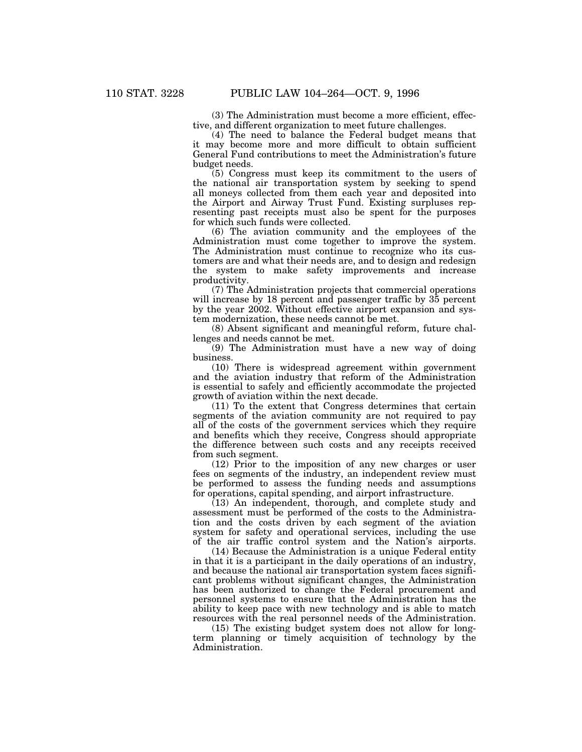(3) The Administration must become a more efficient, effective, and different organization to meet future challenges.

(4) The need to balance the Federal budget means that it may become more and more difficult to obtain sufficient General Fund contributions to meet the Administration's future budget needs.

(5) Congress must keep its commitment to the users of the national air transportation system by seeking to spend all moneys collected from them each year and deposited into the Airport and Airway Trust Fund. Existing surpluses representing past receipts must also be spent for the purposes for which such funds were collected.

(6) The aviation community and the employees of the Administration must come together to improve the system. The Administration must continue to recognize who its customers are and what their needs are, and to design and redesign the system to make safety improvements and increase productivity.

(7) The Administration projects that commercial operations will increase by 18 percent and passenger traffic by 35 percent by the year 2002. Without effective airport expansion and system modernization, these needs cannot be met.

(8) Absent significant and meaningful reform, future challenges and needs cannot be met.

(9) The Administration must have a new way of doing business.

(10) There is widespread agreement within government and the aviation industry that reform of the Administration is essential to safely and efficiently accommodate the projected growth of aviation within the next decade.

(11) To the extent that Congress determines that certain segments of the aviation community are not required to pay all of the costs of the government services which they require and benefits which they receive, Congress should appropriate the difference between such costs and any receipts received from such segment.

(12) Prior to the imposition of any new charges or user fees on segments of the industry, an independent review must be performed to assess the funding needs and assumptions for operations, capital spending, and airport infrastructure.

(13) An independent, thorough, and complete study and assessment must be performed of the costs to the Administration and the costs driven by each segment of the aviation system for safety and operational services, including the use of the air traffic control system and the Nation's airports.

(14) Because the Administration is a unique Federal entity in that it is a participant in the daily operations of an industry, and because the national air transportation system faces significant problems without significant changes, the Administration has been authorized to change the Federal procurement and personnel systems to ensure that the Administration has the ability to keep pace with new technology and is able to match resources with the real personnel needs of the Administration.

(15) The existing budget system does not allow for long-term planning or timely acquisition of technology by the Administration.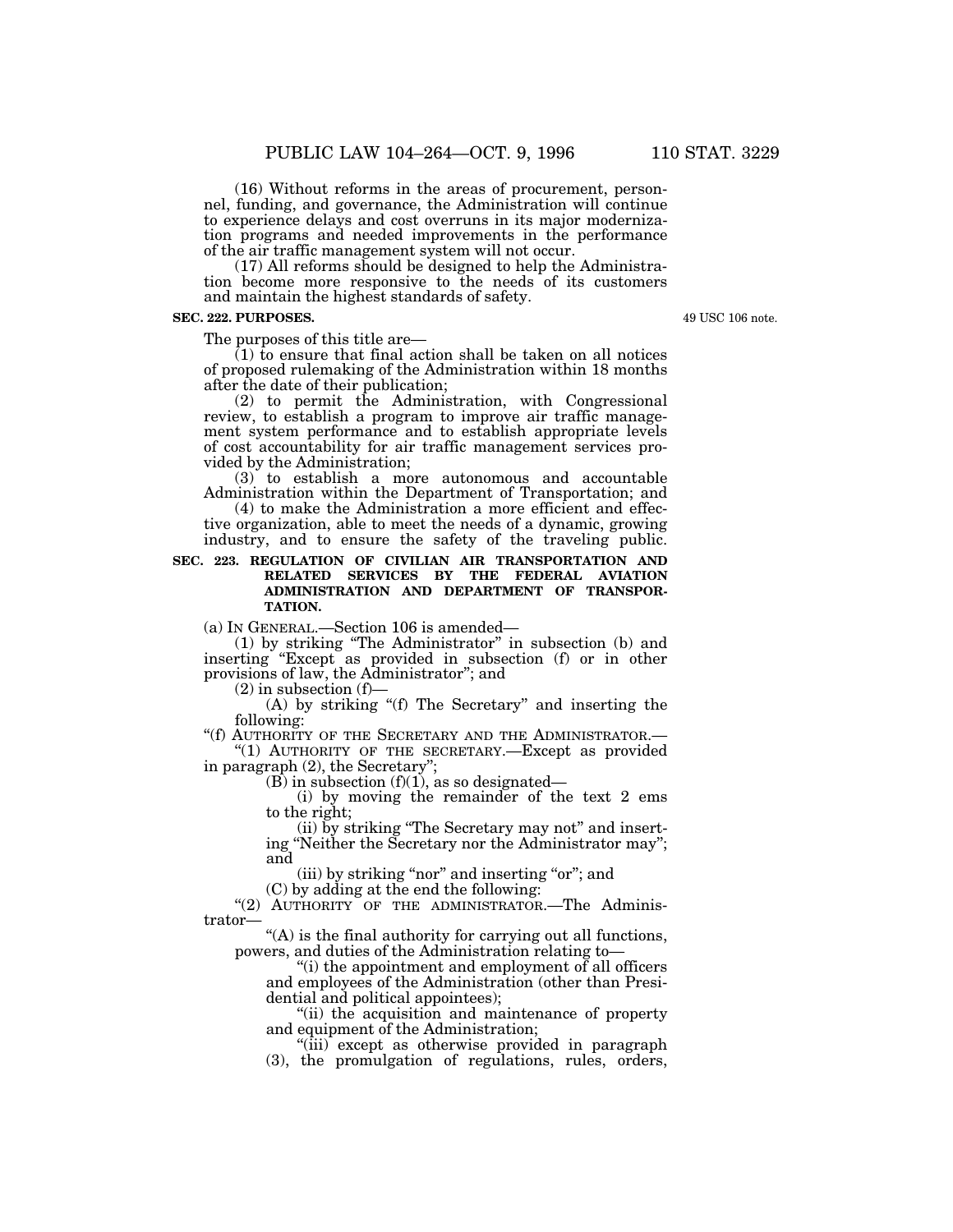(16) Without reforms in the areas of procurement, personnel, funding, and governance, the Administration will continue to experience delays and cost overruns in its major modernization programs and needed improvements in the performance of the air traffic management system will not occur.

(17) All reforms should be designed to help the Administration become more responsive to the needs of its customers and maintain the highest standards of safety.

**SEC. 222. PURPOSES.**

49 USC 106 note.

The purposes of this title are—

(1) to ensure that final action shall be taken on all notices of proposed rulemaking of the Administration within 18 months after the date of their publication;

(2) to permit the Administration, with Congressional review, to establish a program to improve air traffic management system performance and to establish appropriate levels of cost accountability for air traffic management services provided by the Administration;

(3) to establish a more autonomous and accountable Administration within the Department of Transportation; and

(4) to make the Administration a more efficient and effective organization, able to meet the needs of a dynamic, growing industry, and to ensure the safety of the traveling public.

**SEC. 223. REGULATION OF CIVILIAN AIR TRANSPORTATION AND RELATED SERVICES BY THE FEDERAL AVIATION ADMINISTRATION AND DEPARTMENT OF TRANSPORTATION.**

(a) IN GENERAL.—Section 106 is amended—

(1) by striking "The Administrator" in subsection (b) and inserting "Except as provided in subsection (f) or in other provisions of law, the Administrator"; and

(2) in subsection (f)—

(A) by striking "(f) The Secretary" and inserting the following:

"(f) AUTHORITY OF THE SECRETARY AND THE ADMINISTRATOR.—

"(1) AUTHORITY OF THE SECRETARY.—Except as provided in paragraph (2), the Secretary";

(B) in subsection (f)(1), as so designated—

(i) by moving the remainder of the text 2 ems to the right;

(ii) by striking "The Secretary may not" and inserting "Neither the Secretary nor the Administrator may"; and

(iii) by striking "nor" and inserting "or"; and

(C) by adding at the end the following:

"(2) AUTHORITY OF THE ADMINISTRATOR.—The Administrator—

"(A) is the final authority for carrying out all functions, powers, and duties of the Administration relating to—

"(i) the appointment and employment of all officers and employees of the Administration (other than Presidential and political appointees);

"(ii) the acquisition and maintenance of property and equipment of the Administration;

"(iii) except as otherwise provided in paragraph (3), the promulgation of regulations, rules, orders,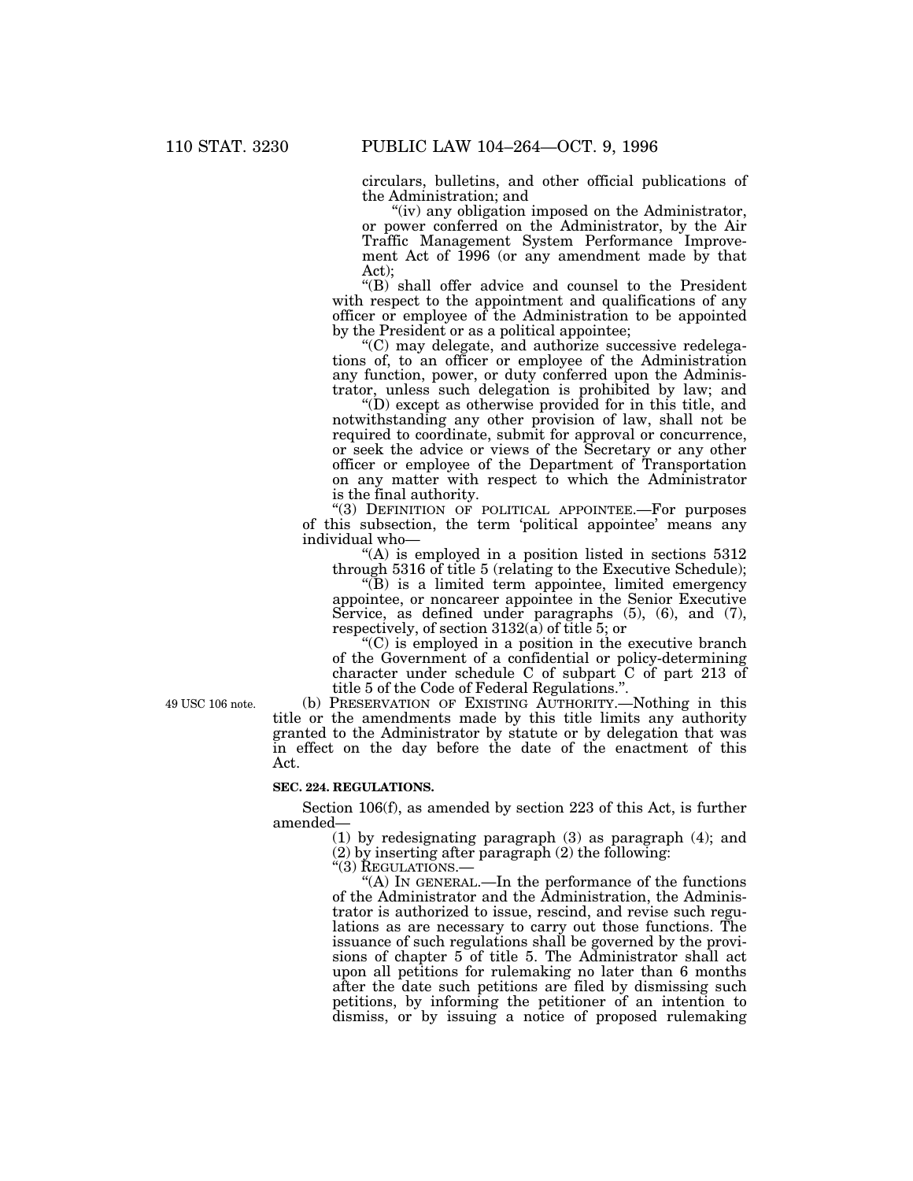circulars, bulletins, and other official publications of the Administration; and

"(iv) any obligation imposed on the Administrator, or power conferred on the Administrator, by the Air Traffic Management System Performance Improvement Act of 1996 (or any amendment made by that Act);

"(B) shall offer advice and counsel to the President with respect to the appointment and qualifications of any officer or employee of the Administration to be appointed by the President or as a political appointee;

"(C) may delegate, and authorize successive redelegations of, to an officer or employee of the Administration any function, power, or duty conferred upon the Administrator, unless such delegation is prohibited by law; and

"(D) except as otherwise provided for in this title, and notwithstanding any other provision of law, shall not be required to coordinate, submit for approval or concurrence, or seek the advice or views of the Secretary or any other officer or employee of the Department of Transportation on any matter with respect to which the Administrator is the final authority.

"(3) DEFINITION OF POLITICAL APPOINTEE.—For purposes of this subsection, the term 'political appointee' means any individual who—

"(A) is employed in a position listed in sections 5312 through 5316 of title 5 (relating to the Executive Schedule);

"(B) is a limited term appointee, limited emergency appointee, or noncareer appointee in the Senior Executive Service, as defined under paragraphs (5), (6), and (7), respectively, of section 3132(a) of title 5; or

"(C) is employed in a position in the executive branch of the Government of a confidential or policy-determining character under schedule C of subpart C of part 213 of title 5 of the Code of Federal Regulations.".

49 USC 106 note.

(b) PRESERVATION OF EXISTING AUTHORITY.—Nothing in this title or the amendments made by this title limits any authority granted to the Administrator by statute or by delegation that was in effect on the day before the date of the enactment of this Act.

**SEC. 224. REGULATIONS.**

Section 106(f), as amended by section 223 of this Act, is further amended—

(1) by redesignating paragraph (3) as paragraph (4); and

(2) by inserting after paragraph (2) the following:

"(3) REGULATIONS.—

"(A) IN GENERAL.—In the performance of the functions of the Administrator and the Administration, the Administrator is authorized to issue, rescind, and revise such regulations as are necessary to carry out those functions. The issuance of such regulations shall be governed by the provisions of chapter 5 of title 5. The Administrator shall act upon all petitions for rulemaking no later than 6 months after the date such petitions are filed by dismissing such petitions, by informing the petitioner of an intention to dismiss, or by issuing a notice of proposed rulemaking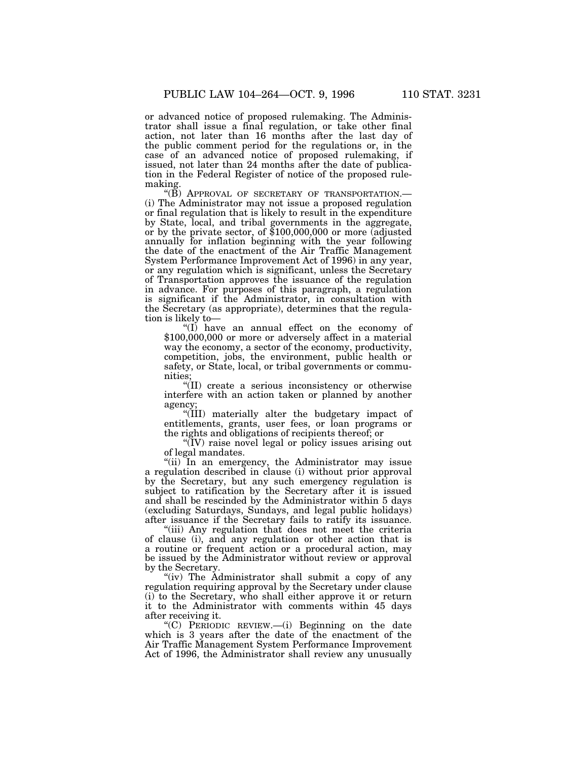or advanced notice of proposed rulemaking. The Administrator shall issue a final regulation, or take other final action, not later than 16 months after the last day of the public comment period for the regulations or, in the case of an advanced notice of proposed rulemaking, if issued, not later than 24 months after the date of publication in the Federal Register of notice of the proposed rulemaking.

"(B) APPROVAL OF SECRETARY OF TRANSPORTATION.—(i) The Administrator may not issue a proposed regulation or final regulation that is likely to result in the expenditure by State, local, and tribal governments in the aggregate, or by the private sector, of $100,000,000 or more (adjusted annually for inflation beginning with the year following the date of the enactment of the Air Traffic Management System Performance Improvement Act of 1996) in any year, or any regulation which is significant, unless the Secretary of Transportation approves the issuance of the regulation in advance. For purposes of this paragraph, a regulation is significant if the Administrator, in consultation with the Secretary (as appropriate), determines that the regulation is likely to—

"(I) have an annual effect on the economy of $100,000,000 or more or adversely affect in a material way the economy, a sector of the economy, productivity, competition, jobs, the environment, public health or safety, or State, local, or tribal governments or communities;

"(II) create a serious inconsistency or otherwise interfere with an action taken or planned by another agency;

"(III) materially alter the budgetary impact of entitlements, grants, user fees, or loan programs or the rights and obligations of recipients thereof; or

"(IV) raise novel legal or policy issues arising out of legal mandates.

"(ii) In an emergency, the Administrator may issue a regulation described in clause (i) without prior approval by the Secretary, but any such emergency regulation is subject to ratification by the Secretary after it is issued and shall be rescinded by the Administrator within 5 days (excluding Saturdays, Sundays, and legal public holidays) after issuance if the Secretary fails to ratify its issuance.

"(iii) Any regulation that does not meet the criteria of clause (i), and any regulation or other action that is a routine or frequent action or a procedural action, may be issued by the Administrator without review or approval by the Secretary.

"(iv) The Administrator shall submit a copy of any regulation requiring approval by the Secretary under clause (i) to the Secretary, who shall either approve it or return it to the Administrator with comments within 45 days after receiving it.

"(C) PERIODIC REVIEW.—(i) Beginning on the date which is 3 years after the date of the enactment of the Air Traffic Management System Performance Improvement Act of 1996, the Administrator shall review any unusually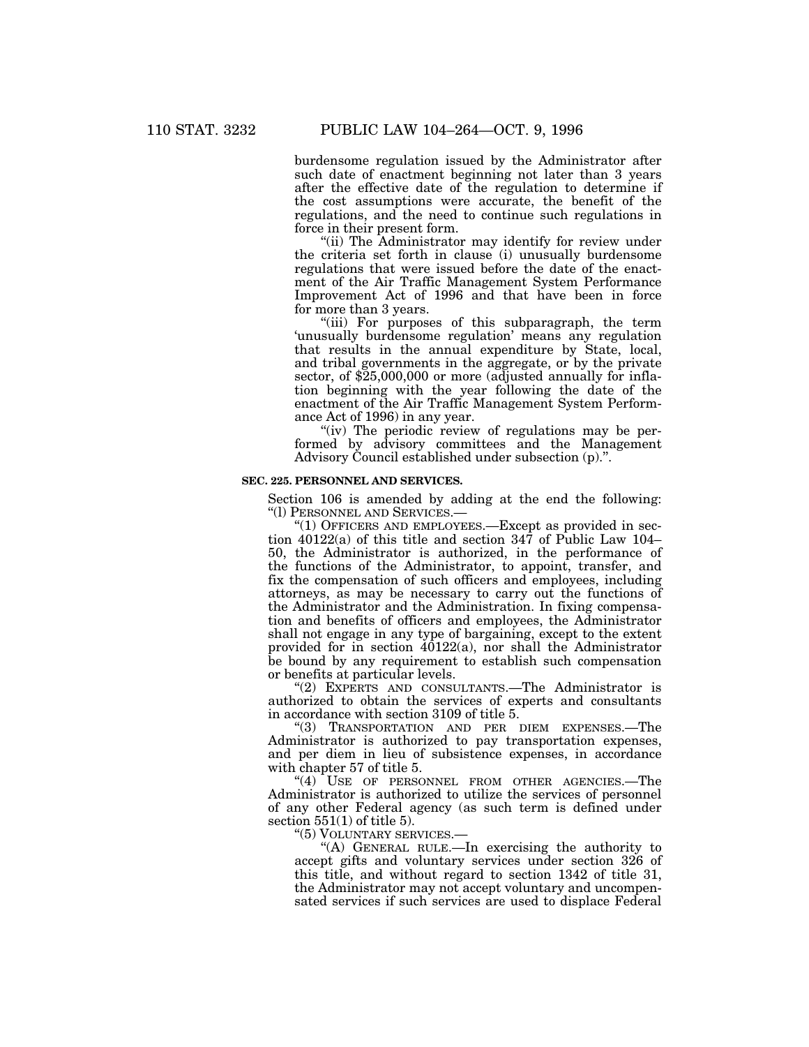burdensome regulation issued by the Administrator after such date of enactment beginning not later than 3 years after the effective date of the regulation to determine if the cost assumptions were accurate, the benefit of the regulations, and the need to continue such regulations in force in their present form.

"(ii) The Administrator may identify for review under the criteria set forth in clause (i) unusually burdensome regulations that were issued before the date of the enactment of the Air Traffic Management System Performance Improvement Act of 1996 and that have been in force for more than 3 years.

"(iii) For purposes of this subparagraph, the term 'unusually burdensome regulation' means any regulation that results in the annual expenditure by State, local, and tribal governments in the aggregate, or by the private sector, of $25,000,000 or more (adjusted annually for inflation beginning with the year following the date of the enactment of the Air Traffic Management System Performance Act of 1996) in any year.

"(iv) The periodic review of regulations may be performed by advisory committees and the Management Advisory Council established under subsection (p).".

**SEC. 225. PERSONNEL AND SERVICES.**

Section 106 is amended by adding at the end the following:

"(l) PERSONNEL AND SERVICES.—

"(1) OFFICERS AND EMPLOYEES.—Except as provided in section 40122(a) of this title and section 347 of Public Law 104–50, the Administrator is authorized, in the performance of the functions of the Administrator, to appoint, transfer, and fix the compensation of such officers and employees, including attorneys, as may be necessary to carry out the functions of the Administrator and the Administration. In fixing compensation and benefits of officers and employees, the Administrator shall not engage in any type of bargaining, except to the extent provided for in section 40122(a), nor shall the Administrator be bound by any requirement to establish such compensation or benefits at particular levels.

"(2) EXPERTS AND CONSULTANTS.—The Administrator is authorized to obtain the services of experts and consultants in accordance with section 3109 of title 5.

"(3) TRANSPORTATION AND PER DIEM EXPENSES.—The Administrator is authorized to pay transportation expenses, and per diem in lieu of subsistence expenses, in accordance with chapter 57 of title 5.

"(4) USE OF PERSONNEL FROM OTHER AGENCIES.—The Administrator is authorized to utilize the services of personnel of any other Federal agency (as such term is defined under section 551(1) of title 5).

"(5) VOLUNTARY SERVICES.—

"(A) GENERAL RULE.—In exercising the authority to accept gifts and voluntary services under section 326 of this title, and without regard to section 1342 of title 31, the Administrator may not accept voluntary and uncompensated services if such services are used to displace Federal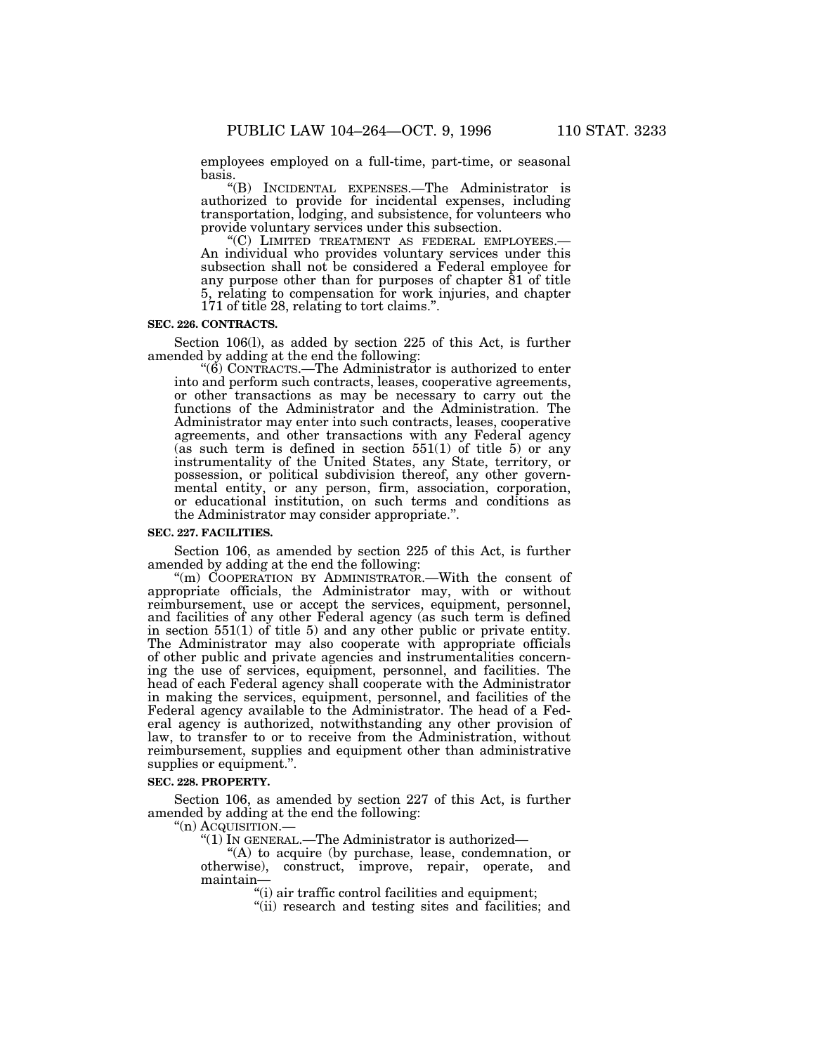employees employed on a full-time, part-time, or seasonal basis.

"(B) INCIDENTAL EXPENSES.—The Administrator is authorized to provide for incidental expenses, including transportation, lodging, and subsistence, for volunteers who provide voluntary services under this subsection.

"(C) LIMITED TREATMENT AS FEDERAL EMPLOYEES.—An individual who provides voluntary services under this subsection shall not be considered a Federal employee for any purpose other than for purposes of chapter 81 of title 5, relating to compensation for work injuries, and chapter 171 of title 28, relating to tort claims.".

**SEC. 226. CONTRACTS.**

Section 106(l), as added by section 225 of this Act, is further amended by adding at the end the following:

"(6) CONTRACTS.—The Administrator is authorized to enter into and perform such contracts, leases, cooperative agreements, or other transactions as may be necessary to carry out the functions of the Administrator and the Administration. The Administrator may enter into such contracts, leases, cooperative agreements, and other transactions with any Federal agency (as such term is defined in section 551(1) of title 5) or any instrumentality of the United States, any State, territory, or possession, or political subdivision thereof, any other governmental entity, or any person, firm, association, corporation, or educational institution, on such terms and conditions as the Administrator may consider appropriate.".

**SEC. 227. FACILITIES.**

Section 106, as amended by section 225 of this Act, is further amended by adding at the end the following:

"(m) COOPERATION BY ADMINISTRATOR.—With the consent of appropriate officials, the Administrator may, with or without reimbursement, use or accept the services, equipment, personnel, and facilities of any other Federal agency (as such term is defined in section 551(1) of title 5) and any other public or private entity. The Administrator may also cooperate with appropriate officials of other public and private agencies and instrumentalities concerning the use of services, equipment, personnel, and facilities. The head of each Federal agency shall cooperate with the Administrator in making the services, equipment, personnel, and facilities of the Federal agency available to the Administrator. The head of a Federal agency is authorized, notwithstanding any other provision of law, to transfer to or to receive from the Administration, without reimbursement, supplies and equipment other than administrative supplies or equipment.".

**SEC. 228. PROPERTY.**

Section 106, as amended by section 227 of this Act, is further amended by adding at the end the following:

"(n) ACQUISITION.—

"(1) IN GENERAL.—The Administrator is authorized—

"(A) to acquire (by purchase, lease, condemnation, or otherwise), construct, improve, repair, operate, and maintain—

"(i) air traffic control facilities and equipment;

"(ii) research and testing sites and facilities; and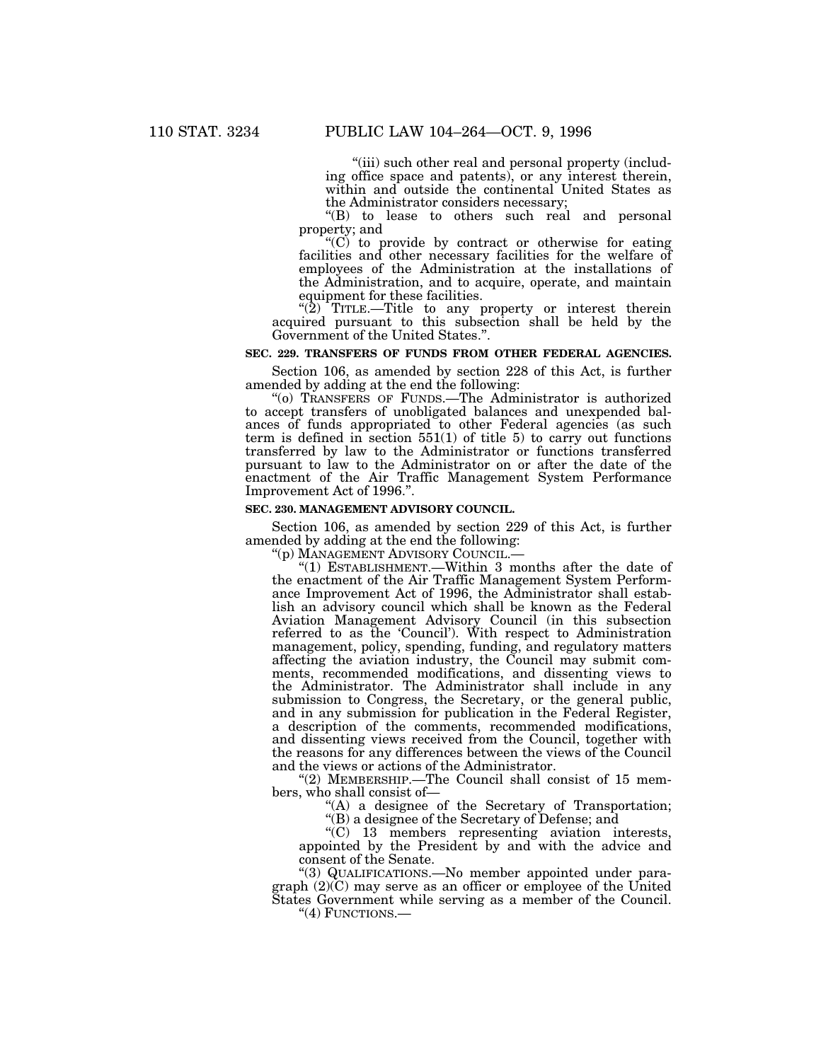"(iii) such other real and personal property (including office space and patents), or any interest therein, within and outside the continental United States as the Administrator considers necessary;

"(B) to lease to others such real and personal property; and

"(C) to provide by contract or otherwise for eating facilities and other necessary facilities for the welfare of employees of the Administration at the installations of the Administration, and to acquire, operate, and maintain equipment for these facilities.

"(2) TITLE.—Title to any property or interest therein acquired pursuant to this subsection shall be held by the Government of the United States.".

**SEC. 229. TRANSFERS OF FUNDS FROM OTHER FEDERAL AGENCIES.**

Section 106, as amended by section 228 of this Act, is further amended by adding at the end the following:

"(o) TRANSFERS OF FUNDS.—The Administrator is authorized to accept transfers of unobligated balances and unexpended balances of funds appropriated to other Federal agencies (as such term is defined in section 551(1) of title 5) to carry out functions transferred by law to the Administrator or functions transferred pursuant to law to the Administrator on or after the date of the enactment of the Air Traffic Management System Performance Improvement Act of 1996.".

**SEC. 230. MANAGEMENT ADVISORY COUNCIL.**

Section 106, as amended by section 229 of this Act, is further amended by adding at the end the following:

"(p) MANAGEMENT ADVISORY COUNCIL.—

"(1) ESTABLISHMENT.—Within 3 months after the date of the enactment of the Air Traffic Management System Performance Improvement Act of 1996, the Administrator shall establish an advisory council which shall be known as the Federal Aviation Management Advisory Council (in this subsection referred to as the 'Council'). With respect to Administration management, policy, spending, funding, and regulatory matters affecting the aviation industry, the Council may submit comments, recommended modifications, and dissenting views to the Administrator. The Administrator shall include in any submission to Congress, the Secretary, or the general public, and in any submission for publication in the Federal Register, a description of the comments, recommended modifications, and dissenting views received from the Council, together with the reasons for any differences between the views of the Council and the views or actions of the Administrator.

"(2) MEMBERSHIP.—The Council shall consist of 15 members, who shall consist of—

"(A) a designee of the Secretary of Transportation;

"(B) a designee of the Secretary of Defense; and

"(C) 13 members representing aviation interests, appointed by the President by and with the advice and consent of the Senate.

"(3) QUALIFICATIONS.—No member appointed under paragraph (2)(C) may serve as an officer or employee of the United States Government while serving as a member of the Council.

"(4) FUNCTIONS.—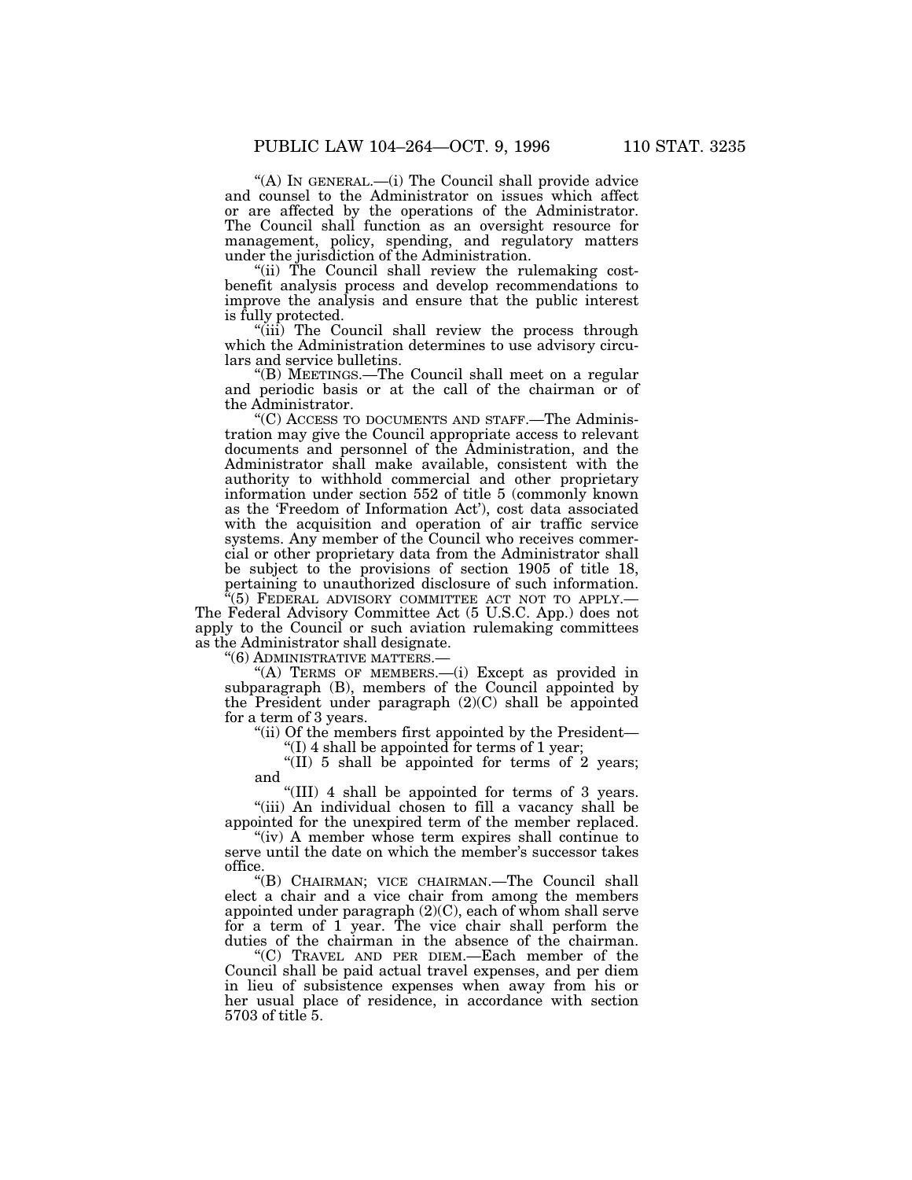"(A) IN GENERAL.—(i) The Council shall provide advice and counsel to the Administrator on issues which affect or are affected by the operations of the Administrator. The Council shall function as an oversight resource for management, policy, spending, and regulatory matters under the jurisdiction of the Administration.

"(ii) The Council shall review the rulemaking cost-benefit analysis process and develop recommendations to improve the analysis and ensure that the public interest is fully protected.

"(iii) The Council shall review the process through which the Administration determines to use advisory circulars and service bulletins.

"(B) MEETINGS.—The Council shall meet on a regular and periodic basis or at the call of the chairman or of the Administrator.

"(C) ACCESS TO DOCUMENTS AND STAFF.—The Administration may give the Council appropriate access to relevant documents and personnel of the Administration, and the Administrator shall make available, consistent with the authority to withhold commercial and other proprietary information under section 552 of title 5 (commonly known as the 'Freedom of Information Act'), cost data associated with the acquisition and operation of air traffic service systems. Any member of the Council who receives commercial or other proprietary data from the Administrator shall be subject to the provisions of section 1905 of title 18, pertaining to unauthorized disclosure of such information.

"(5) FEDERAL ADVISORY COMMITTEE ACT NOT TO APPLY.—The Federal Advisory Committee Act (5 U.S.C. App.) does not apply to the Council or such aviation rulemaking committees as the Administrator shall designate.

"(6) ADMINISTRATIVE MATTERS.—

"(A) TERMS OF MEMBERS.—(i) Except as provided in subparagraph (B), members of the Council appointed by the President under paragraph (2)(C) shall be appointed for a term of 3 years.

"(ii) Of the members first appointed by the President—

"(I) 4 shall be appointed for terms of 1 year;

"(II) 5 shall be appointed for terms of 2 years; and

"(III) 4 shall be appointed for terms of 3 years.

"(iii) An individual chosen to fill a vacancy shall be appointed for the unexpired term of the member replaced.

"(iv) A member whose term expires shall continue to serve until the date on which the member's successor takes office.

"(B) CHAIRMAN; VICE CHAIRMAN.—The Council shall elect a chair and a vice chair from among the members appointed under paragraph (2)(C), each of whom shall serve for a term of 1 year. The vice chair shall perform the duties of the chairman in the absence of the chairman.

"(C) TRAVEL AND PER DIEM.—Each member of the Council shall be paid actual travel expenses, and per diem in lieu of subsistence expenses when away from his or her usual place of residence, in accordance with section 5703 of title 5.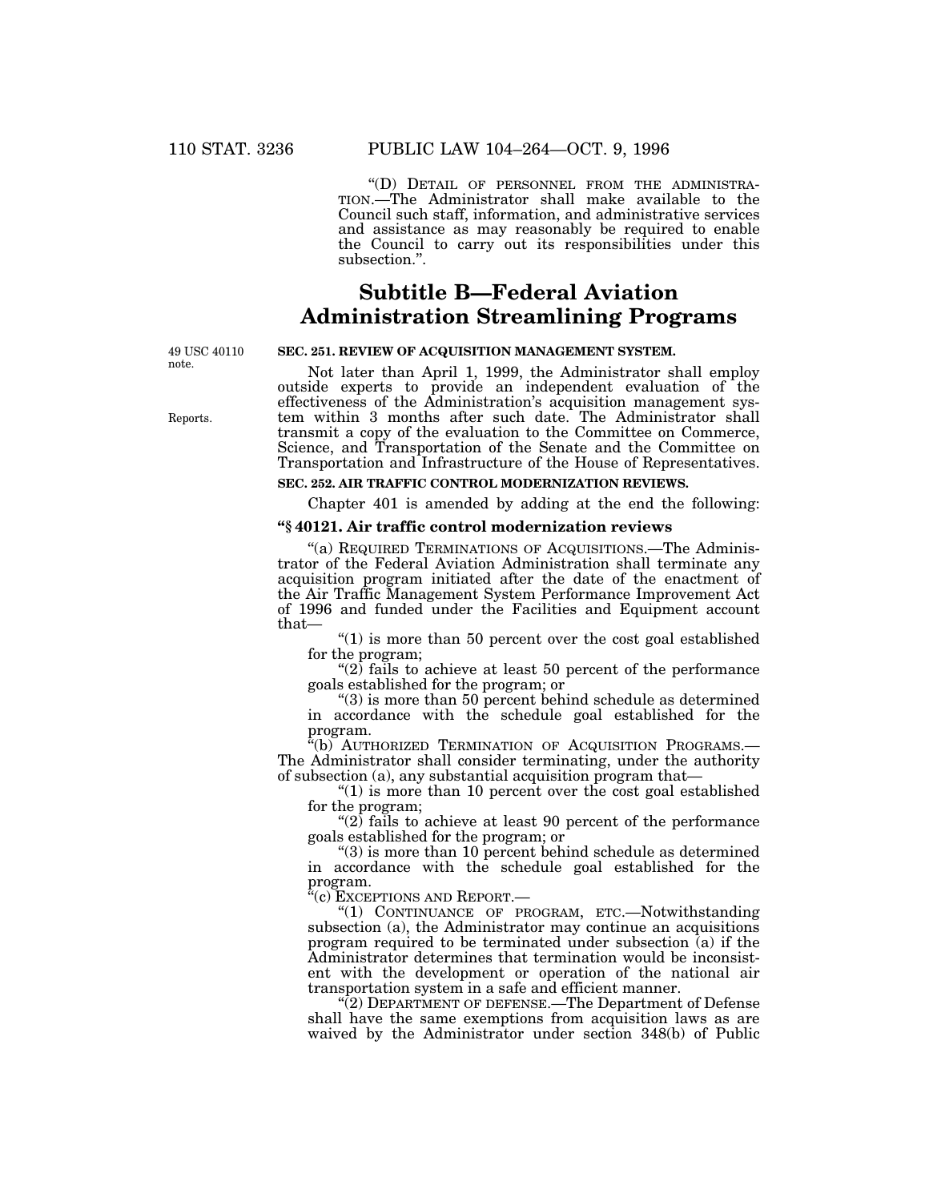“(D) DETAIL OF PERSONNEL FROM THE ADMINISTRATION.—The Administrator shall make available to the Council such staff, information, and administrative services and assistance as may reasonably be required to enable the Council to carry out its responsibilities under this subsection.”.

## Subtitle B—Federal Aviation Administration Streamlining Programs

49 USC 40110 note.

**SEC. 251. REVIEW OF ACQUISITION MANAGEMENT SYSTEM.**

Reports.

Not later than April 1, 1999, the Administrator shall employ outside experts to provide an independent evaluation of the effectiveness of the Administration’s acquisition management system within 3 months after such date. The Administrator shall transmit a copy of the evaluation to the Committee on Commerce, Science, and Transportation of the Senate and the Committee on Transportation and Infrastructure of the House of Representatives.

**SEC. 252. AIR TRAFFIC CONTROL MODERNIZATION REVIEWS.**

Chapter 401 is amended by adding at the end the following:

**“§ 40121. Air traffic control modernization reviews**

“(a) REQUIRED TERMINATIONS OF ACQUISITIONS.—The Administrator of the Federal Aviation Administration shall terminate any acquisition program initiated after the date of the enactment of the Air Traffic Management System Performance Improvement Act of 1996 and funded under the Facilities and Equipment account that—

“(1) is more than 50 percent over the cost goal established for the program;

“(2) fails to achieve at least 50 percent of the performance goals established for the program; or

“(3) is more than 50 percent behind schedule as determined in accordance with the schedule goal established for the program.

“(b) AUTHORIZED TERMINATION OF ACQUISITION PROGRAMS.—The Administrator shall consider terminating, under the authority of subsection (a), any substantial acquisition program that—

“(1) is more than 10 percent over the cost goal established for the program;

“(2) fails to achieve at least 90 percent of the performance goals established for the program; or

“(3) is more than 10 percent behind schedule as determined in accordance with the schedule goal established for the program.

“(c) EXCEPTIONS AND REPORT.—

“(1) CONTINUANCE OF PROGRAM, ETC.—Notwithstanding subsection (a), the Administrator may continue an acquisitions program required to be terminated under subsection (a) if the Administrator determines that termination would be inconsistent with the development or operation of the national air transportation system in a safe and efficient manner.

“(2) DEPARTMENT OF DEFENSE.—The Department of Defense shall have the same exemptions from acquisition laws as are waived by the Administrator under section 348(b) of Public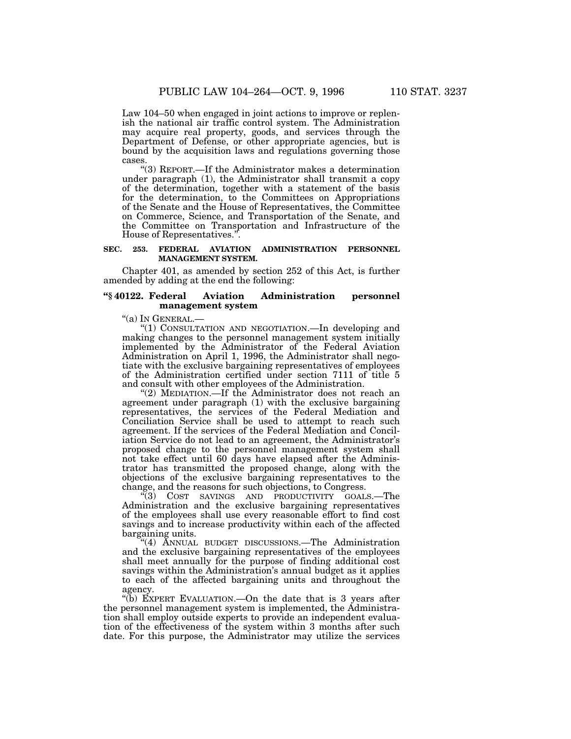Law 104–50 when engaged in joint actions to improve or replenish the national air traffic control system. The Administration may acquire real property, goods, and services through the Department of Defense, or other appropriate agencies, but is bound by the acquisition laws and regulations governing those cases.

"(3) REPORT.—If the Administrator makes a determination under paragraph (1), the Administrator shall transmit a copy of the determination, together with a statement of the basis for the determination, to the Committees on Appropriations of the Senate and the House of Representatives, the Committee on Commerce, Science, and Transportation of the Senate, and the Committee on Transportation and Infrastructure of the House of Representatives.".

**SEC. 253. FEDERAL AVIATION ADMINISTRATION PERSONNEL MANAGEMENT SYSTEM.**

Chapter 401, as amended by section 252 of this Act, is further amended by adding at the end the following:

**"§ 40122. Federal Aviation Administration personnel management system**

"(a) IN GENERAL.—

"(1) CONSULTATION AND NEGOTIATION.—In developing and making changes to the personnel management system initially implemented by the Administrator of the Federal Aviation Administration on April 1, 1996, the Administrator shall negotiate with the exclusive bargaining representatives of employees of the Administration certified under section 7111 of title 5 and consult with other employees of the Administration.

"(2) MEDIATION.—If the Administrator does not reach an agreement under paragraph (1) with the exclusive bargaining representatives, the services of the Federal Mediation and Conciliation Service shall be used to attempt to reach such agreement. If the services of the Federal Mediation and Conciliation Service do not lead to an agreement, the Administrator's proposed change to the personnel management system shall not take effect until 60 days have elapsed after the Administrator has transmitted the proposed change, along with the objections of the exclusive bargaining representatives to the change, and the reasons for such objections, to Congress.

"(3) COST SAVINGS AND PRODUCTIVITY GOALS.—The Administration and the exclusive bargaining representatives of the employees shall use every reasonable effort to find cost savings and to increase productivity within each of the affected bargaining units.

"(4) ANNUAL BUDGET DISCUSSIONS.—The Administration and the exclusive bargaining representatives of the employees shall meet annually for the purpose of finding additional cost savings within the Administration's annual budget as it applies to each of the affected bargaining units and throughout the agency.

"(b) EXPERT EVALUATION.—On the date that is 3 years after the personnel management system is implemented, the Administration shall employ outside experts to provide an independent evaluation of the effectiveness of the system within 3 months after such date. For this purpose, the Administrator may utilize the services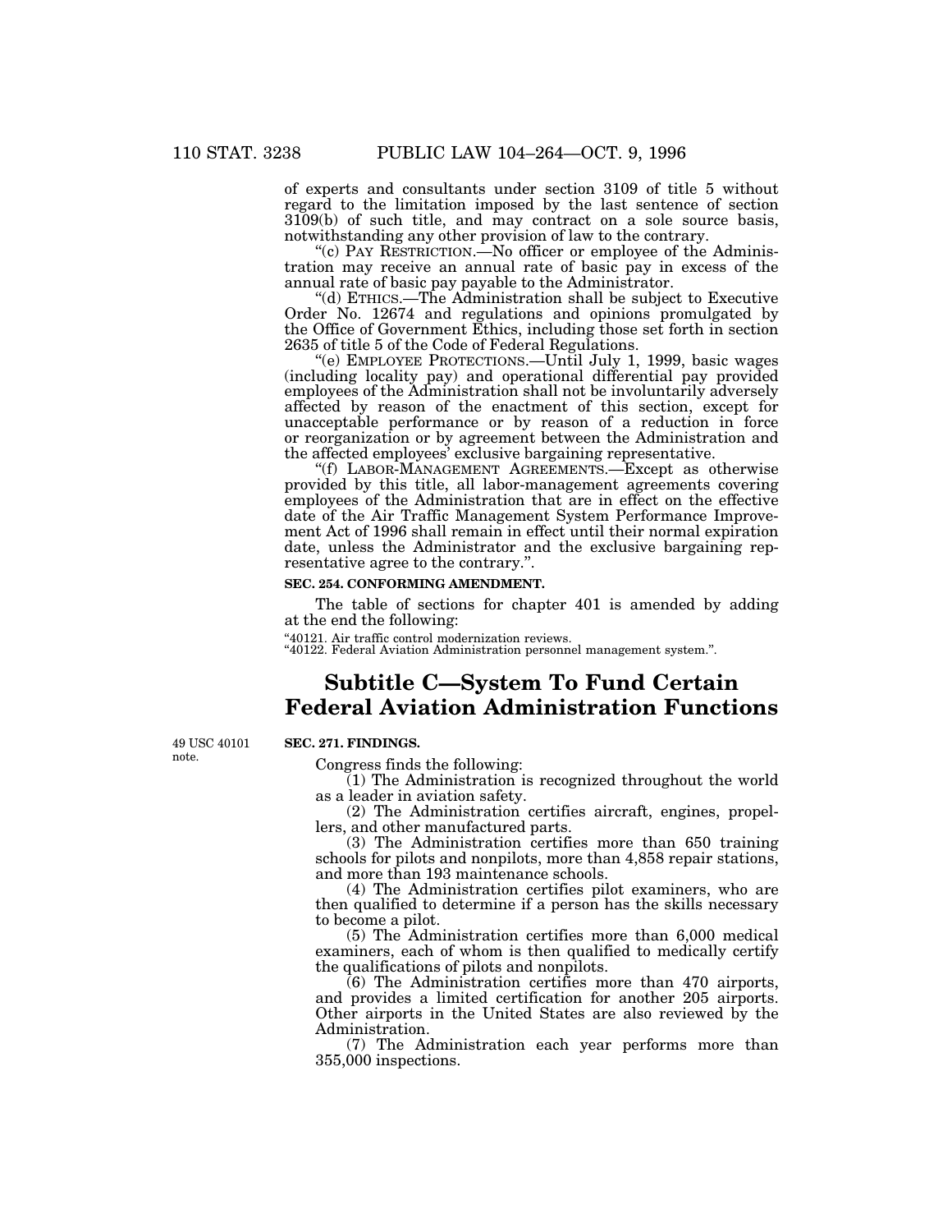of experts and consultants under section 3109 of title 5 without regard to the limitation imposed by the last sentence of section 3109(b) of such title, and may contract on a sole source basis, notwithstanding any other provision of law to the contrary.

"(c) PAY RESTRICTION.—No officer or employee of the Administration may receive an annual rate of basic pay in excess of the annual rate of basic pay payable to the Administrator.

"(d) ETHICS.—The Administration shall be subject to Executive Order No. 12674 and regulations and opinions promulgated by the Office of Government Ethics, including those set forth in section 2635 of title 5 of the Code of Federal Regulations.

"(e) EMPLOYEE PROTECTIONS.—Until July 1, 1999, basic wages (including locality pay) and operational differential pay provided employees of the Administration shall not be involuntarily adversely affected by reason of the enactment of this section, except for unacceptable performance or by reason of a reduction in force or reorganization or by agreement between the Administration and the affected employees' exclusive bargaining representative.

"(f) LABOR-MANAGEMENT AGREEMENTS.—Except as otherwise provided by this title, all labor-management agreements covering employees of the Administration that are in effect on the effective date of the Air Traffic Management System Performance Improvement Act of 1996 shall remain in effect until their normal expiration date, unless the Administrator and the exclusive bargaining representative agree to the contrary.".

**SEC. 254. CONFORMING AMENDMENT.**

The table of sections for chapter 401 is amended by adding at the end the following:

"40121. Air traffic control modernization reviews.
"40122. Federal Aviation Administration personnel management system.".

# Subtitle C—System To Fund Certain Federal Aviation Administration Functions

49 USC 40101 note.

**SEC. 271. FINDINGS.**

Congress finds the following:

(1) The Administration is recognized throughout the world as a leader in aviation safety.

(2) The Administration certifies aircraft, engines, propellers, and other manufactured parts.

(3) The Administration certifies more than 650 training schools for pilots and nonpilots, more than 4,858 repair stations, and more than 193 maintenance schools.

(4) The Administration certifies pilot examiners, who are then qualified to determine if a person has the skills necessary to become a pilot.

(5) The Administration certifies more than 6,000 medical examiners, each of whom is then qualified to medically certify the qualifications of pilots and nonpilots.

(6) The Administration certifies more than 470 airports, and provides a limited certification for another 205 airports. Other airports in the United States are also reviewed by the Administration.

(7) The Administration each year performs more than 355,000 inspections.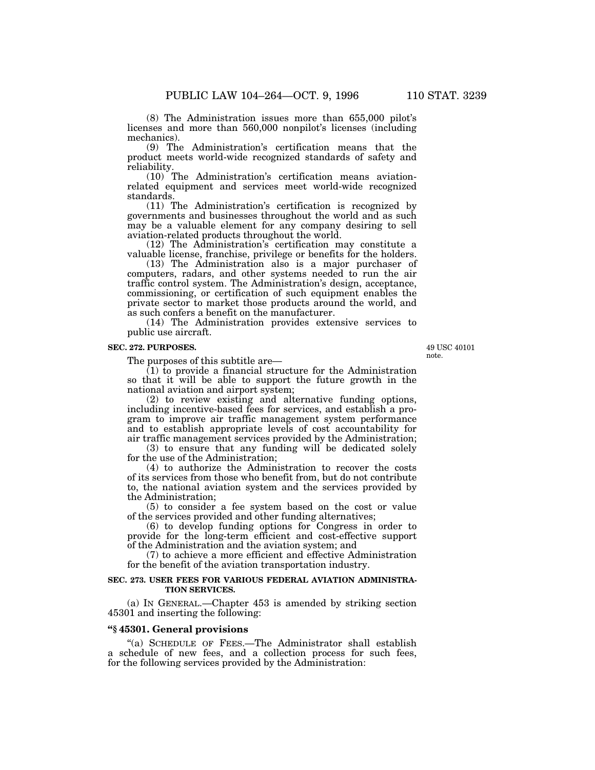(8) The Administration issues more than 655,000 pilot's licenses and more than 560,000 nonpilot's licenses (including mechanics).

(9) The Administration's certification means that the product meets world-wide recognized standards of safety and reliability.

(10) The Administration's certification means aviation-related equipment and services meet world-wide recognized standards.

(11) The Administration's certification is recognized by governments and businesses throughout the world and as such may be a valuable element for any company desiring to sell aviation-related products throughout the world.

(12) The Administration's certification may constitute a valuable license, franchise, privilege or benefits for the holders.

(13) The Administration also is a major purchaser of computers, radars, and other systems needed to run the air traffic control system. The Administration's design, acceptance, commissioning, or certification of such equipment enables the private sector to market those products around the world, and as such confers a benefit on the manufacturer.

(14) The Administration provides extensive services to public use aircraft.

**SEC. 272. PURPOSES.**

49 USC 40101 note.

The purposes of this subtitle are—

(1) to provide a financial structure for the Administration so that it will be able to support the future growth in the national aviation and airport system;

(2) to review existing and alternative funding options, including incentive-based fees for services, and establish a program to improve air traffic management system performance and to establish appropriate levels of cost accountability for air traffic management services provided by the Administration;

(3) to ensure that any funding will be dedicated solely for the use of the Administration;

(4) to authorize the Administration to recover the costs of its services from those who benefit from, but do not contribute to, the national aviation system and the services provided by the Administration;

(5) to consider a fee system based on the cost or value of the services provided and other funding alternatives;

(6) to develop funding options for Congress in order to provide for the long-term efficient and cost-effective support of the Administration and the aviation system; and

(7) to achieve a more efficient and effective Administration for the benefit of the aviation transportation industry.

**SEC. 273. USER FEES FOR VARIOUS FEDERAL AVIATION ADMINISTRATION SERVICES.**

(a) IN GENERAL.—Chapter 453 is amended by striking section 45301 and inserting the following:

**"§ 45301. General provisions**

"(a) SCHEDULE OF FEES.—The Administrator shall establish a schedule of new fees, and a collection process for such fees, for the following services provided by the Administration: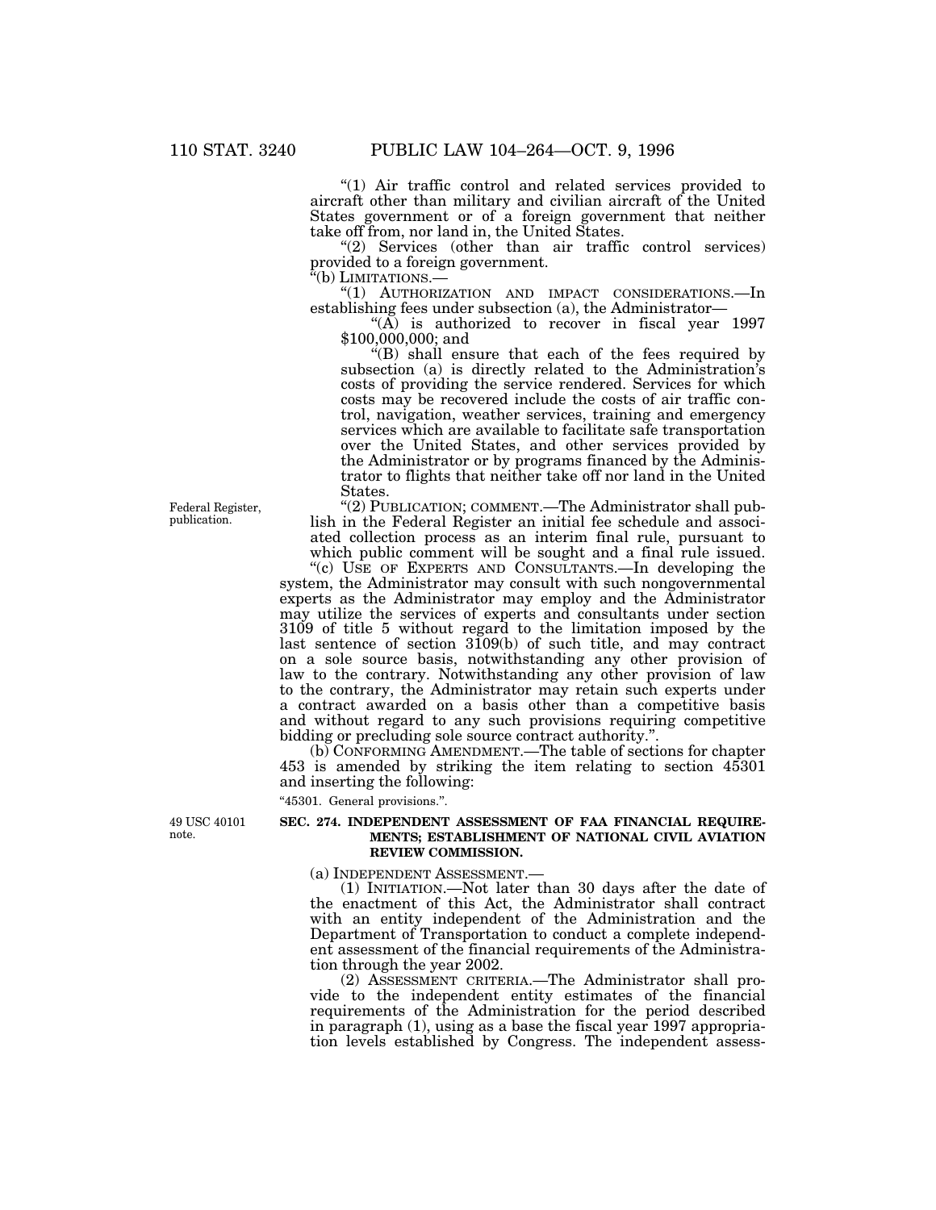"(1) Air traffic control and related services provided to aircraft other than military and civilian aircraft of the United States government or of a foreign government that neither take off from, nor land in, the United States.

"(2) Services (other than air traffic control services) provided to a foreign government.

"(b) LIMITATIONS.—

"(1) AUTHORIZATION AND IMPACT CONSIDERATIONS.—In establishing fees under subsection (a), the Administrator—

"(A) is authorized to recover in fiscal year 1997 $100,000,000; and

"(B) shall ensure that each of the fees required by subsection (a) is directly related to the Administration's costs of providing the service rendered. Services for which costs may be recovered include the costs of air traffic control, navigation, weather services, training and emergency services which are available to facilitate safe transportation over the United States, and other services provided by the Administrator or by programs financed by the Administrator to flights that neither take off nor land in the United States.

Federal Register, publication.

"(2) PUBLICATION; COMMENT.—The Administrator shall publish in the Federal Register an initial fee schedule and associated collection process as an interim final rule, pursuant to which public comment will be sought and a final rule issued.

"(c) USE OF EXPERTS AND CONSULTANTS.—In developing the system, the Administrator may consult with such nongovernmental experts as the Administrator may employ and the Administrator may utilize the services of experts and consultants under section 3109 of title 5 without regard to the limitation imposed by the last sentence of section 3109(b) of such title, and may contract on a sole source basis, notwithstanding any other provision of law to the contrary. Notwithstanding any other provision of law to the contrary, the Administrator may retain such experts under a contract awarded on a basis other than a competitive basis and without regard to any such provisions requiring competitive bidding or precluding sole source contract authority.".

(b) CONFORMING AMENDMENT.—The table of sections for chapter 453 is amended by striking the item relating to section 45301 and inserting the following:

"45301. General provisions.".

49 USC 40101 note.

**SEC. 274. INDEPENDENT ASSESSMENT OF FAA FINANCIAL REQUIREMENTS; ESTABLISHMENT OF NATIONAL CIVIL AVIATION REVIEW COMMISSION.**

(a) INDEPENDENT ASSESSMENT.—

(1) INITIATION.—Not later than 30 days after the date of the enactment of this Act, the Administrator shall contract with an entity independent of the Administration and the Department of Transportation to conduct a complete independent assessment of the financial requirements of the Administration through the year 2002.

(2) ASSESSMENT CRITERIA.—The Administrator shall provide to the independent entity estimates of the financial requirements of the Administration for the period described in paragraph (1), using as a base the fiscal year 1997 appropriation levels established by Congress. The independent assess-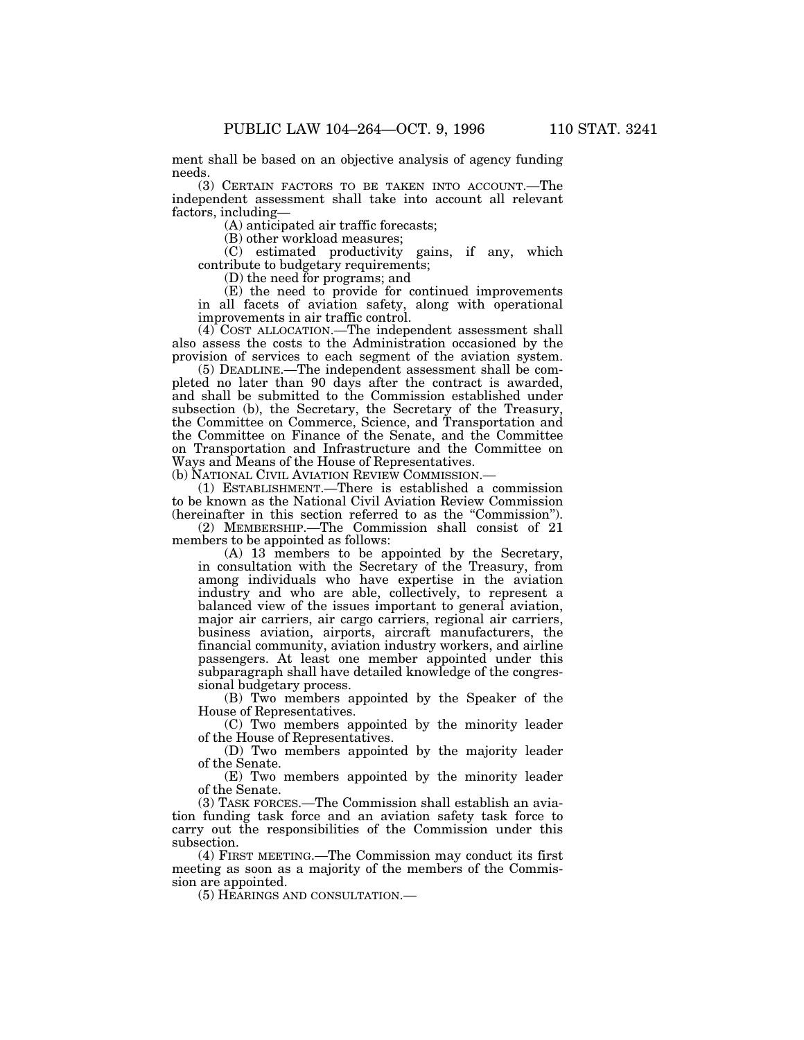ment shall be based on an objective analysis of agency funding needs.

(3) CERTAIN FACTORS TO BE TAKEN INTO ACCOUNT.—The independent assessment shall take into account all relevant factors, including—

(A) anticipated air traffic forecasts;

(B) other workload measures;

(C) estimated productivity gains, if any, which contribute to budgetary requirements;

(D) the need for programs; and

(E) the need to provide for continued improvements in all facets of aviation safety, along with operational improvements in air traffic control.

(4) COST ALLOCATION.—The independent assessment shall also assess the costs to the Administration occasioned by the provision of services to each segment of the aviation system.

(5) DEADLINE.—The independent assessment shall be completed no later than 90 days after the contract is awarded, and shall be submitted to the Commission established under subsection (b), the Secretary, the Secretary of the Treasury, the Committee on Commerce, Science, and Transportation and the Committee on Finance of the Senate, and the Committee on Transportation and Infrastructure and the Committee on Ways and Means of the House of Representatives.

(b) NATIONAL CIVIL AVIATION REVIEW COMMISSION.—

(1) ESTABLISHMENT.—There is established a commission to be known as the National Civil Aviation Review Commission (hereinafter in this section referred to as the "Commission").

(2) MEMBERSHIP.—The Commission shall consist of 21 members to be appointed as follows:

(A) 13 members to be appointed by the Secretary, in consultation with the Secretary of the Treasury, from among individuals who have expertise in the aviation industry and who are able, collectively, to represent a balanced view of the issues important to general aviation, major air carriers, air cargo carriers, regional air carriers, business aviation, airports, aircraft manufacturers, the financial community, aviation industry workers, and airline passengers. At least one member appointed under this subparagraph shall have detailed knowledge of the congressional budgetary process.

(B) Two members appointed by the Speaker of the House of Representatives.

(C) Two members appointed by the minority leader of the House of Representatives.

(D) Two members appointed by the majority leader of the Senate.

(E) Two members appointed by the minority leader of the Senate.

(3) TASK FORCES.—The Commission shall establish an aviation funding task force and an aviation safety task force to carry out the responsibilities of the Commission under this subsection.

(4) FIRST MEETING.—The Commission may conduct its first meeting as soon as a majority of the members of the Commission are appointed.

(5) HEARINGS AND CONSULTATION.—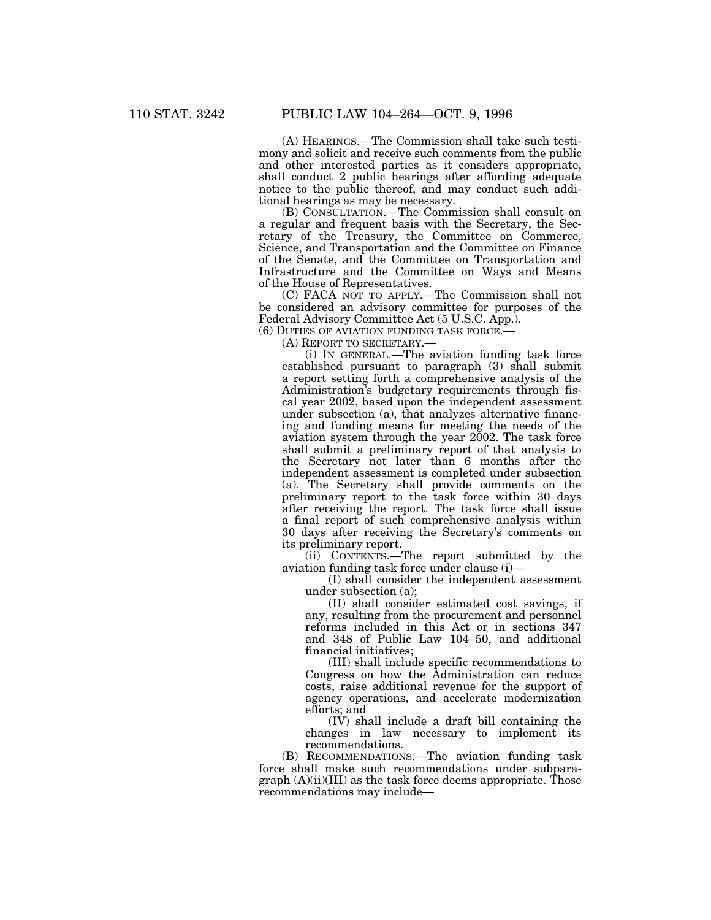(A) HEARINGS.—The Commission shall take such testimony and solicit and receive such comments from the public and other interested parties as it considers appropriate, shall conduct 2 public hearings after affording adequate notice to the public thereof, and may conduct such additional hearings as may be necessary.

(B) CONSULTATION.—The Commission shall consult on a regular and frequent basis with the Secretary, the Secretary of the Treasury, the Committee on Commerce, Science, and Transportation and the Committee on Finance of the Senate, and the Committee on Transportation and Infrastructure and the Committee on Ways and Means of the House of Representatives.

(C) FACA NOT TO APPLY.—The Commission shall not be considered an advisory committee for purposes of the Federal Advisory Committee Act (5 U.S.C. App.).

(6) DUTIES OF AVIATION FUNDING TASK FORCE.—

(A) REPORT TO SECRETARY.—

(i) IN GENERAL.—The aviation funding task force established pursuant to paragraph (3) shall submit a report setting forth a comprehensive analysis of the Administration's budgetary requirements through fiscal year 2002, based upon the independent assessment under subsection (a), that analyzes alternative financing and funding means for meeting the needs of the aviation system through the year 2002. The task force shall submit a preliminary report of that analysis to the Secretary not later than 6 months after the independent assessment is completed under subsection (a). The Secretary shall provide comments on the preliminary report to the task force within 30 days after receiving the report. The task force shall issue a final report of such comprehensive analysis within 30 days after receiving the Secretary's comments on its preliminary report.

(ii) CONTENTS.—The report submitted by the aviation funding task force under clause (i)—

(I) shall consider the independent assessment under subsection (a);

(II) shall consider estimated cost savings, if any, resulting from the procurement and personnel reforms included in this Act or in sections 347 and 348 of Public Law 104–50, and additional financial initiatives;

(III) shall include specific recommendations to Congress on how the Administration can reduce costs, raise additional revenue for the support of agency operations, and accelerate modernization efforts; and

(IV) shall include a draft bill containing the changes in law necessary to implement its recommendations.

(B) RECOMMENDATIONS.—The aviation funding task force shall make such recommendations under subparagraph (A)(ii)(III) as the task force deems appropriate. Those recommendations may include—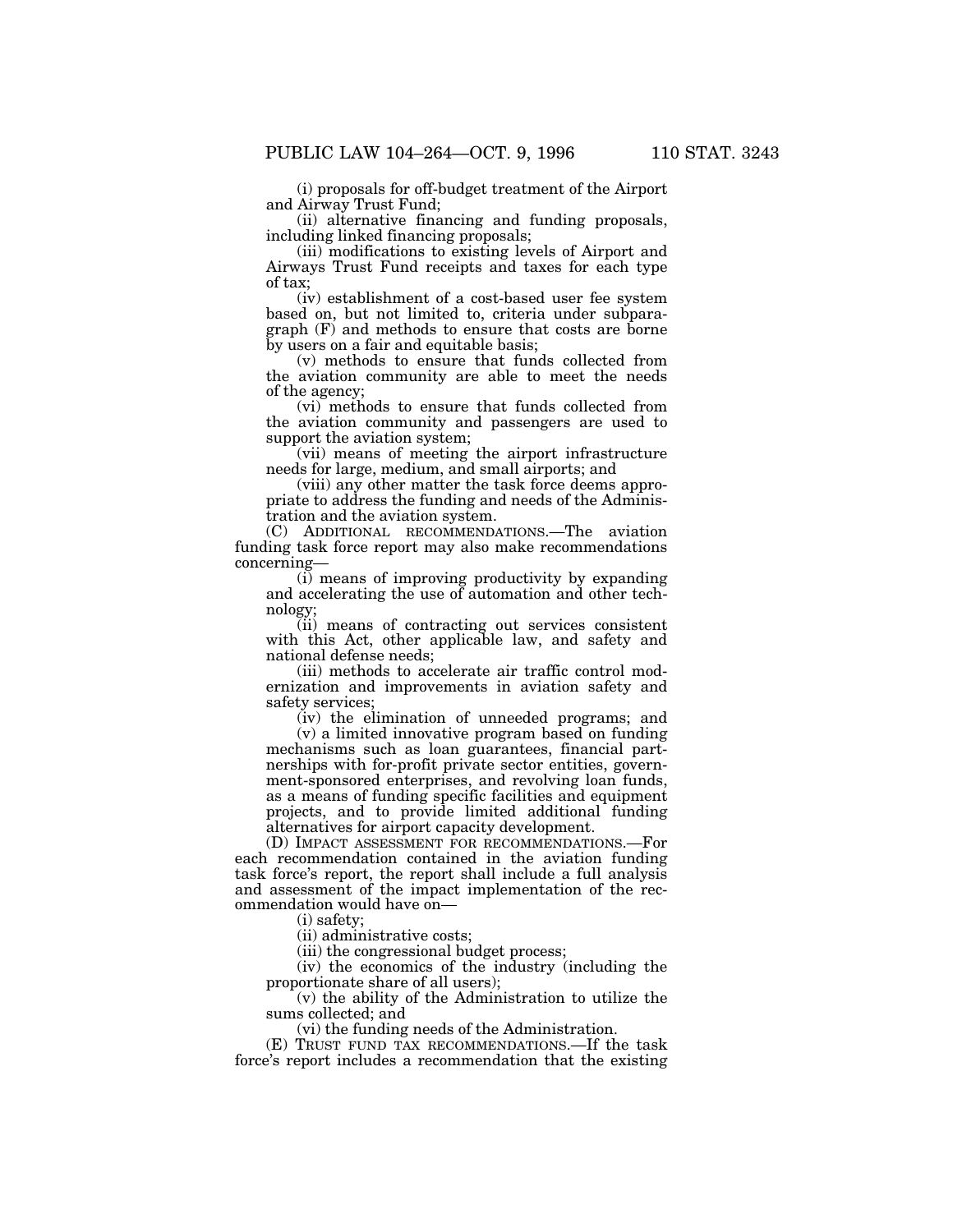(i) proposals for off-budget treatment of the Airport and Airway Trust Fund;

(ii) alternative financing and funding proposals, including linked financing proposals;

(iii) modifications to existing levels of Airport and Airways Trust Fund receipts and taxes for each type of tax;

(iv) establishment of a cost-based user fee system based on, but not limited to, criteria under subparagraph (F) and methods to ensure that costs are borne by users on a fair and equitable basis;

(v) methods to ensure that funds collected from the aviation community are able to meet the needs of the agency;

(vi) methods to ensure that funds collected from the aviation community and passengers are used to support the aviation system;

(vii) means of meeting the airport infrastructure needs for large, medium, and small airports; and

(viii) any other matter the task force deems appropriate to address the funding and needs of the Administration and the aviation system.

(C) ADDITIONAL RECOMMENDATIONS.—The aviation funding task force report may also make recommendations concerning—

(i) means of improving productivity by expanding and accelerating the use of automation and other technology;

(ii) means of contracting out services consistent with this Act, other applicable law, and safety and national defense needs;

(iii) methods to accelerate air traffic control modernization and improvements in aviation safety and safety services;

(iv) the elimination of unneeded programs; and

(v) a limited innovative program based on funding mechanisms such as loan guarantees, financial partnerships with for-profit private sector entities, government-sponsored enterprises, and revolving loan funds, as a means of funding specific facilities and equipment projects, and to provide limited additional funding alternatives for airport capacity development.

(D) IMPACT ASSESSMENT FOR RECOMMENDATIONS.—For each recommendation contained in the aviation funding task force's report, the report shall include a full analysis and assessment of the impact implementation of the recommendation would have on—

(i) safety;

(ii) administrative costs;

(iii) the congressional budget process;

(iv) the economics of the industry (including the proportionate share of all users);

(v) the ability of the Administration to utilize the sums collected; and

(vi) the funding needs of the Administration.

(E) TRUST FUND TAX RECOMMENDATIONS.—If the task force's report includes a recommendation that the existing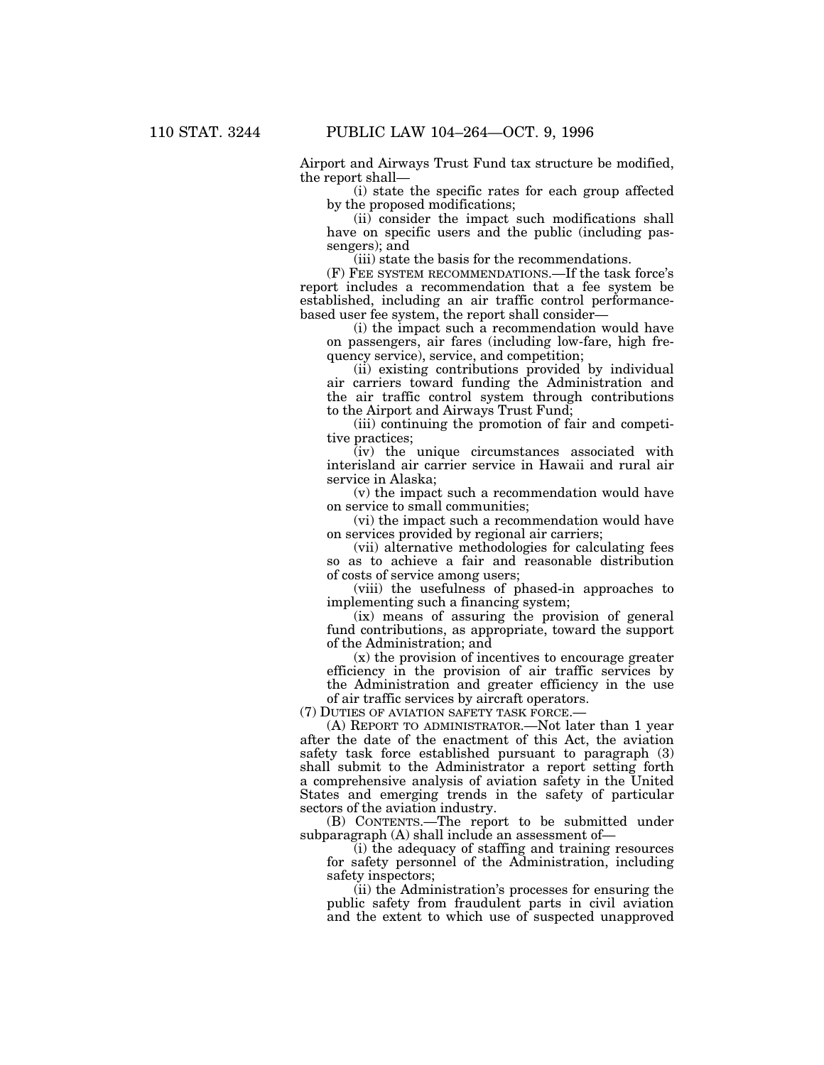Airport and Airways Trust Fund tax structure be modified, the report shall—

(i) state the specific rates for each group affected by the proposed modifications;

(ii) consider the impact such modifications shall have on specific users and the public (including passengers); and

(iii) state the basis for the recommendations.

(F) FEE SYSTEM RECOMMENDATIONS.—If the task force's report includes a recommendation that a fee system be established, including an air traffic control performance-based user fee system, the report shall consider—

(i) the impact such a recommendation would have on passengers, air fares (including low-fare, high frequency service), service, and competition;

(ii) existing contributions provided by individual air carriers toward funding the Administration and the air traffic control system through contributions to the Airport and Airways Trust Fund;

(iii) continuing the promotion of fair and competitive practices;

(iv) the unique circumstances associated with interisland air carrier service in Hawaii and rural air service in Alaska;

(v) the impact such a recommendation would have on service to small communities;

(vi) the impact such a recommendation would have on services provided by regional air carriers;

(vii) alternative methodologies for calculating fees so as to achieve a fair and reasonable distribution of costs of service among users;

(viii) the usefulness of phased-in approaches to implementing such a financing system;

(ix) means of assuring the provision of general fund contributions, as appropriate, toward the support of the Administration; and

(x) the provision of incentives to encourage greater efficiency in the provision of air traffic services by the Administration and greater efficiency in the use of air traffic services by aircraft operators.

(7) DUTIES OF AVIATION SAFETY TASK FORCE.—

(A) REPORT TO ADMINISTRATOR.—Not later than 1 year after the date of the enactment of this Act, the aviation safety task force established pursuant to paragraph (3) shall submit to the Administrator a report setting forth a comprehensive analysis of aviation safety in the United States and emerging trends in the safety of particular sectors of the aviation industry.

(B) CONTENTS.—The report to be submitted under subparagraph (A) shall include an assessment of—

(i) the adequacy of staffing and training resources for safety personnel of the Administration, including safety inspectors;

(ii) the Administration's processes for ensuring the public safety from fraudulent parts in civil aviation and the extent to which use of suspected unapproved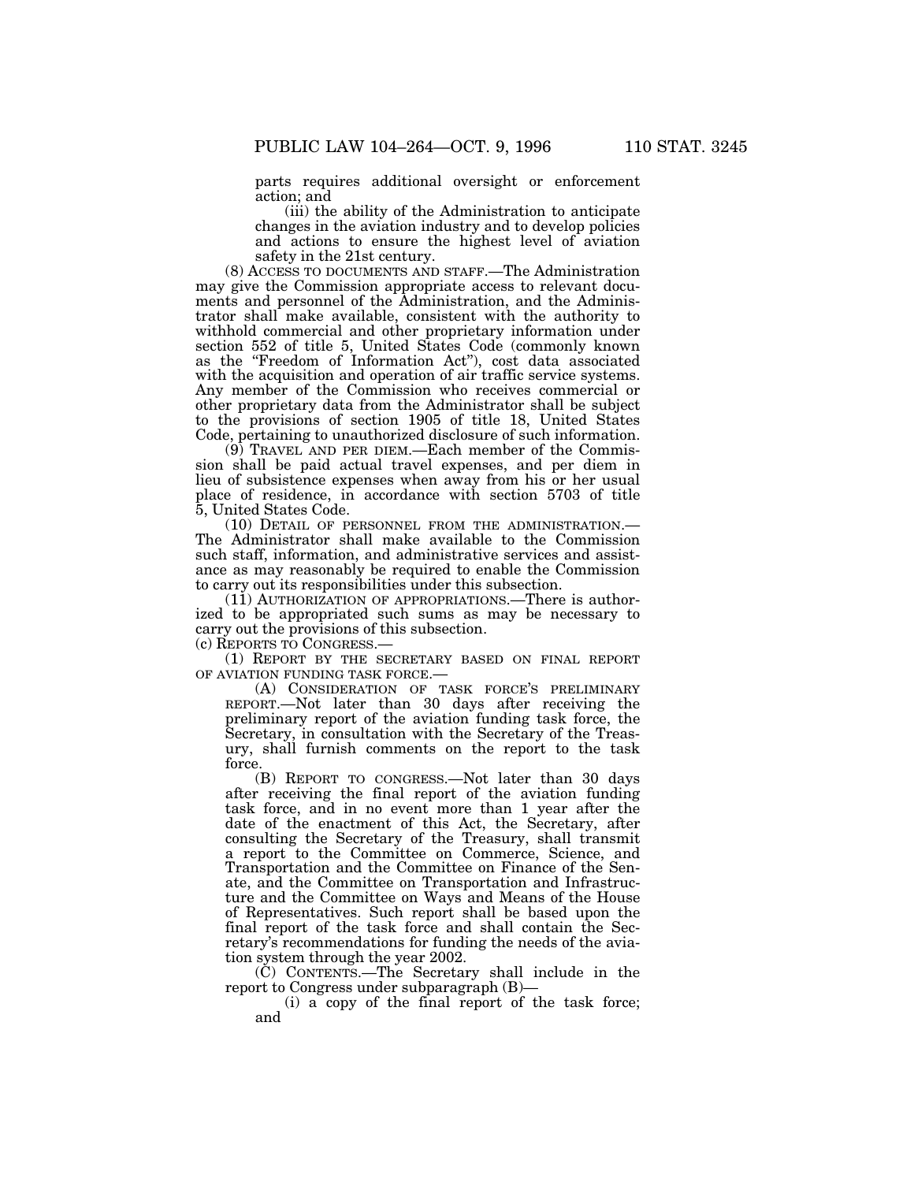parts requires additional oversight or enforcement action; and

(iii) the ability of the Administration to anticipate changes in the aviation industry and to develop policies and actions to ensure the highest level of aviation safety in the 21st century.

(8) ACCESS TO DOCUMENTS AND STAFF.—The Administration may give the Commission appropriate access to relevant documents and personnel of the Administration, and the Administrator shall make available, consistent with the authority to withhold commercial and other proprietary information under section 552 of title 5, United States Code (commonly known as the "Freedom of Information Act"), cost data associated with the acquisition and operation of air traffic service systems. Any member of the Commission who receives commercial or other proprietary data from the Administrator shall be subject to the provisions of section 1905 of title 18, United States Code, pertaining to unauthorized disclosure of such information.

(9) TRAVEL AND PER DIEM.—Each member of the Commission shall be paid actual travel expenses, and per diem in lieu of subsistence expenses when away from his or her usual place of residence, in accordance with section 5703 of title 5, United States Code.

(10) DETAIL OF PERSONNEL FROM THE ADMINISTRATION.—The Administrator shall make available to the Commission such staff, information, and administrative services and assistance as may reasonably be required to enable the Commission to carry out its responsibilities under this subsection.

(11) AUTHORIZATION OF APPROPRIATIONS.—There is authorized to be appropriated such sums as may be necessary to carry out the provisions of this subsection.

(c) REPORTS TO CONGRESS.—

(1) REPORT BY THE SECRETARY BASED ON FINAL REPORT OF AVIATION FUNDING TASK FORCE.—

(A) CONSIDERATION OF TASK FORCE'S PRELIMINARY REPORT.—Not later than 30 days after receiving the preliminary report of the aviation funding task force, the Secretary, in consultation with the Secretary of the Treasury, shall furnish comments on the report to the task force.

(B) REPORT TO CONGRESS.—Not later than 30 days after receiving the final report of the aviation funding task force, and in no event more than 1 year after the date of the enactment of this Act, the Secretary, after consulting the Secretary of the Treasury, shall transmit a report to the Committee on Commerce, Science, and Transportation and the Committee on Finance of the Senate, and the Committee on Transportation and Infrastructure and the Committee on Ways and Means of the House of Representatives. Such report shall be based upon the final report of the task force and shall contain the Secretary's recommendations for funding the needs of the aviation system through the year 2002.

(C) CONTENTS.—The Secretary shall include in the report to Congress under subparagraph (B)—

(i) a copy of the final report of the task force; and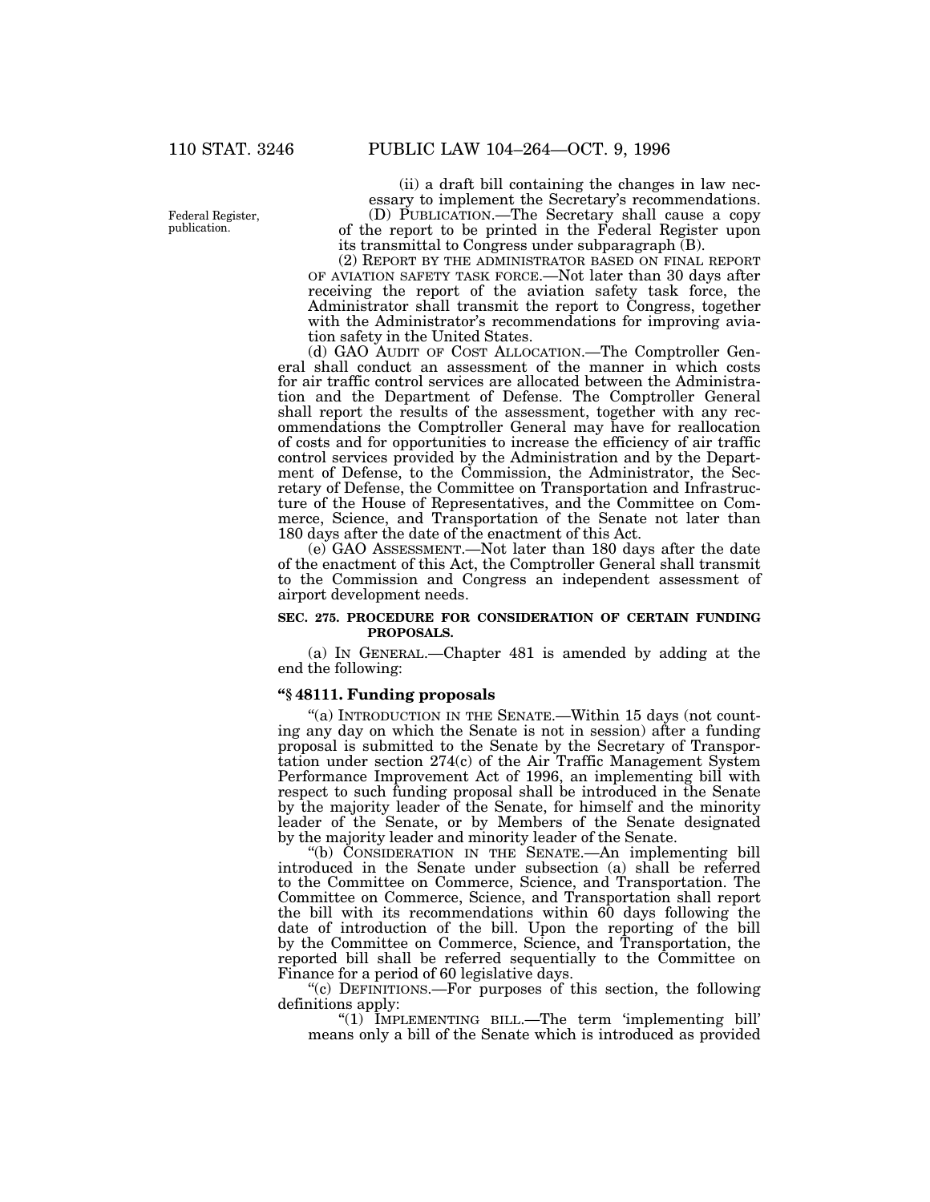(ii) a draft bill containing the changes in law necessary to implement the Secretary's recommendations.

Federal Register, publication.

(D) PUBLICATION.—The Secretary shall cause a copy of the report to be printed in the Federal Register upon its transmittal to Congress under subparagraph (B).

(2) REPORT BY THE ADMINISTRATOR BASED ON FINAL REPORT OF AVIATION SAFETY TASK FORCE.—Not later than 30 days after receiving the report of the aviation safety task force, the Administrator shall transmit the report to Congress, together with the Administrator's recommendations for improving aviation safety in the United States.

(d) GAO AUDIT OF COST ALLOCATION.—The Comptroller General shall conduct an assessment of the manner in which costs for air traffic control services are allocated between the Administration and the Department of Defense. The Comptroller General shall report the results of the assessment, together with any recommendations the Comptroller General may have for reallocation of costs and for opportunities to increase the efficiency of air traffic control services provided by the Administration and by the Department of Defense, to the Commission, the Administrator, the Secretary of Defense, the Committee on Transportation and Infrastructure of the House of Representatives, and the Committee on Commerce, Science, and Transportation of the Senate not later than 180 days after the date of the enactment of this Act.

(e) GAO ASSESSMENT.—Not later than 180 days after the date of the enactment of this Act, the Comptroller General shall transmit to the Commission and Congress an independent assessment of airport development needs.

**SEC. 275. PROCEDURE FOR CONSIDERATION OF CERTAIN FUNDING PROPOSALS.**

(a) IN GENERAL.—Chapter 481 is amended by adding at the end the following:

**"§ 48111. Funding proposals**

"(a) INTRODUCTION IN THE SENATE.—Within 15 days (not counting any day on which the Senate is not in session) after a funding proposal is submitted to the Senate by the Secretary of Transportation under section 274(c) of the Air Traffic Management System Performance Improvement Act of 1996, an implementing bill with respect to such funding proposal shall be introduced in the Senate by the majority leader of the Senate, for himself and the minority leader of the Senate, or by Members of the Senate designated by the majority leader and minority leader of the Senate.

"(b) CONSIDERATION IN THE SENATE.—An implementing bill introduced in the Senate under subsection (a) shall be referred to the Committee on Commerce, Science, and Transportation. The Committee on Commerce, Science, and Transportation shall report the bill with its recommendations within 60 days following the date of introduction of the bill. Upon the reporting of the bill by the Committee on Commerce, Science, and Transportation, the reported bill shall be referred sequentially to the Committee on Finance for a period of 60 legislative days.

"(c) DEFINITIONS.—For purposes of this section, the following definitions apply:

"(1) IMPLEMENTING BILL.—The term 'implementing bill' means only a bill of the Senate which is introduced as provided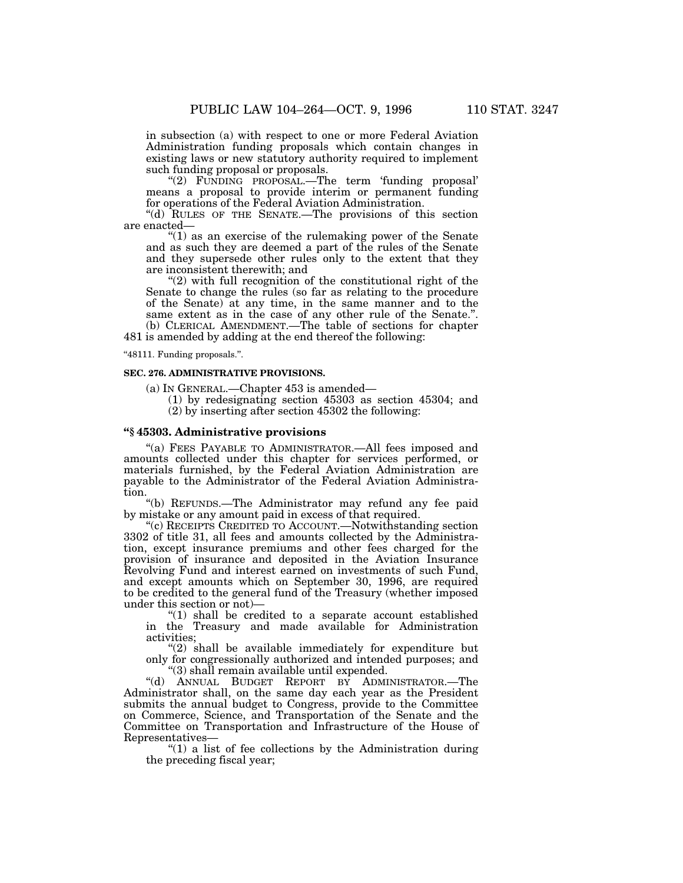in subsection (a) with respect to one or more Federal Aviation Administration funding proposals which contain changes in existing laws or new statutory authority required to implement such funding proposal or proposals.

"(2) FUNDING PROPOSAL.—The term 'funding proposal' means a proposal to provide interim or permanent funding for operations of the Federal Aviation Administration.

"(d) RULES OF THE SENATE.—The provisions of this section are enacted—

"(1) as an exercise of the rulemaking power of the Senate and as such they are deemed a part of the rules of the Senate and they supersede other rules only to the extent that they are inconsistent therewith; and

"(2) with full recognition of the constitutional right of the Senate to change the rules (so far as relating to the procedure of the Senate) at any time, in the same manner and to the same extent as in the case of any other rule of the Senate.".

(b) CLERICAL AMENDMENT.—The table of sections for chapter 481 is amended by adding at the end thereof the following:

"48111. Funding proposals.".

**SEC. 276. ADMINISTRATIVE PROVISIONS.**

(a) IN GENERAL.—Chapter 453 is amended—

(1) by redesignating section 45303 as section 45304; and

(2) by inserting after section 45302 the following:

### "§ 45303. Administrative provisions

"(a) FEES PAYABLE TO ADMINISTRATOR.—All fees imposed and amounts collected under this chapter for services performed, or materials furnished, by the Federal Aviation Administration are payable to the Administrator of the Federal Aviation Administration.

"(b) REFUNDS.—The Administrator may refund any fee paid by mistake or any amount paid in excess of that required.

"(c) RECEIPTS CREDITED TO ACCOUNT.—Notwithstanding section 3302 of title 31, all fees and amounts collected by the Administration, except insurance premiums and other fees charged for the provision of insurance and deposited in the Aviation Insurance Revolving Fund and interest earned on investments of such Fund, and except amounts which on September 30, 1996, are required to be credited to the general fund of the Treasury (whether imposed under this section or not)—

"(1) shall be credited to a separate account established in the Treasury and made available for Administration activities;

"(2) shall be available immediately for expenditure but only for congressionally authorized and intended purposes; and

"(3) shall remain available until expended.

"(d) ANNUAL BUDGET REPORT BY ADMINISTRATOR.—The Administrator shall, on the same day each year as the President submits the annual budget to Congress, provide to the Committee on Commerce, Science, and Transportation of the Senate and the Committee on Transportation and Infrastructure of the House of Representatives—

"(1) a list of fee collections by the Administration during the preceding fiscal year;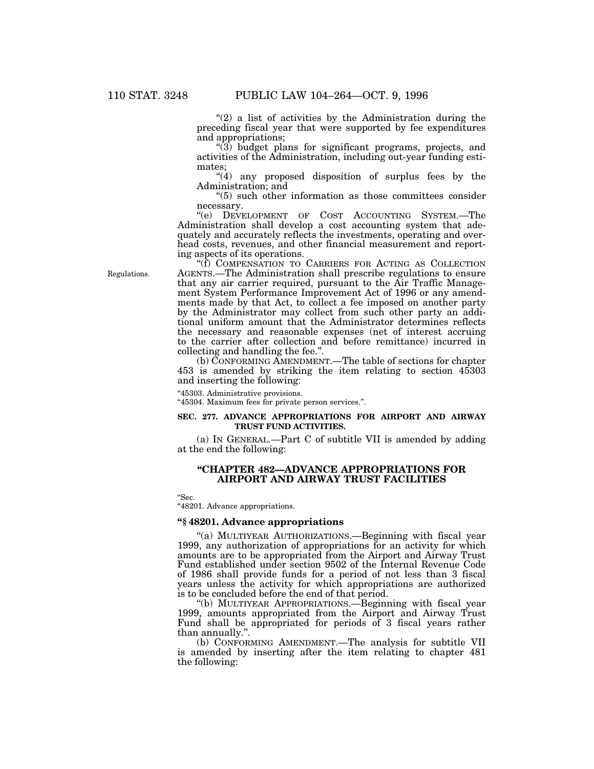"(2) a list of activities by the Administration during the preceding fiscal year that were supported by fee expenditures and appropriations;

"(3) budget plans for significant programs, projects, and activities of the Administration, including out-year funding estimates;

"(4) any proposed disposition of surplus fees by the Administration; and

"(5) such other information as those committees consider necessary.

"(e) DEVELOPMENT OF COST ACCOUNTING SYSTEM.—The Administration shall develop a cost accounting system that adequately and accurately reflects the investments, operating and overhead costs, revenues, and other financial measurement and reporting aspects of its operations.

Regulations.

"(f) COMPENSATION TO CARRIERS FOR ACTING AS COLLECTION AGENTS.—The Administration shall prescribe regulations to ensure that any air carrier required, pursuant to the Air Traffic Management System Performance Improvement Act of 1996 or any amendments made by that Act, to collect a fee imposed on another party by the Administrator may collect from such other party an additional uniform amount that the Administrator determines reflects the necessary and reasonable expenses (net of interest accruing to the carrier after collection and before remittance) incurred in collecting and handling the fee.".

(b) CONFORMING AMENDMENT.—The table of sections for chapter 453 is amended by striking the item relating to section 45303 and inserting the following:

"45303. Administrative provisions.
"45304. Maximum fees for private person services.".

**SEC. 277. ADVANCE APPROPRIATIONS FOR AIRPORT AND AIRWAY TRUST FUND ACTIVITIES.**

(a) IN GENERAL.—Part C of subtitle VII is amended by adding at the end the following:

## "CHAPTER 482—ADVANCE APPROPRIATIONS FOR AIRPORT AND AIRWAY TRUST FACILITIES

"Sec.
"48201. Advance appropriations.

### "§ 48201. Advance appropriations

"(a) MULTIYEAR AUTHORIZATIONS.—Beginning with fiscal year 1999, any authorization of appropriations for an activity for which amounts are to be appropriated from the Airport and Airway Trust Fund established under section 9502 of the Internal Revenue Code of 1986 shall provide funds for a period of not less than 3 fiscal years unless the activity for which appropriations are authorized is to be concluded before the end of that period.

"(b) MULTIYEAR APPROPRIATIONS.—Beginning with fiscal year 1999, amounts appropriated from the Airport and Airway Trust Fund shall be appropriated for periods of 3 fiscal years rather than annually.".

(b) CONFORMING AMENDMENT.—The analysis for subtitle VII is amended by inserting after the item relating to chapter 481 the following: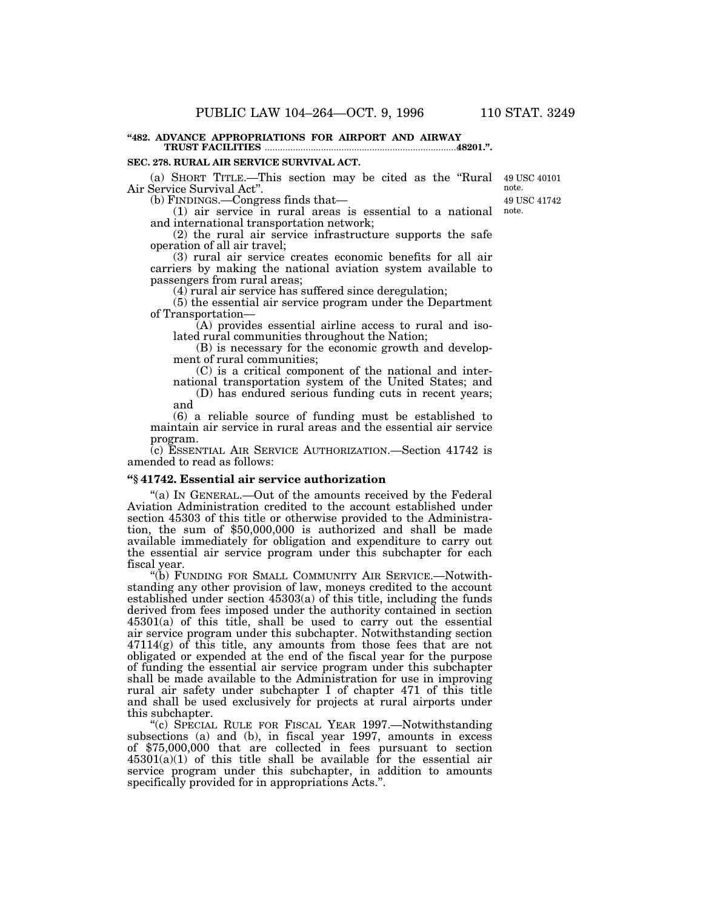"482. ADVANCE APPROPRIATIONS FOR AIRPORT AND AIRWAY TRUST FACILITIES ..........48201.".

**SEC. 278. RURAL AIR SERVICE SURVIVAL ACT.**

49 USC 40101 note.

49 USC 41742 note.

(a) SHORT TITLE.—This section may be cited as the "Rural Air Service Survival Act".

(b) FINDINGS.—Congress finds that—

(1) air service in rural areas is essential to a national and international transportation network;

(2) the rural air service infrastructure supports the safe operation of all air travel;

(3) rural air service creates economic benefits for all air carriers by making the national aviation system available to passengers from rural areas;

(4) rural air service has suffered since deregulation;

(5) the essential air service program under the Department of Transportation—

(A) provides essential airline access to rural and isolated rural communities throughout the Nation;

(B) is necessary for the economic growth and development of rural communities;

(C) is a critical component of the national and international transportation system of the United States; and

(D) has endured serious funding cuts in recent years; and

(6) a reliable source of funding must be established to maintain air service in rural areas and the essential air service program.

(c) ESSENTIAL AIR SERVICE AUTHORIZATION.—Section 41742 is amended to read as follows:

**"§ 41742. Essential air service authorization**

"(a) IN GENERAL.—Out of the amounts received by the Federal Aviation Administration credited to the account established under section 45303 of this title or otherwise provided to the Administration, the sum of $50,000,000 is authorized and shall be made available immediately for obligation and expenditure to carry out the essential air service program under this subchapter for each fiscal year.

"(b) FUNDING FOR SMALL COMMUNITY AIR SERVICE.—Notwithstanding any other provision of law, moneys credited to the account established under section 45303(a) of this title, including the funds derived from fees imposed under the authority contained in section 45301(a) of this title, shall be used to carry out the essential air service program under this subchapter. Notwithstanding section 47114(g) of this title, any amounts from those fees that are not obligated or expended at the end of the fiscal year for the purpose of funding the essential air service program under this subchapter shall be made available to the Administration for use in improving rural air safety under subchapter I of chapter 471 of this title and shall be used exclusively for projects at rural airports under this subchapter.

"(c) SPECIAL RULE FOR FISCAL YEAR 1997.—Notwithstanding subsections (a) and (b), in fiscal year 1997, amounts in excess of $75,000,000 that are collected in fees pursuant to section 45301(a)(1) of this title shall be available for the essential air service program under this subchapter, in addition to amounts specifically provided for in appropriations Acts.".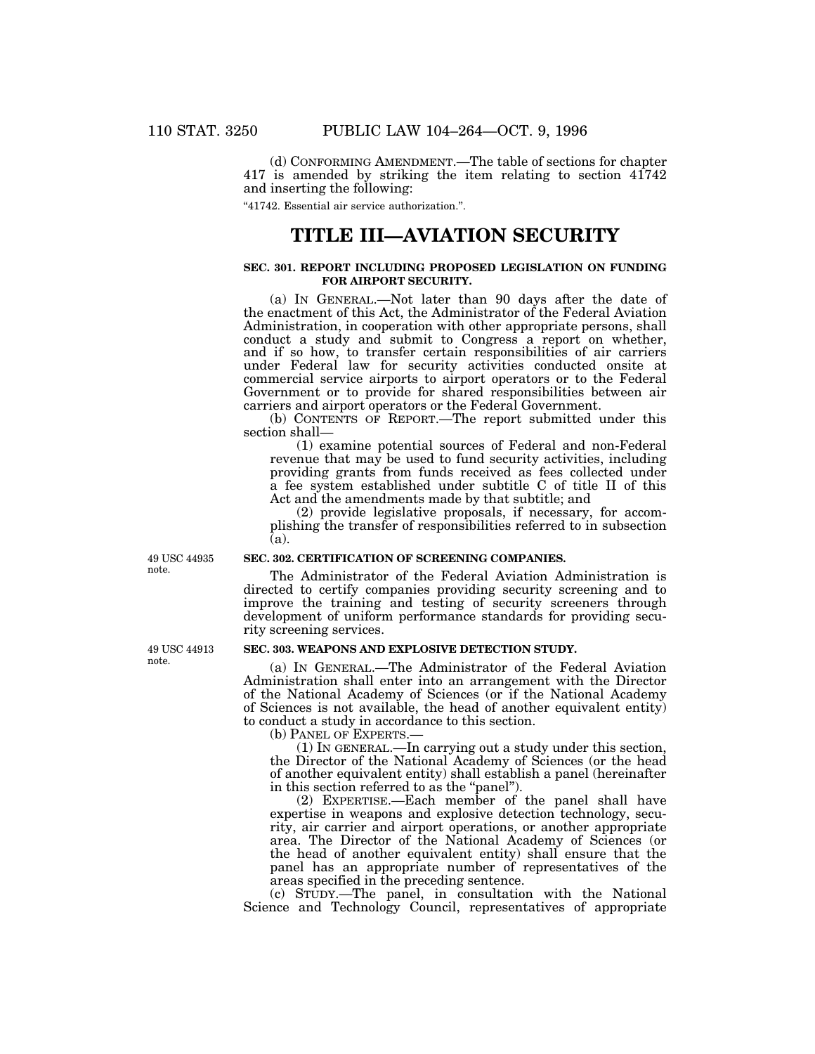(d) CONFORMING AMENDMENT.—The table of sections for chapter 417 is amended by striking the item relating to section 41742 and inserting the following:

"41742. Essential air service authorization.".

# TITLE III—AVIATION SECURITY

### SEC. 301. REPORT INCLUDING PROPOSED LEGISLATION ON FUNDING FOR AIRPORT SECURITY.

(a) IN GENERAL.—Not later than 90 days after the date of the enactment of this Act, the Administrator of the Federal Aviation Administration, in cooperation with other appropriate persons, shall conduct a study and submit to Congress a report on whether, and if so how, to transfer certain responsibilities of air carriers under Federal law for security activities conducted onsite at commercial service airports to airport operators or to the Federal Government or to provide for shared responsibilities between air carriers and airport operators or the Federal Government.

(b) CONTENTS OF REPORT.—The report submitted under this section shall—

(1) examine potential sources of Federal and non-Federal revenue that may be used to fund security activities, including providing grants from funds received as fees collected under a fee system established under subtitle C of title II of this Act and the amendments made by that subtitle; and

(2) provide legislative proposals, if necessary, for accomplishing the transfer of responsibilities referred to in subsection (a).

49 USC 44935 note.

### SEC. 302. CERTIFICATION OF SCREENING COMPANIES.

The Administrator of the Federal Aviation Administration is directed to certify companies providing security screening and to improve the training and testing of security screeners through development of uniform performance standards for providing security screening services.

49 USC 44913 note.

### SEC. 303. WEAPONS AND EXPLOSIVE DETECTION STUDY.

(a) IN GENERAL.—The Administrator of the Federal Aviation Administration shall enter into an arrangement with the Director of the National Academy of Sciences (or if the National Academy of Sciences is not available, the head of another equivalent entity) to conduct a study in accordance to this section.

(b) PANEL OF EXPERTS.—

(1) IN GENERAL.—In carrying out a study under this section, the Director of the National Academy of Sciences (or the head of another equivalent entity) shall establish a panel (hereinafter in this section referred to as the "panel").

(2) EXPERTISE.—Each member of the panel shall have expertise in weapons and explosive detection technology, security, air carrier and airport operations, or another appropriate area. The Director of the National Academy of Sciences (or the head of another equivalent entity) shall ensure that the panel has an appropriate number of representatives of the areas specified in the preceding sentence.

(c) STUDY.—The panel, in consultation with the National Science and Technology Council, representatives of appropriate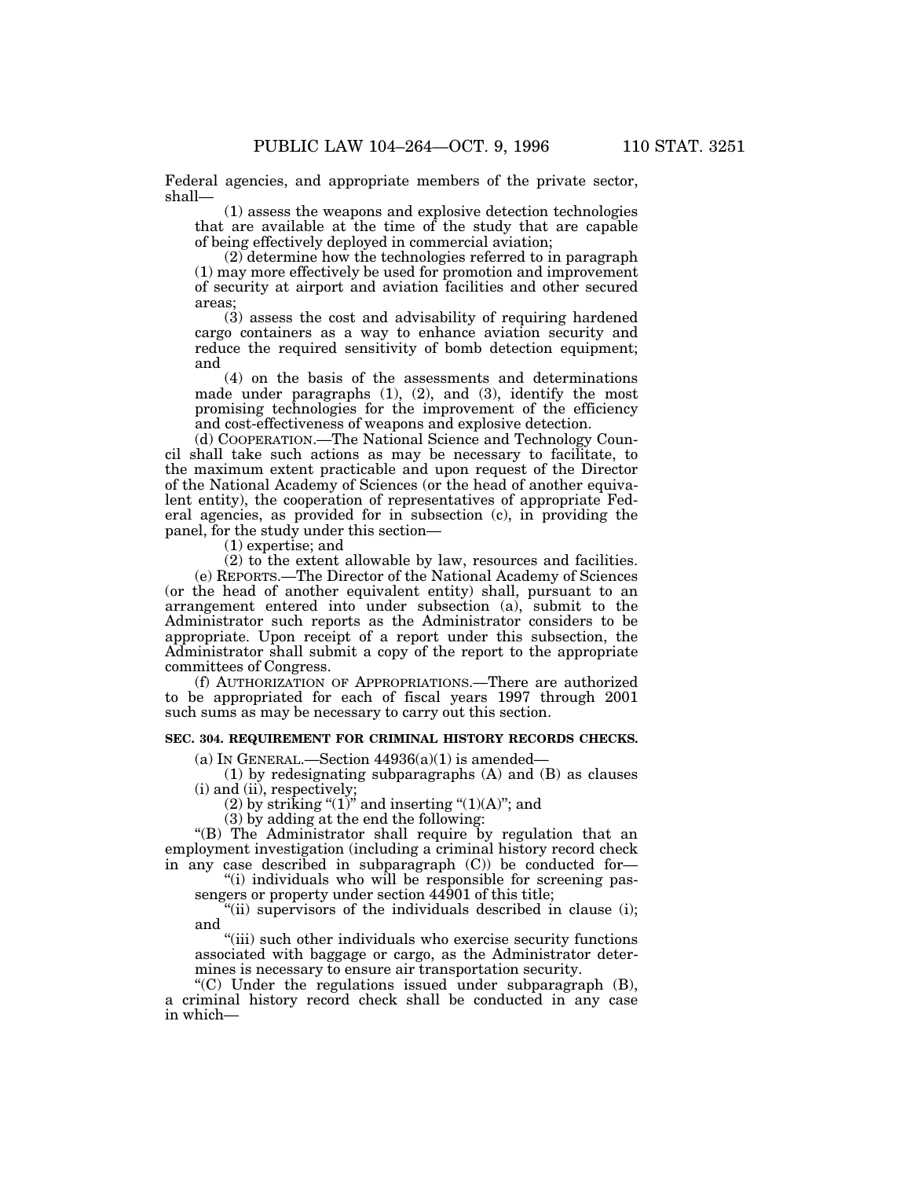Federal agencies, and appropriate members of the private sector, shall—

(1) assess the weapons and explosive detection technologies that are available at the time of the study that are capable of being effectively deployed in commercial aviation;

(2) determine how the technologies referred to in paragraph (1) may more effectively be used for promotion and improvement of security at airport and aviation facilities and other secured areas;

(3) assess the cost and advisability of requiring hardened cargo containers as a way to enhance aviation security and reduce the required sensitivity of bomb detection equipment; and

(4) on the basis of the assessments and determinations made under paragraphs (1), (2), and (3), identify the most promising technologies for the improvement of the efficiency and cost-effectiveness of weapons and explosive detection.

(d) COOPERATION.—The National Science and Technology Council shall take such actions as may be necessary to facilitate, to the maximum extent practicable and upon request of the Director of the National Academy of Sciences (or the head of another equivalent entity), the cooperation of representatives of appropriate Federal agencies, as provided for in subsection (c), in providing the panel, for the study under this section—

(1) expertise; and

(2) to the extent allowable by law, resources and facilities.

(e) REPORTS.—The Director of the National Academy of Sciences (or the head of another equivalent entity) shall, pursuant to an arrangement entered into under subsection (a), submit to the Administrator such reports as the Administrator considers to be appropriate. Upon receipt of a report under this subsection, the Administrator shall submit a copy of the report to the appropriate committees of Congress.

(f) AUTHORIZATION OF APPROPRIATIONS.—There are authorized to be appropriated for each of fiscal years 1997 through 2001 such sums as may be necessary to carry out this section.

**SEC. 304. REQUIREMENT FOR CRIMINAL HISTORY RECORDS CHECKS.**

(a) IN GENERAL.—Section 44936(a)(1) is amended—

(1) by redesignating subparagraphs (A) and (B) as clauses (i) and (ii), respectively;

(2) by striking "(1)" and inserting "(1)(A)"; and

(3) by adding at the end the following:

"(B) The Administrator shall require by regulation that an employment investigation (including a criminal history record check in any case described in subparagraph (C)) be conducted for—

"(i) individuals who will be responsible for screening passengers or property under section 44901 of this title;

"(ii) supervisors of the individuals described in clause (i); and

"(iii) such other individuals who exercise security functions associated with baggage or cargo, as the Administrator determines is necessary to ensure air transportation security.

"(C) Under the regulations issued under subparagraph (B), a criminal history record check shall be conducted in any case in which—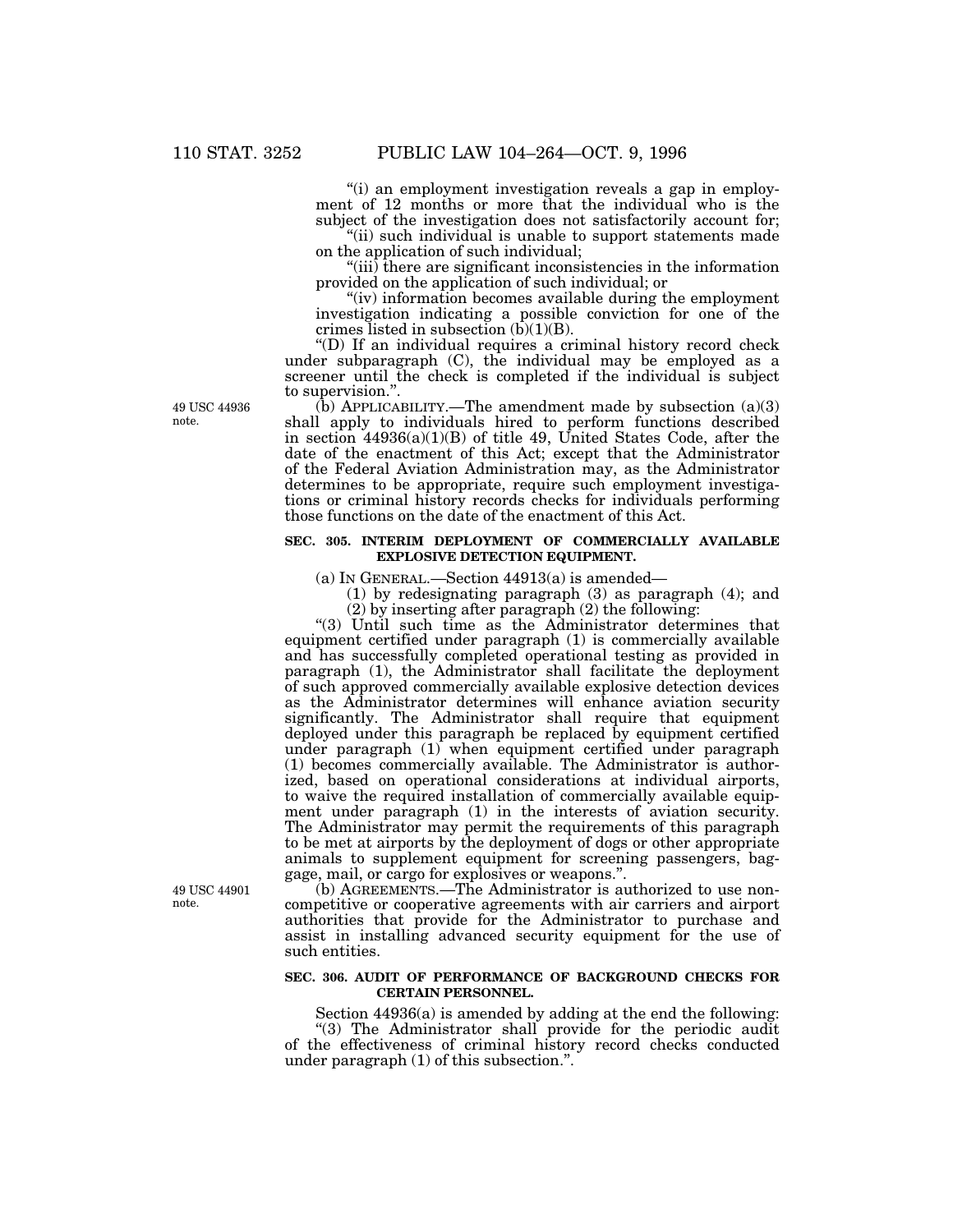"(i) an employment investigation reveals a gap in employment of 12 months or more that the individual who is the subject of the investigation does not satisfactorily account for;

"(ii) such individual is unable to support statements made on the application of such individual;

"(iii) there are significant inconsistencies in the information provided on the application of such individual; or

"(iv) information becomes available during the employment investigation indicating a possible conviction for one of the crimes listed in subsection (b)(1)(B).

"(D) If an individual requires a criminal history record check under subparagraph (C), the individual may be employed as a screener until the check is completed if the individual is subject to supervision.".

49 USC 44936 note.

(b) APPLICABILITY.—The amendment made by subsection (a)(3) shall apply to individuals hired to perform functions described in section 44936(a)(1)(B) of title 49, United States Code, after the date of the enactment of this Act; except that the Administrator of the Federal Aviation Administration may, as the Administrator determines to be appropriate, require such employment investigations or criminal history records checks for individuals performing those functions on the date of the enactment of this Act.

**SEC. 305. INTERIM DEPLOYMENT OF COMMERCIALLY AVAILABLE EXPLOSIVE DETECTION EQUIPMENT.**

(a) IN GENERAL.—Section 44913(a) is amended—

(1) by redesignating paragraph (3) as paragraph (4); and

(2) by inserting after paragraph (2) the following:

"(3) Until such time as the Administrator determines that equipment certified under paragraph (1) is commercially available and has successfully completed operational testing as provided in paragraph (1), the Administrator shall facilitate the deployment of such approved commercially available explosive detection devices as the Administrator determines will enhance aviation security significantly. The Administrator shall require that equipment deployed under this paragraph be replaced by equipment certified under paragraph (1) when equipment certified under paragraph (1) becomes commercially available. The Administrator is authorized, based on operational considerations at individual airports, to waive the required installation of commercially available equipment under paragraph (1) in the interests of aviation security. The Administrator may permit the requirements of this paragraph to be met at airports by the deployment of dogs or other appropriate animals to supplement equipment for screening passengers, baggage, mail, or cargo for explosives or weapons.".

49 USC 44901 note.

(b) AGREEMENTS.—The Administrator is authorized to use noncompetitive or cooperative agreements with air carriers and airport authorities that provide for the Administrator to purchase and assist in installing advanced security equipment for the use of such entities.

**SEC. 306. AUDIT OF PERFORMANCE OF BACKGROUND CHECKS FOR CERTAIN PERSONNEL.**

Section 44936(a) is amended by adding at the end the following:

"(3) The Administrator shall provide for the periodic audit of the effectiveness of criminal history record checks conducted under paragraph (1) of this subsection.".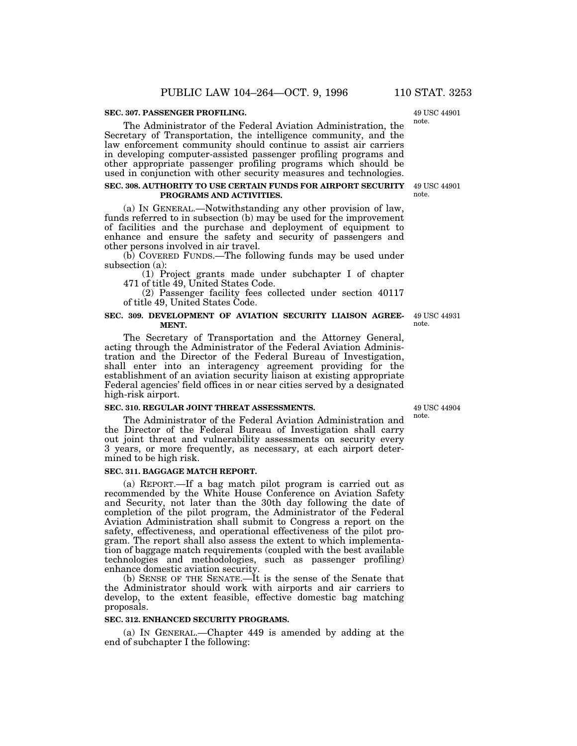**SEC. 307. PASSENGER PROFILING.**

49 USC 44901 note.

The Administrator of the Federal Aviation Administration, the Secretary of Transportation, the intelligence community, and the law enforcement community should continue to assist air carriers in developing computer-assisted passenger profiling programs and other appropriate passenger profiling programs which should be used in conjunction with other security measures and technologies.

**SEC. 308. AUTHORITY TO USE CERTAIN FUNDS FOR AIRPORT SECURITY PROGRAMS AND ACTIVITIES.**

49 USC 44901 note.

(a) IN GENERAL.—Notwithstanding any other provision of law, funds referred to in subsection (b) may be used for the improvement of facilities and the purchase and deployment of equipment to enhance and ensure the safety and security of passengers and other persons involved in air travel.

(b) COVERED FUNDS.—The following funds may be used under subsection (a):

(1) Project grants made under subchapter I of chapter 471 of title 49, United States Code.

(2) Passenger facility fees collected under section 40117 of title 49, United States Code.

**SEC. 309. DEVELOPMENT OF AVIATION SECURITY LIAISON AGREEMENT.**

49 USC 44931 note.

The Secretary of Transportation and the Attorney General, acting through the Administrator of the Federal Aviation Administration and the Director of the Federal Bureau of Investigation, shall enter into an interagency agreement providing for the establishment of an aviation security liaison at existing appropriate Federal agencies' field offices in or near cities served by a designated high-risk airport.

**SEC. 310. REGULAR JOINT THREAT ASSESSMENTS.**

49 USC 44904 note.

The Administrator of the Federal Aviation Administration and the Director of the Federal Bureau of Investigation shall carry out joint threat and vulnerability assessments on security every 3 years, or more frequently, as necessary, at each airport determined to be high risk.

**SEC. 311. BAGGAGE MATCH REPORT.**

(a) REPORT.—If a bag match pilot program is carried out as recommended by the White House Conference on Aviation Safety and Security, not later than the 30th day following the date of completion of the pilot program, the Administrator of the Federal Aviation Administration shall submit to Congress a report on the safety, effectiveness, and operational effectiveness of the pilot program. The report shall also assess the extent to which implementation of baggage match requirements (coupled with the best available technologies and methodologies, such as passenger profiling) enhance domestic aviation security.

(b) SENSE OF THE SENATE.—It is the sense of the Senate that the Administrator should work with airports and air carriers to develop, to the extent feasible, effective domestic bag matching proposals.

**SEC. 312. ENHANCED SECURITY PROGRAMS.**

(a) IN GENERAL.—Chapter 449 is amended by adding at the end of subchapter I the following: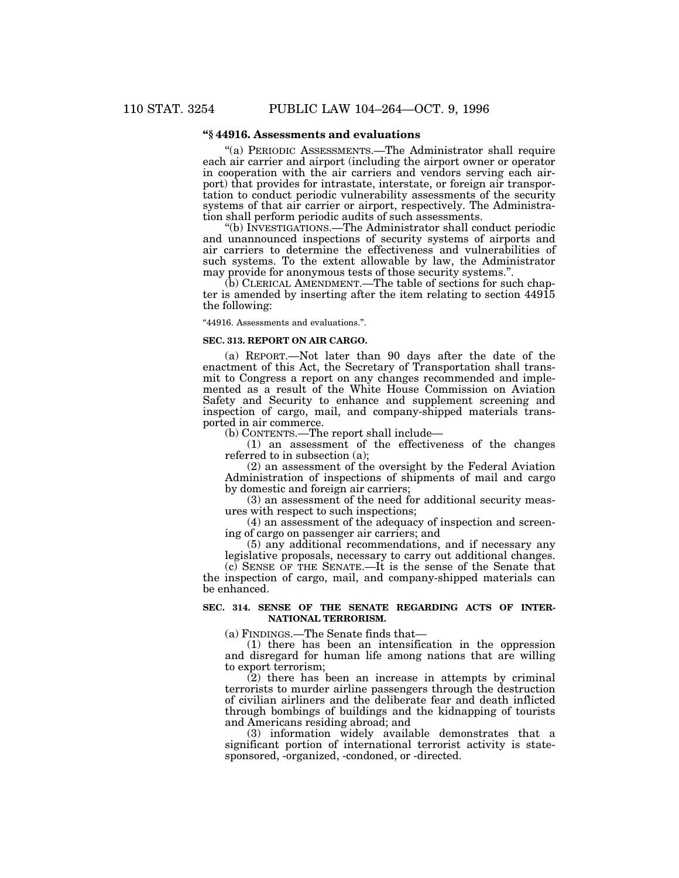**"§ 44916. Assessments and evaluations**

"(a) PERIODIC ASSESSMENTS.—The Administrator shall require each air carrier and airport (including the airport owner or operator in cooperation with the air carriers and vendors serving each airport) that provides for intrastate, interstate, or foreign air transportation to conduct periodic vulnerability assessments of the security systems of that air carrier or airport, respectively. The Administration shall perform periodic audits of such assessments.

"(b) INVESTIGATIONS.—The Administrator shall conduct periodic and unannounced inspections of security systems of airports and air carriers to determine the effectiveness and vulnerabilities of such systems. To the extent allowable by law, the Administrator may provide for anonymous tests of those security systems.".

(b) CLERICAL AMENDMENT.—The table of sections for such chapter is amended by inserting after the item relating to section 44915 the following:

"44916. Assessments and evaluations.".

**SEC. 313. REPORT ON AIR CARGO.**

(a) REPORT.—Not later than 90 days after the date of the enactment of this Act, the Secretary of Transportation shall transmit to Congress a report on any changes recommended and implemented as a result of the White House Commission on Aviation Safety and Security to enhance and supplement screening and inspection of cargo, mail, and company-shipped materials transported in air commerce.

(b) CONTENTS.—The report shall include—

(1) an assessment of the effectiveness of the changes referred to in subsection (a);

(2) an assessment of the oversight by the Federal Aviation Administration of inspections of shipments of mail and cargo by domestic and foreign air carriers;

(3) an assessment of the need for additional security measures with respect to such inspections;

(4) an assessment of the adequacy of inspection and screening of cargo on passenger air carriers; and

(5) any additional recommendations, and if necessary any legislative proposals, necessary to carry out additional changes.

(c) SENSE OF THE SENATE.—It is the sense of the Senate that the inspection of cargo, mail, and company-shipped materials can be enhanced.

**SEC. 314. SENSE OF THE SENATE REGARDING ACTS OF INTERNATIONAL TERRORISM.**

(a) FINDINGS.—The Senate finds that—

(1) there has been an intensification in the oppression and disregard for human life among nations that are willing to export terrorism;

(2) there has been an increase in attempts by criminal terrorists to murder airline passengers through the destruction of civilian airliners and the deliberate fear and death inflicted through bombings of buildings and the kidnapping of tourists and Americans residing abroad; and

(3) information widely available demonstrates that a significant portion of international terrorist activity is state-sponsored, -organized, -condoned, or -directed.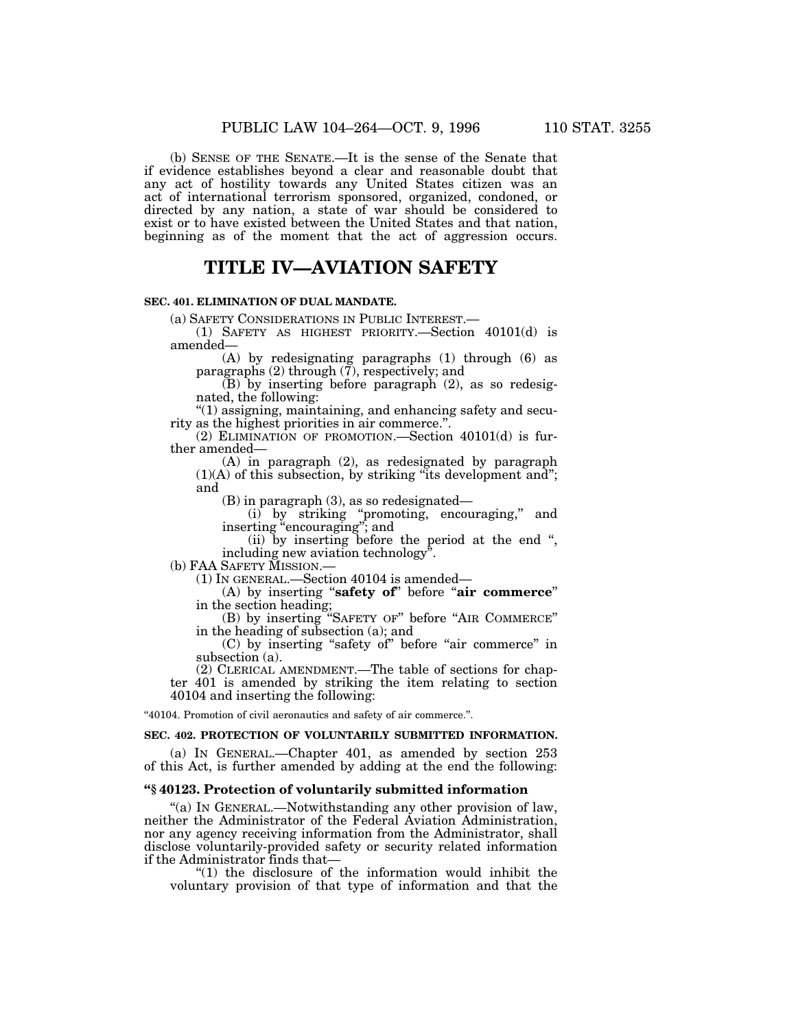(b) SENSE OF THE SENATE.—It is the sense of the Senate that if evidence establishes beyond a clear and reasonable doubt that any act of hostility towards any United States citizen was an act of international terrorism sponsored, organized, condoned, or directed by any nation, a state of war should be considered to exist or to have existed between the United States and that nation, beginning as of the moment that the act of aggression occurs.

# TITLE IV—AVIATION SAFETY

### SEC. 401. ELIMINATION OF DUAL MANDATE.

(a) SAFETY CONSIDERATIONS IN PUBLIC INTEREST.—

(1) SAFETY AS HIGHEST PRIORITY.—Section 40101(d) is amended—

(A) by redesignating paragraphs (1) through (6) as paragraphs (2) through (7), respectively; and

(B) by inserting before paragraph (2), as so redesignated, the following:

"(1) assigning, maintaining, and enhancing safety and security as the highest priorities in air commerce.".

(2) ELIMINATION OF PROMOTION.—Section 40101(d) is further amended—

(A) in paragraph (2), as redesignated by paragraph (1)(A) of this subsection, by striking "its development and"; and

(B) in paragraph (3), as so redesignated—

(i) by striking "promoting, encouraging," and inserting "encouraging"; and

(ii) by inserting before the period at the end ", including new aviation technology".

(b) FAA SAFETY MISSION.—

(1) IN GENERAL.—Section 40104 is amended—

(A) by inserting "**safety of**" before "**air commerce**" in the section heading;

(B) by inserting "SAFETY OF" before "AIR COMMERCE" in the heading of subsection (a); and

(C) by inserting "safety of" before "air commerce" in subsection (a).

(2) CLERICAL AMENDMENT.—The table of sections for chapter 401 is amended by striking the item relating to section 40104 and inserting the following:

"40104. Promotion of civil aeronautics and safety of air commerce.".

### SEC. 402. PROTECTION OF VOLUNTARILY SUBMITTED INFORMATION.

(a) IN GENERAL.—Chapter 401, as amended by section 253 of this Act, is further amended by adding at the end the following:

### "§ 40123. Protection of voluntarily submitted information

"(a) IN GENERAL.—Notwithstanding any other provision of law, neither the Administrator of the Federal Aviation Administration, nor any agency receiving information from the Administrator, shall disclose voluntarily-provided safety or security related information if the Administrator finds that—

"(1) the disclosure of the information would inhibit the voluntary provision of that type of information and that the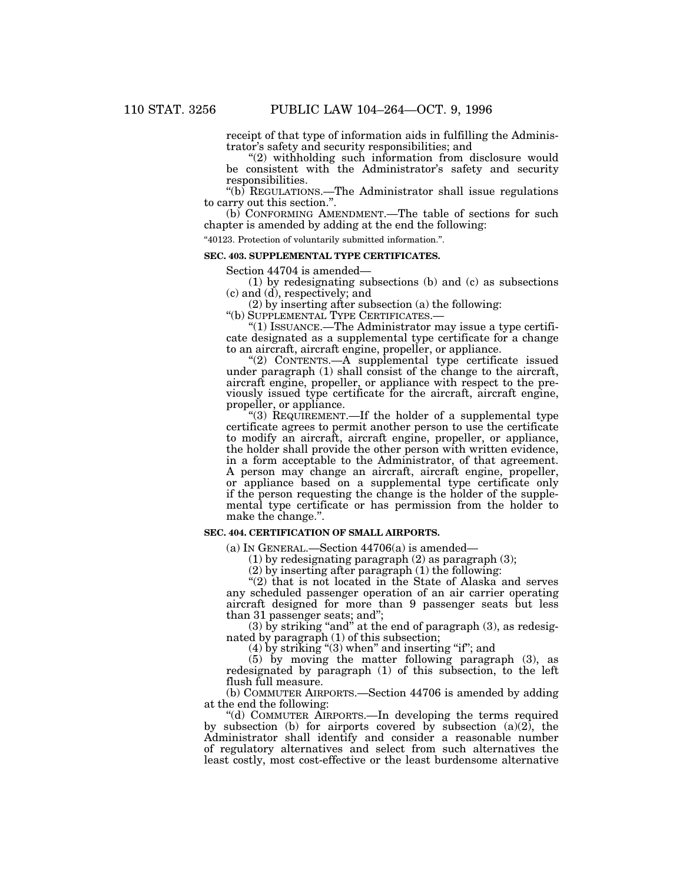receipt of that type of information aids in fulfilling the Administrator's safety and security responsibilities; and

"(2) withholding such information from disclosure would be consistent with the Administrator's safety and security responsibilities.

"(b) REGULATIONS.—The Administrator shall issue regulations to carry out this section.".

(b) CONFORMING AMENDMENT.—The table of sections for such chapter is amended by adding at the end the following:

"40123. Protection of voluntarily submitted information.".

**SEC. 403. SUPPLEMENTAL TYPE CERTIFICATES.**

Section 44704 is amended—

(1) by redesignating subsections (b) and (c) as subsections (c) and (d), respectively; and

(2) by inserting after subsection (a) the following:

"(b) SUPPLEMENTAL TYPE CERTIFICATES.—

"(1) ISSUANCE.—The Administrator may issue a type certificate designated as a supplemental type certificate for a change to an aircraft, aircraft engine, propeller, or appliance.

"(2) CONTENTS.—A supplemental type certificate issued under paragraph (1) shall consist of the change to the aircraft, aircraft engine, propeller, or appliance with respect to the previously issued type certificate for the aircraft, aircraft engine, propeller, or appliance.

"(3) REQUIREMENT.—If the holder of a supplemental type certificate agrees to permit another person to use the certificate to modify an aircraft, aircraft engine, propeller, or appliance, the holder shall provide the other person with written evidence, in a form acceptable to the Administrator, of that agreement. A person may change an aircraft, aircraft engine, propeller, or appliance based on a supplemental type certificate only if the person requesting the change is the holder of the supplemental type certificate or has permission from the holder to make the change.".

**SEC. 404. CERTIFICATION OF SMALL AIRPORTS.**

(a) IN GENERAL.—Section 44706(a) is amended—

(1) by redesignating paragraph (2) as paragraph (3);

(2) by inserting after paragraph (1) the following:

"(2) that is not located in the State of Alaska and serves any scheduled passenger operation of an air carrier operating aircraft designed for more than 9 passenger seats but less than 31 passenger seats; and";

(3) by striking "and" at the end of paragraph (3), as redesignated by paragraph (1) of this subsection;

(4) by striking "(3) when" and inserting "if"; and

(5) by moving the matter following paragraph (3), as redesignated by paragraph (1) of this subsection, to the left flush full measure.

(b) COMMUTER AIRPORTS.—Section 44706 is amended by adding at the end the following:

"(d) COMMUTER AIRPORTS.—In developing the terms required by subsection (b) for airports covered by subsection (a)(2), the Administrator shall identify and consider a reasonable number of regulatory alternatives and select from such alternatives the least costly, most cost-effective or the least burdensome alternative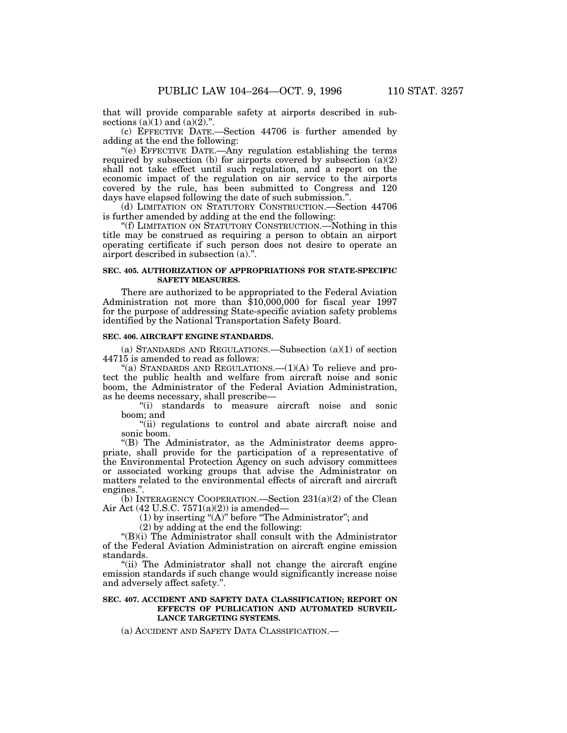that will provide comparable safety at airports described in subsections (a)(1) and (a)(2).".

(c) EFFECTIVE DATE.—Section 44706 is further amended by adding at the end the following:

"(e) EFFECTIVE DATE.—Any regulation establishing the terms required by subsection (b) for airports covered by subsection (a)(2) shall not take effect until such regulation, and a report on the economic impact of the regulation on air service to the airports covered by the rule, has been submitted to Congress and 120 days have elapsed following the date of such submission.".

(d) LIMITATION ON STATUTORY CONSTRUCTION.—Section 44706 is further amended by adding at the end the following:

"(f) LIMITATION ON STATUTORY CONSTRUCTION.—Nothing in this title may be construed as requiring a person to obtain an airport operating certificate if such person does not desire to operate an airport described in subsection (a).".

**SEC. 405. AUTHORIZATION OF APPROPRIATIONS FOR STATE-SPECIFIC SAFETY MEASURES.**

There are authorized to be appropriated to the Federal Aviation Administration not more than $10,000,000 for fiscal year 1997 for the purpose of addressing State-specific aviation safety problems identified by the National Transportation Safety Board.

**SEC. 406. AIRCRAFT ENGINE STANDARDS.**

(a) STANDARDS AND REGULATIONS.—Subsection (a)(1) of section 44715 is amended to read as follows:

"(a) STANDARDS AND REGULATIONS.—(1)(A) To relieve and protect the public health and welfare from aircraft noise and sonic boom, the Administrator of the Federal Aviation Administration, as he deems necessary, shall prescribe—

"(i) standards to measure aircraft noise and sonic boom; and

"(ii) regulations to control and abate aircraft noise and sonic boom.

"(B) The Administrator, as the Administrator deems appropriate, shall provide for the participation of a representative of the Environmental Protection Agency on such advisory committees or associated working groups that advise the Administrator on matters related to the environmental effects of aircraft and aircraft engines.".

(b) INTERAGENCY COOPERATION.—Section 231(a)(2) of the Clean Air Act (42 U.S.C. 7571(a)(2)) is amended—

(1) by inserting "(A)" before "The Administrator"; and

(2) by adding at the end the following:

"(B)(i) The Administrator shall consult with the Administrator of the Federal Aviation Administration on aircraft engine emission standards.

"(ii) The Administrator shall not change the aircraft engine emission standards if such change would significantly increase noise and adversely affect safety.".

**SEC. 407. ACCIDENT AND SAFETY DATA CLASSIFICATION; REPORT ON EFFECTS OF PUBLICATION AND AUTOMATED SURVEILLANCE TARGETING SYSTEMS.**

(a) ACCIDENT AND SAFETY DATA CLASSIFICATION.—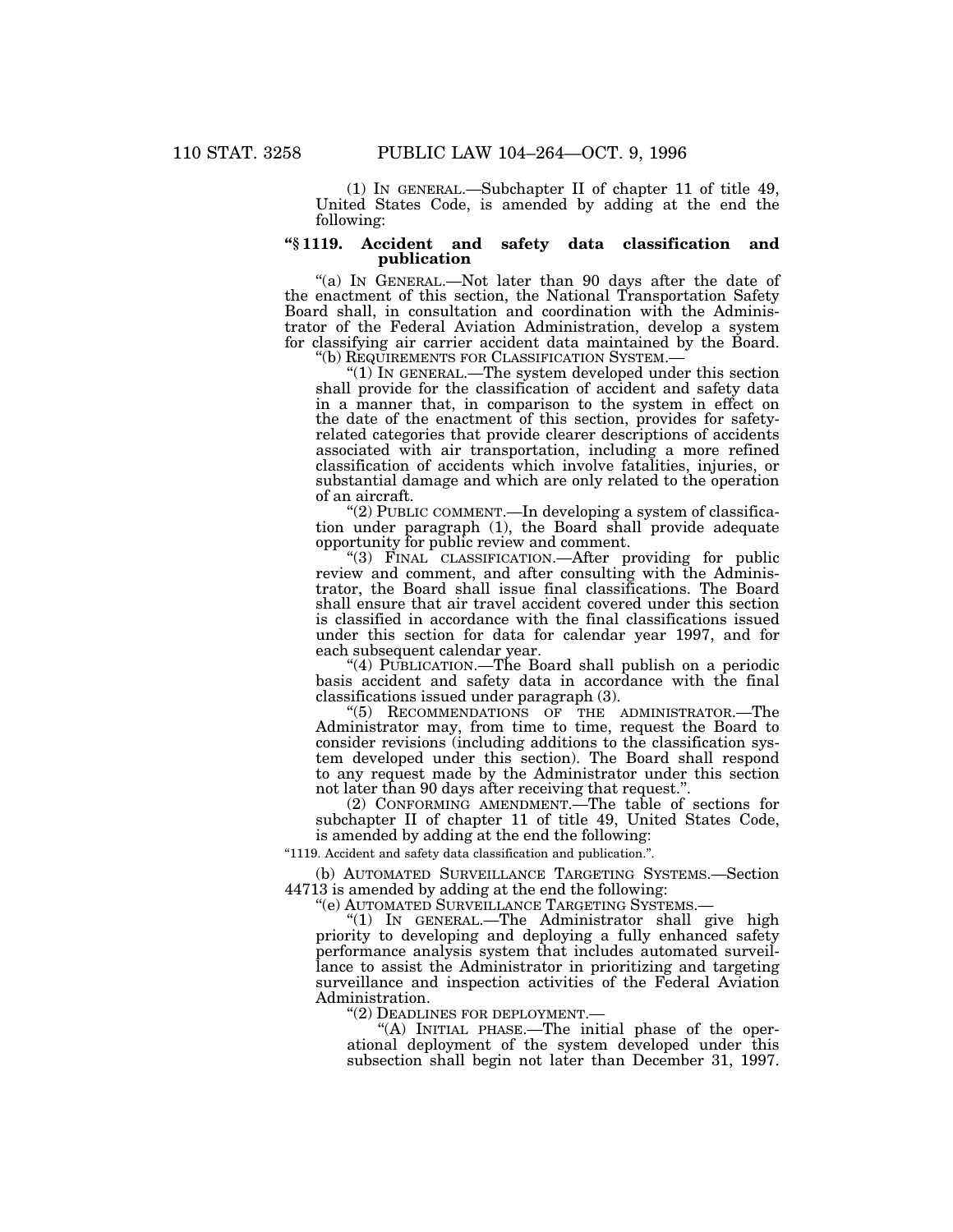(1) IN GENERAL.—Subchapter II of chapter 11 of title 49, United States Code, is amended by adding at the end the following:

**"§ 1119. Accident and safety data classification and publication**

"(a) IN GENERAL.—Not later than 90 days after the date of the enactment of this section, the National Transportation Safety Board shall, in consultation and coordination with the Administrator of the Federal Aviation Administration, develop a system for classifying air carrier accident data maintained by the Board.

"(b) REQUIREMENTS FOR CLASSIFICATION SYSTEM.—

"(1) IN GENERAL.—The system developed under this section shall provide for the classification of accident and safety data in a manner that, in comparison to the system in effect on the date of the enactment of this section, provides for safety-related categories that provide clearer descriptions of accidents associated with air transportation, including a more refined classification of accidents which involve fatalities, injuries, or substantial damage and which are only related to the operation of an aircraft.

"(2) PUBLIC COMMENT.—In developing a system of classification under paragraph (1), the Board shall provide adequate opportunity for public review and comment.

"(3) FINAL CLASSIFICATION.—After providing for public review and comment, and after consulting with the Administrator, the Board shall issue final classifications. The Board shall ensure that air travel accident covered under this section is classified in accordance with the final classifications issued under this section for data for calendar year 1997, and for each subsequent calendar year.

"(4) PUBLICATION.—The Board shall publish on a periodic basis accident and safety data in accordance with the final classifications issued under paragraph (3).

"(5) RECOMMENDATIONS OF THE ADMINISTRATOR.—The Administrator may, from time to time, request the Board to consider revisions (including additions to the classification system developed under this section). The Board shall respond to any request made by the Administrator under this section not later than 90 days after receiving that request.".

(2) CONFORMING AMENDMENT.—The table of sections for subchapter II of chapter 11 of title 49, United States Code, is amended by adding at the end the following:

"1119. Accident and safety data classification and publication.".

(b) AUTOMATED SURVEILLANCE TARGETING SYSTEMS.—Section 44713 is amended by adding at the end the following:

"(e) AUTOMATED SURVEILLANCE TARGETING SYSTEMS.—

"(1) IN GENERAL.—The Administrator shall give high priority to developing and deploying a fully enhanced safety performance analysis system that includes automated surveillance to assist the Administrator in prioritizing and targeting surveillance and inspection activities of the Federal Aviation Administration.

"(2) DEADLINES FOR DEPLOYMENT.—

"(A) INITIAL PHASE.—The initial phase of the operational deployment of the system developed under this subsection shall begin not later than December 31, 1997.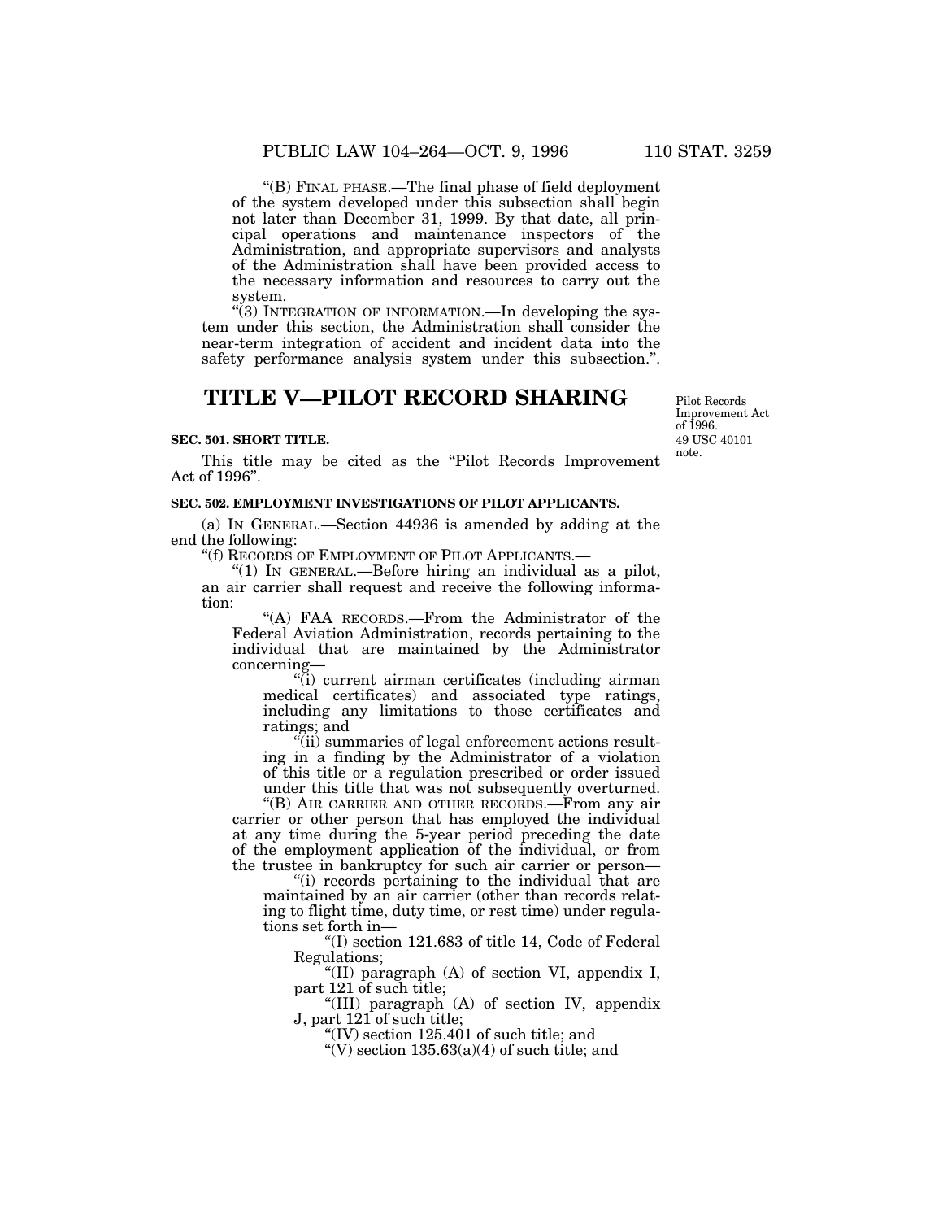"(B) FINAL PHASE.—The final phase of field deployment of the system developed under this subsection shall begin not later than December 31, 1999. By that date, all principal operations and maintenance inspectors of the Administration, and appropriate supervisors and analysts of the Administration shall have been provided access to the necessary information and resources to carry out the system.

"(3) INTEGRATION OF INFORMATION.—In developing the system under this section, the Administration shall consider the near-term integration of accident and incident data into the safety performance analysis system under this subsection.".

# TITLE V—PILOT RECORD SHARING

Pilot Records Improvement Act of 1996.
49 USC 40101 note.

**SEC. 501. SHORT TITLE.**

This title may be cited as the "Pilot Records Improvement Act of 1996".

**SEC. 502. EMPLOYMENT INVESTIGATIONS OF PILOT APPLICANTS.**

(a) IN GENERAL.—Section 44936 is amended by adding at the end the following:

"(f) RECORDS OF EMPLOYMENT OF PILOT APPLICANTS.—

"(1) IN GENERAL.—Before hiring an individual as a pilot, an air carrier shall request and receive the following information:

"(A) FAA RECORDS.—From the Administrator of the Federal Aviation Administration, records pertaining to the individual that are maintained by the Administrator concerning—

"(i) current airman certificates (including airman medical certificates) and associated type ratings, including any limitations to those certificates and ratings; and

"(ii) summaries of legal enforcement actions resulting in a finding by the Administrator of a violation of this title or a regulation prescribed or order issued under this title that was not subsequently overturned.

"(B) AIR CARRIER AND OTHER RECORDS.—From any air carrier or other person that has employed the individual at any time during the 5-year period preceding the date of the employment application of the individual, or from the trustee in bankruptcy for such air carrier or person—

"(i) records pertaining to the individual that are maintained by an air carrier (other than records relating to flight time, duty time, or rest time) under regulations set forth in—

"(I) section 121.683 of title 14, Code of Federal Regulations;

"(II) paragraph (A) of section VI, appendix I, part 121 of such title;

"(III) paragraph (A) of section IV, appendix J, part 121 of such title;

"(IV) section 125.401 of such title; and

"(V) section 135.63(a)(4) of such title; and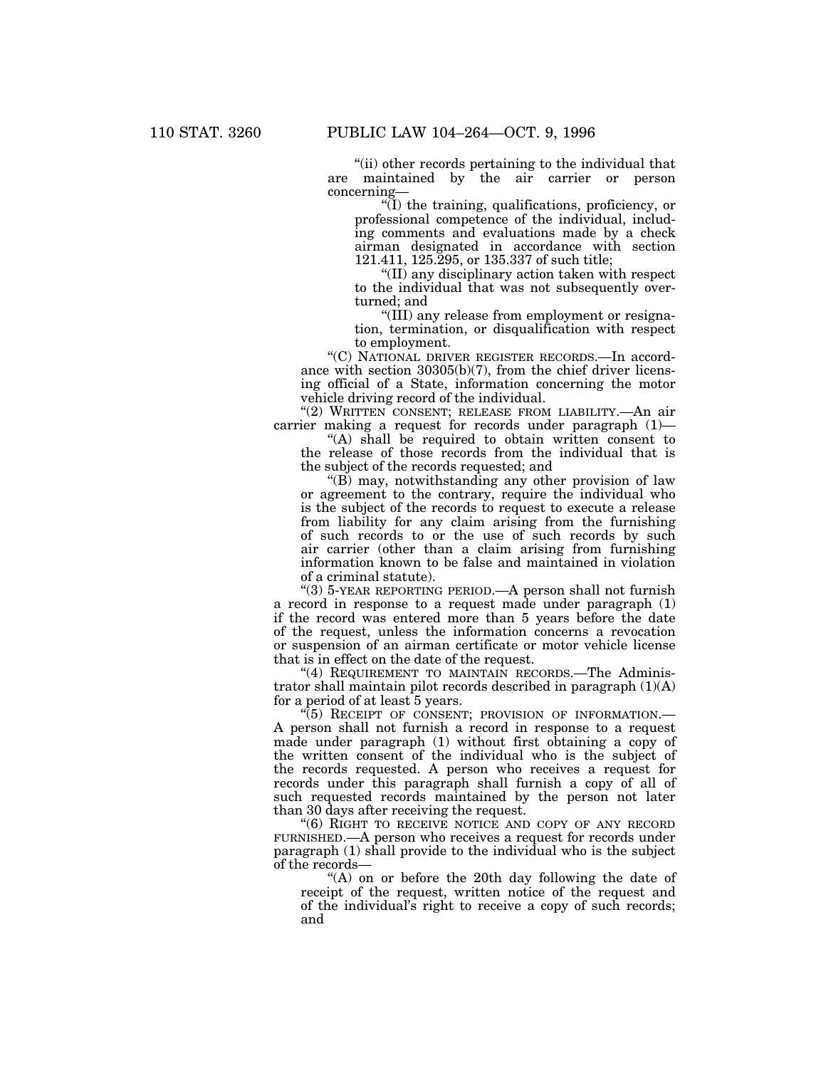"(ii) other records pertaining to the individual that are maintained by the air carrier or person concerning—

"(I) the training, qualifications, proficiency, or professional competence of the individual, including comments and evaluations made by a check airman designated in accordance with section 121.411, 125.295, or 135.337 of such title;

"(II) any disciplinary action taken with respect to the individual that was not subsequently overturned; and

"(III) any release from employment or resignation, termination, or disqualification with respect to employment.

"(C) NATIONAL DRIVER REGISTER RECORDS.—In accordance with section 30305(b)(7), from the chief driver licensing official of a State, information concerning the motor vehicle driving record of the individual.

"(2) WRITTEN CONSENT; RELEASE FROM LIABILITY.—An air carrier making a request for records under paragraph (1)—

"(A) shall be required to obtain written consent to the release of those records from the individual that is the subject of the records requested; and

"(B) may, notwithstanding any other provision of law or agreement to the contrary, require the individual who is the subject of the records to request to execute a release from liability for any claim arising from the furnishing of such records to or the use of such records by such air carrier (other than a claim arising from furnishing information known to be false and maintained in violation of a criminal statute).

"(3) 5-YEAR REPORTING PERIOD.—A person shall not furnish a record in response to a request made under paragraph (1) if the record was entered more than 5 years before the date of the request, unless the information concerns a revocation or suspension of an airman certificate or motor vehicle license that is in effect on the date of the request.

"(4) REQUIREMENT TO MAINTAIN RECORDS.—The Administrator shall maintain pilot records described in paragraph (1)(A) for a period of at least 5 years.

"(5) RECEIPT OF CONSENT; PROVISION OF INFORMATION.—A person shall not furnish a record in response to a request made under paragraph (1) without first obtaining a copy of the written consent of the individual who is the subject of the records requested. A person who receives a request for records under this paragraph shall furnish a copy of all of such requested records maintained by the person not later than 30 days after receiving the request.

"(6) RIGHT TO RECEIVE NOTICE AND COPY OF ANY RECORD FURNISHED.—A person who receives a request for records under paragraph (1) shall provide to the individual who is the subject of the records—

"(A) on or before the 20th day following the date of receipt of the request, written notice of the request and of the individual's right to receive a copy of such records; and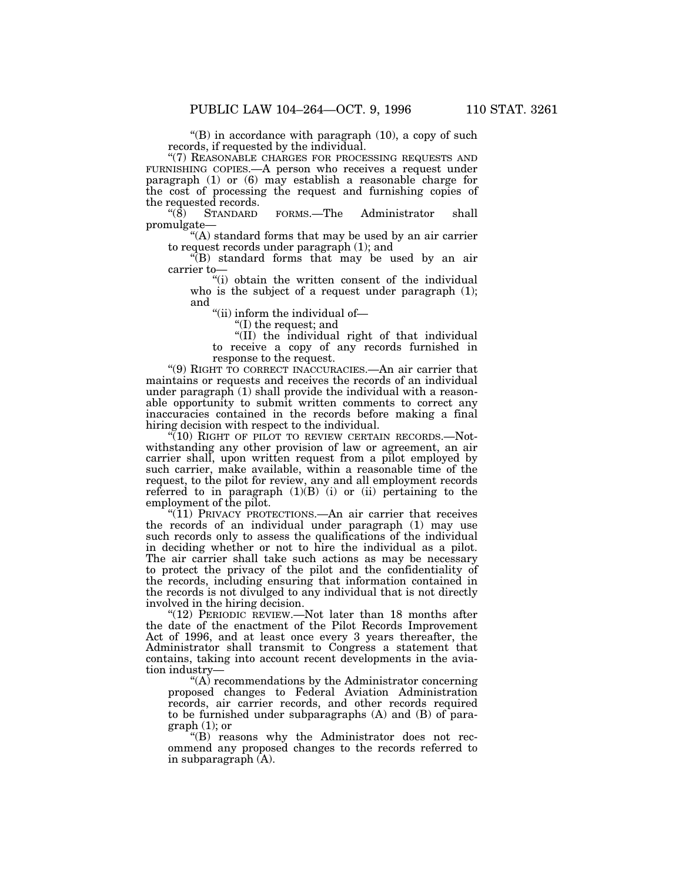"(B) in accordance with paragraph (10), a copy of such records, if requested by the individual.

"(7) REASONABLE CHARGES FOR PROCESSING REQUESTS AND FURNISHING COPIES.—A person who receives a request under paragraph (1) or (6) may establish a reasonable charge for the cost of processing the request and furnishing copies of the requested records.

"(8) STANDARD FORMS.—The Administrator shall promulgate—

"(A) standard forms that may be used by an air carrier to request records under paragraph (1); and

"(B) standard forms that may be used by an air carrier to—

"(i) obtain the written consent of the individual who is the subject of a request under paragraph (1); and

"(ii) inform the individual of—

"(I) the request; and

"(II) the individual right of that individual to receive a copy of any records furnished in response to the request.

"(9) RIGHT TO CORRECT INACCURACIES.—An air carrier that maintains or requests and receives the records of an individual under paragraph (1) shall provide the individual with a reasonable opportunity to submit written comments to correct any inaccuracies contained in the records before making a final hiring decision with respect to the individual.

"(10) RIGHT OF PILOT TO REVIEW CERTAIN RECORDS.—Notwithstanding any other provision of law or agreement, an air carrier shall, upon written request from a pilot employed by such carrier, make available, within a reasonable time of the request, to the pilot for review, any and all employment records referred to in paragraph (1)(B) (i) or (ii) pertaining to the employment of the pilot.

"(11) PRIVACY PROTECTIONS.—An air carrier that receives the records of an individual under paragraph (1) may use such records only to assess the qualifications of the individual in deciding whether or not to hire the individual as a pilot. The air carrier shall take such actions as may be necessary to protect the privacy of the pilot and the confidentiality of the records, including ensuring that information contained in the records is not divulged to any individual that is not directly involved in the hiring decision.

"(12) PERIODIC REVIEW.—Not later than 18 months after the date of the enactment of the Pilot Records Improvement Act of 1996, and at least once every 3 years thereafter, the Administrator shall transmit to Congress a statement that contains, taking into account recent developments in the aviation industry—

"(A) recommendations by the Administrator concerning proposed changes to Federal Aviation Administration records, air carrier records, and other records required to be furnished under subparagraphs (A) and (B) of paragraph (1); or

"(B) reasons why the Administrator does not recommend any proposed changes to the records referred to in subparagraph (A).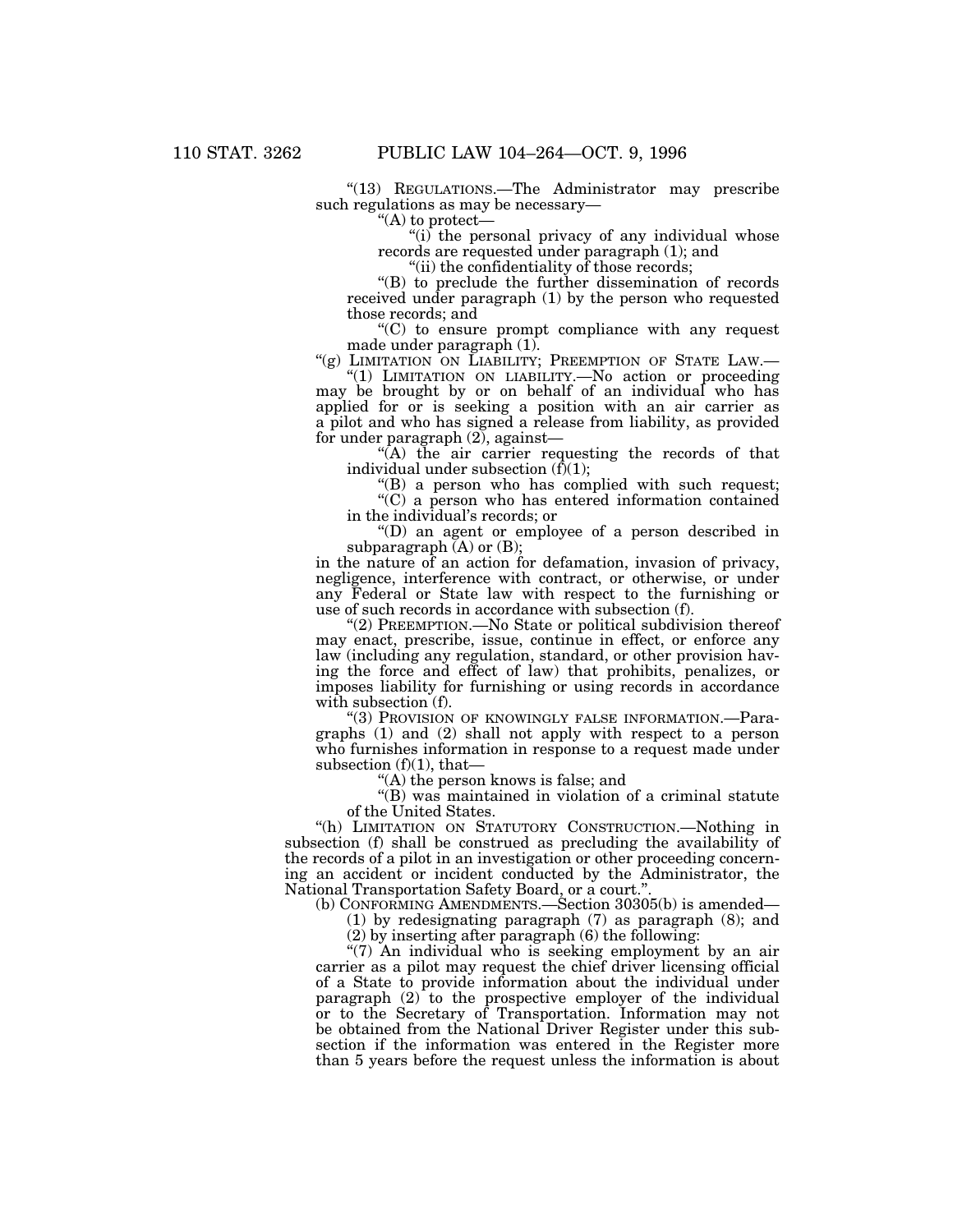"(13) REGULATIONS.—The Administrator may prescribe such regulations as may be necessary—

"(A) to protect—

"(i) the personal privacy of any individual whose records are requested under paragraph (1); and

"(ii) the confidentiality of those records;

"(B) to preclude the further dissemination of records received under paragraph (1) by the person who requested those records; and

"(C) to ensure prompt compliance with any request made under paragraph (1).

"(g) LIMITATION ON LIABILITY; PREEMPTION OF STATE LAW.—

"(1) LIMITATION ON LIABILITY.—No action or proceeding may be brought by or on behalf of an individual who has applied for or is seeking a position with an air carrier as a pilot and who has signed a release from liability, as provided for under paragraph (2), against—

"(A) the air carrier requesting the records of that individual under subsection (f)(1);

"(B) a person who has complied with such request;

"(C) a person who has entered information contained in the individual's records; or

"(D) an agent or employee of a person described in subparagraph (A) or (B);

in the nature of an action for defamation, invasion of privacy, negligence, interference with contract, or otherwise, or under any Federal or State law with respect to the furnishing or use of such records in accordance with subsection (f).

"(2) PREEMPTION.—No State or political subdivision thereof may enact, prescribe, issue, continue in effect, or enforce any law (including any regulation, standard, or other provision having the force and effect of law) that prohibits, penalizes, or imposes liability for furnishing or using records in accordance with subsection (f).

"(3) PROVISION OF KNOWINGLY FALSE INFORMATION.—Paragraphs (1) and (2) shall not apply with respect to a person who furnishes information in response to a request made under subsection (f)(1), that—

"(A) the person knows is false; and

"(B) was maintained in violation of a criminal statute of the United States.

"(h) LIMITATION ON STATUTORY CONSTRUCTION.—Nothing in subsection (f) shall be construed as precluding the availability of the records of a pilot in an investigation or other proceeding concerning an accident or incident conducted by the Administrator, the National Transportation Safety Board, or a court.".

(b) CONFORMING AMENDMENTS.—Section 30305(b) is amended—

(1) by redesignating paragraph (7) as paragraph (8); and

(2) by inserting after paragraph (6) the following:

"(7) An individual who is seeking employment by an air carrier as a pilot may request the chief driver licensing official of a State to provide information about the individual under paragraph (2) to the prospective employer of the individual or to the Secretary of Transportation. Information may not be obtained from the National Driver Register under this subsection if the information was entered in the Register more than 5 years before the request unless the information is about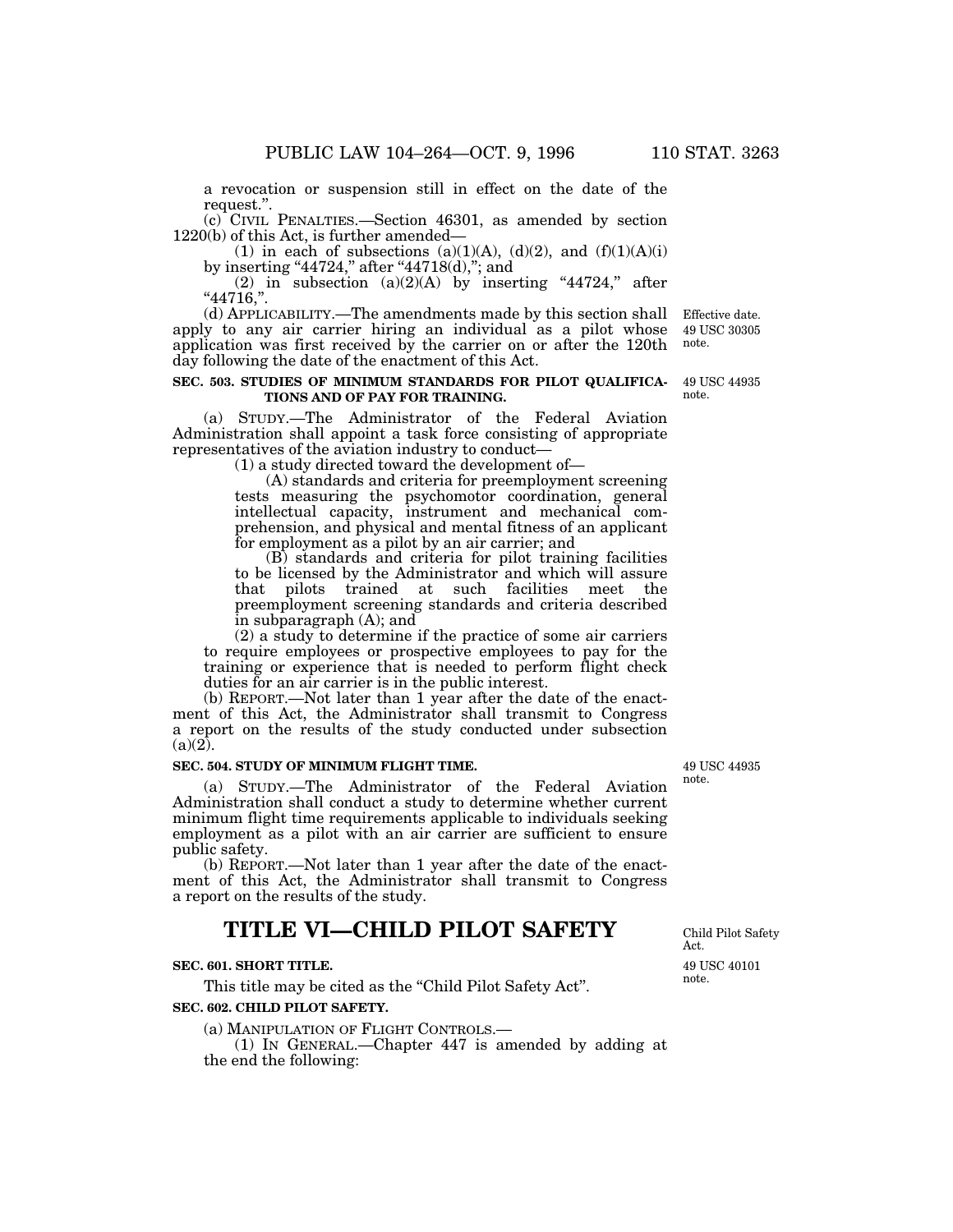a revocation or suspension still in effect on the date of the request.".

(c) CIVIL PENALTIES.—Section 46301, as amended by section 1220(b) of this Act, is further amended—

(1) in each of subsections (a)(1)(A), (d)(2), and (f)(1)(A)(i) by inserting "44724," after "44718(d),"; and

(2) in subsection (a)(2)(A) by inserting "44724," after "44716,".

(d) APPLICABILITY.—The amendments made by this section shall apply to any air carrier hiring an individual as a pilot whose application was first received by the carrier on or after the 120th day following the date of the enactment of this Act.

Effective date. 49 USC 30305 note.

### SEC. 503. STUDIES OF MINIMUM STANDARDS FOR PILOT QUALIFICATIONS AND OF PAY FOR TRAINING.

49 USC 44935 note.

(a) STUDY.—The Administrator of the Federal Aviation Administration shall appoint a task force consisting of appropriate representatives of the aviation industry to conduct—

(1) a study directed toward the development of—

(A) standards and criteria for preemployment screening tests measuring the psychomotor coordination, general intellectual capacity, instrument and mechanical comprehension, and physical and mental fitness of an applicant for employment as a pilot by an air carrier; and

(B) standards and criteria for pilot training facilities to be licensed by the Administrator and which will assure that pilots trained at such facilities meet the preemployment screening standards and criteria described in subparagraph (A); and

(2) a study to determine if the practice of some air carriers to require employees or prospective employees to pay for the training or experience that is needed to perform flight check duties for an air carrier is in the public interest.

(b) REPORT.—Not later than 1 year after the date of the enactment of this Act, the Administrator shall transmit to Congress a report on the results of the study conducted under subsection (a)(2).

### SEC. 504. STUDY OF MINIMUM FLIGHT TIME.

49 USC 44935 note.

(a) STUDY.—The Administrator of the Federal Aviation Administration shall conduct a study to determine whether current minimum flight time requirements applicable to individuals seeking employment as a pilot with an air carrier are sufficient to ensure public safety.

(b) REPORT.—Not later than 1 year after the date of the enactment of this Act, the Administrator shall transmit to Congress a report on the results of the study.

# TITLE VI—CHILD PILOT SAFETY

Child Pilot Safety Act. 49 USC 40101 note.

### SEC. 601. SHORT TITLE.

This title may be cited as the "Child Pilot Safety Act".

### SEC. 602. CHILD PILOT SAFETY.

(a) MANIPULATION OF FLIGHT CONTROLS.—

(1) IN GENERAL.—Chapter 447 is amended by adding at the end the following: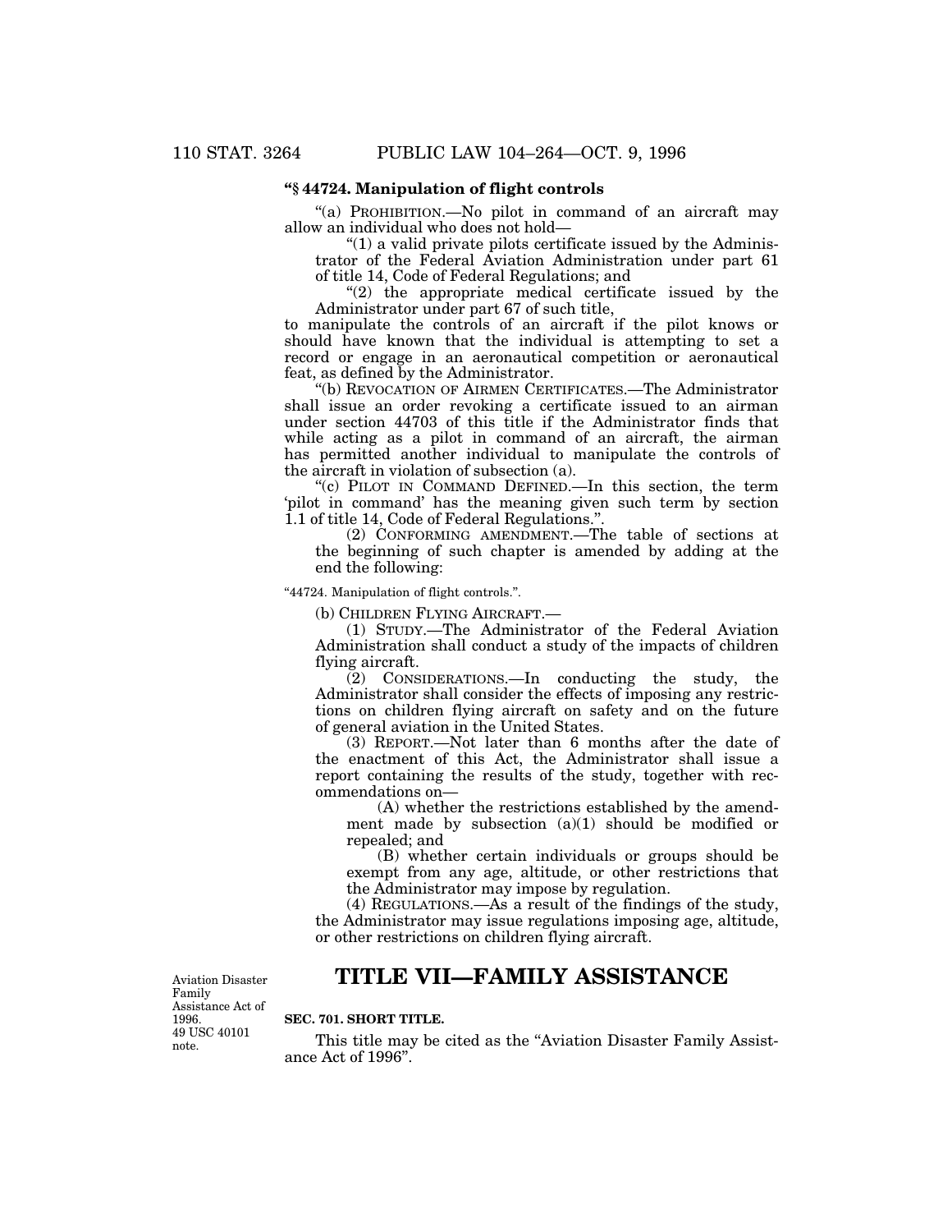**"§ 44724. Manipulation of flight controls**

"(a) PROHIBITION.—No pilot in command of an aircraft may allow an individual who does not hold—

"(1) a valid private pilots certificate issued by the Administrator of the Federal Aviation Administration under part 61 of title 14, Code of Federal Regulations; and

"(2) the appropriate medical certificate issued by the Administrator under part 67 of such title,

to manipulate the controls of an aircraft if the pilot knows or should have known that the individual is attempting to set a record or engage in an aeronautical competition or aeronautical feat, as defined by the Administrator.

"(b) REVOCATION OF AIRMEN CERTIFICATES.—The Administrator shall issue an order revoking a certificate issued to an airman under section 44703 of this title if the Administrator finds that while acting as a pilot in command of an aircraft, the airman has permitted another individual to manipulate the controls of the aircraft in violation of subsection (a).

"(c) PILOT IN COMMAND DEFINED.—In this section, the term 'pilot in command' has the meaning given such term by section 1.1 of title 14, Code of Federal Regulations.".

(2) CONFORMING AMENDMENT.—The table of sections at the beginning of such chapter is amended by adding at the end the following:

"44724. Manipulation of flight controls.".

(b) CHILDREN FLYING AIRCRAFT.—

(1) STUDY.—The Administrator of the Federal Aviation Administration shall conduct a study of the impacts of children flying aircraft.

(2) CONSIDERATIONS.—In conducting the study, the Administrator shall consider the effects of imposing any restrictions on children flying aircraft on safety and on the future of general aviation in the United States.

(3) REPORT.—Not later than 6 months after the date of the enactment of this Act, the Administrator shall issue a report containing the results of the study, together with recommendations on—

(A) whether the restrictions established by the amendment made by subsection (a)(1) should be modified or repealed; and

(B) whether certain individuals or groups should be exempt from any age, altitude, or other restrictions that the Administrator may impose by regulation.

(4) REGULATIONS.—As a result of the findings of the study, the Administrator may issue regulations imposing age, altitude, or other restrictions on children flying aircraft.

# TITLE VII—FAMILY ASSISTANCE

Aviation Disaster Family Assistance Act of 1996. 49 USC 40101 note.

**SEC. 701. SHORT TITLE.**

This title may be cited as the "Aviation Disaster Family Assistance Act of 1996".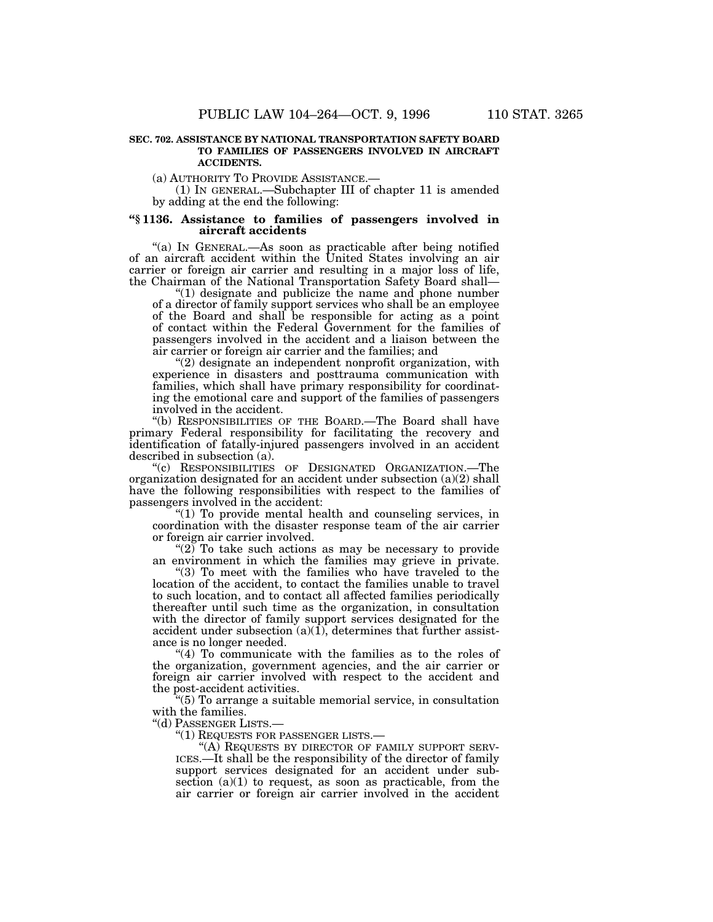**SEC. 702. ASSISTANCE BY NATIONAL TRANSPORTATION SAFETY BOARD TO FAMILIES OF PASSENGERS INVOLVED IN AIRCRAFT ACCIDENTS.**

(a) AUTHORITY TO PROVIDE ASSISTANCE.—

(1) IN GENERAL.—Subchapter III of chapter 11 is amended by adding at the end the following:

**"§ 1136. Assistance to families of passengers involved in aircraft accidents**

"(a) IN GENERAL.—As soon as practicable after being notified of an aircraft accident within the United States involving an air carrier or foreign air carrier and resulting in a major loss of life, the Chairman of the National Transportation Safety Board shall—

"(1) designate and publicize the name and phone number of a director of family support services who shall be an employee of the Board and shall be responsible for acting as a point of contact within the Federal Government for the families of passengers involved in the accident and a liaison between the air carrier or foreign air carrier and the families; and

"(2) designate an independent nonprofit organization, with experience in disasters and posttrauma communication with families, which shall have primary responsibility for coordinating the emotional care and support of the families of passengers involved in the accident.

"(b) RESPONSIBILITIES OF THE BOARD.—The Board shall have primary Federal responsibility for facilitating the recovery and identification of fatally-injured passengers involved in an accident described in subsection (a).

"(c) RESPONSIBILITIES OF DESIGNATED ORGANIZATION.—The organization designated for an accident under subsection (a)(2) shall have the following responsibilities with respect to the families of passengers involved in the accident:

"(1) To provide mental health and counseling services, in coordination with the disaster response team of the air carrier or foreign air carrier involved.

"(2) To take such actions as may be necessary to provide an environment in which the families may grieve in private.

"(3) To meet with the families who have traveled to the location of the accident, to contact the families unable to travel to such location, and to contact all affected families periodically thereafter until such time as the organization, in consultation with the director of family support services designated for the accident under subsection (a)(1), determines that further assistance is no longer needed.

"(4) To communicate with the families as to the roles of the organization, government agencies, and the air carrier or foreign air carrier involved with respect to the accident and the post-accident activities.

"(5) To arrange a suitable memorial service, in consultation with the families.

"(d) PASSENGER LISTS.—

"(1) REQUESTS FOR PASSENGER LISTS.—

"(A) REQUESTS BY DIRECTOR OF FAMILY SUPPORT SERVICES.—It shall be the responsibility of the director of family support services designated for an accident under subsection (a)(1) to request, as soon as practicable, from the air carrier or foreign air carrier involved in the accident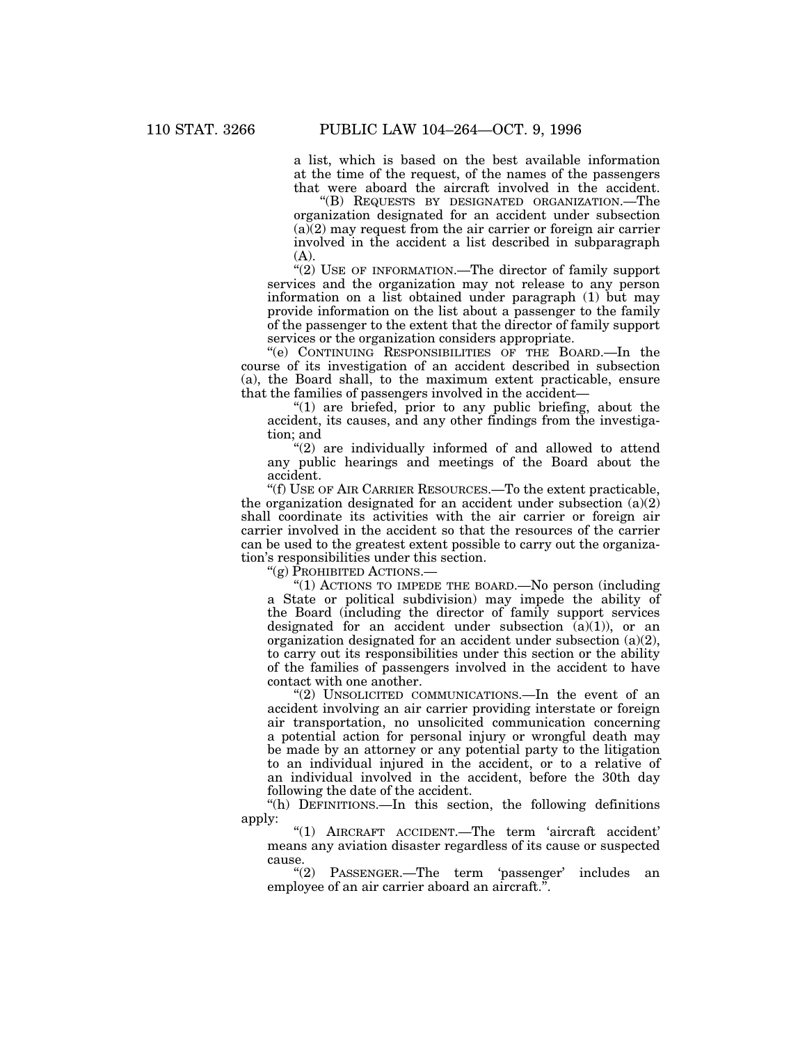a list, which is based on the best available information at the time of the request, of the names of the passengers that were aboard the aircraft involved in the accident.

"(B) REQUESTS BY DESIGNATED ORGANIZATION.—The organization designated for an accident under subsection (a)(2) may request from the air carrier or foreign air carrier involved in the accident a list described in subparagraph (A).

"(2) USE OF INFORMATION.—The director of family support services and the organization may not release to any person information on a list obtained under paragraph (1) but may provide information on the list about a passenger to the family of the passenger to the extent that the director of family support services or the organization considers appropriate.

"(e) CONTINUING RESPONSIBILITIES OF THE BOARD.—In the course of its investigation of an accident described in subsection (a), the Board shall, to the maximum extent practicable, ensure that the families of passengers involved in the accident—

"(1) are briefed, prior to any public briefing, about the accident, its causes, and any other findings from the investigation; and

"(2) are individually informed of and allowed to attend any public hearings and meetings of the Board about the accident.

"(f) USE OF AIR CARRIER RESOURCES.—To the extent practicable, the organization designated for an accident under subsection (a)(2) shall coordinate its activities with the air carrier or foreign air carrier involved in the accident so that the resources of the carrier can be used to the greatest extent possible to carry out the organization's responsibilities under this section.

"(g) PROHIBITED ACTIONS.—

"(1) ACTIONS TO IMPEDE THE BOARD.—No person (including a State or political subdivision) may impede the ability of the Board (including the director of family support services designated for an accident under subsection (a)(1)), or an organization designated for an accident under subsection (a)(2), to carry out its responsibilities under this section or the ability of the families of passengers involved in the accident to have contact with one another.

"(2) UNSOLICITED COMMUNICATIONS.—In the event of an accident involving an air carrier providing interstate or foreign air transportation, no unsolicited communication concerning a potential action for personal injury or wrongful death may be made by an attorney or any potential party to the litigation to an individual injured in the accident, or to a relative of an individual involved in the accident, before the 30th day following the date of the accident.

"(h) DEFINITIONS.—In this section, the following definitions apply:

"(1) AIRCRAFT ACCIDENT.—The term 'aircraft accident' means any aviation disaster regardless of its cause or suspected cause.

"(2) PASSENGER.—The term 'passenger' includes an employee of an air carrier aboard an aircraft.".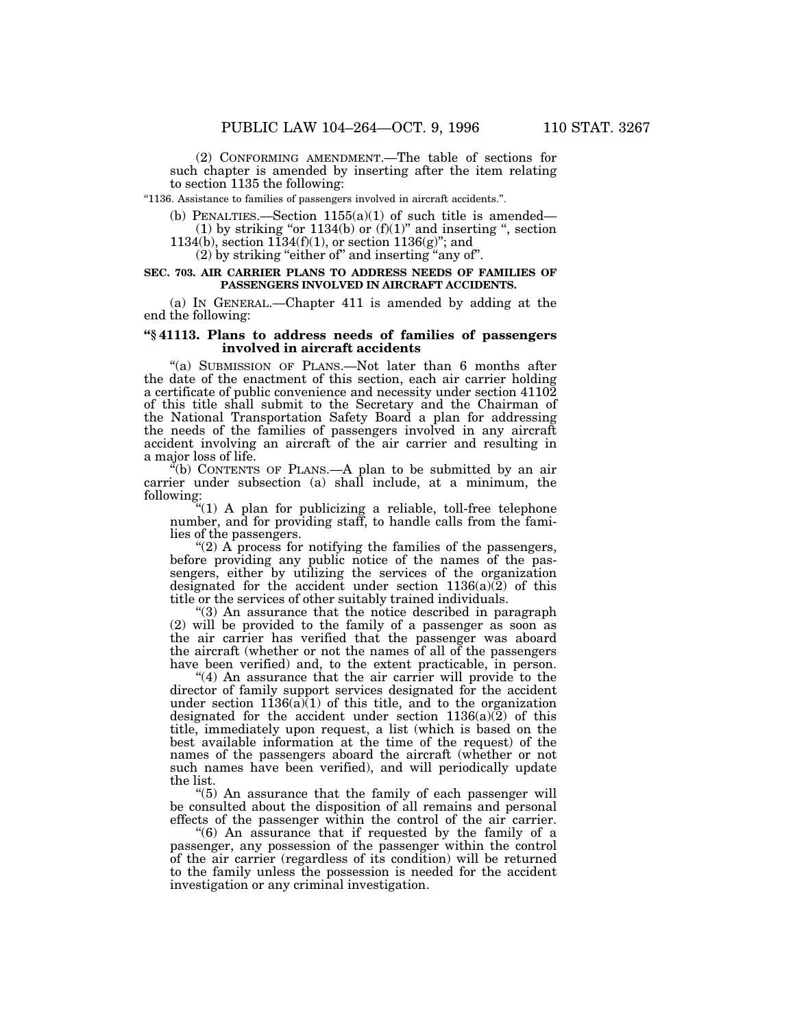(2) CONFORMING AMENDMENT.—The table of sections for such chapter is amended by inserting after the item relating to section 1135 the following:

"1136. Assistance to families of passengers involved in aircraft accidents.".

(b) PENALTIES.—Section 1155(a)(1) of such title is amended—

(1) by striking "or 1134(b) or (f)(1)" and inserting ", section 1134(b), section 1134(f)(1), or section 1136(g)"; and

(2) by striking "either of" and inserting "any of".

**SEC. 703. AIR CARRIER PLANS TO ADDRESS NEEDS OF FAMILIES OF PASSENGERS INVOLVED IN AIRCRAFT ACCIDENTS.**

(a) IN GENERAL.—Chapter 411 is amended by adding at the end the following:

**"§ 41113. Plans to address needs of families of passengers involved in aircraft accidents**

"(a) SUBMISSION OF PLANS.—Not later than 6 months after the date of the enactment of this section, each air carrier holding a certificate of public convenience and necessity under section 41102 of this title shall submit to the Secretary and the Chairman of the National Transportation Safety Board a plan for addressing the needs of the families of passengers involved in any aircraft accident involving an aircraft of the air carrier and resulting in a major loss of life.

"(b) CONTENTS OF PLANS.—A plan to be submitted by an air carrier under subsection (a) shall include, at a minimum, the following:

"(1) A plan for publicizing a reliable, toll-free telephone number, and for providing staff, to handle calls from the families of the passengers.

"(2) A process for notifying the families of the passengers, before providing any public notice of the names of the passengers, either by utilizing the services of the organization designated for the accident under section 1136(a)(2) of this title or the services of other suitably trained individuals.

"(3) An assurance that the notice described in paragraph (2) will be provided to the family of a passenger as soon as the air carrier has verified that the passenger was aboard the aircraft (whether or not the names of all of the passengers have been verified) and, to the extent practicable, in person.

"(4) An assurance that the air carrier will provide to the director of family support services designated for the accident under section 1136(a)(1) of this title, and to the organization designated for the accident under section 1136(a)(2) of this title, immediately upon request, a list (which is based on the best available information at the time of the request) of the names of the passengers aboard the aircraft (whether or not such names have been verified), and will periodically update the list.

"(5) An assurance that the family of each passenger will be consulted about the disposition of all remains and personal effects of the passenger within the control of the air carrier.

"(6) An assurance that if requested by the family of a passenger, any possession of the passenger within the control of the air carrier (regardless of its condition) will be returned to the family unless the possession is needed for the accident investigation or any criminal investigation.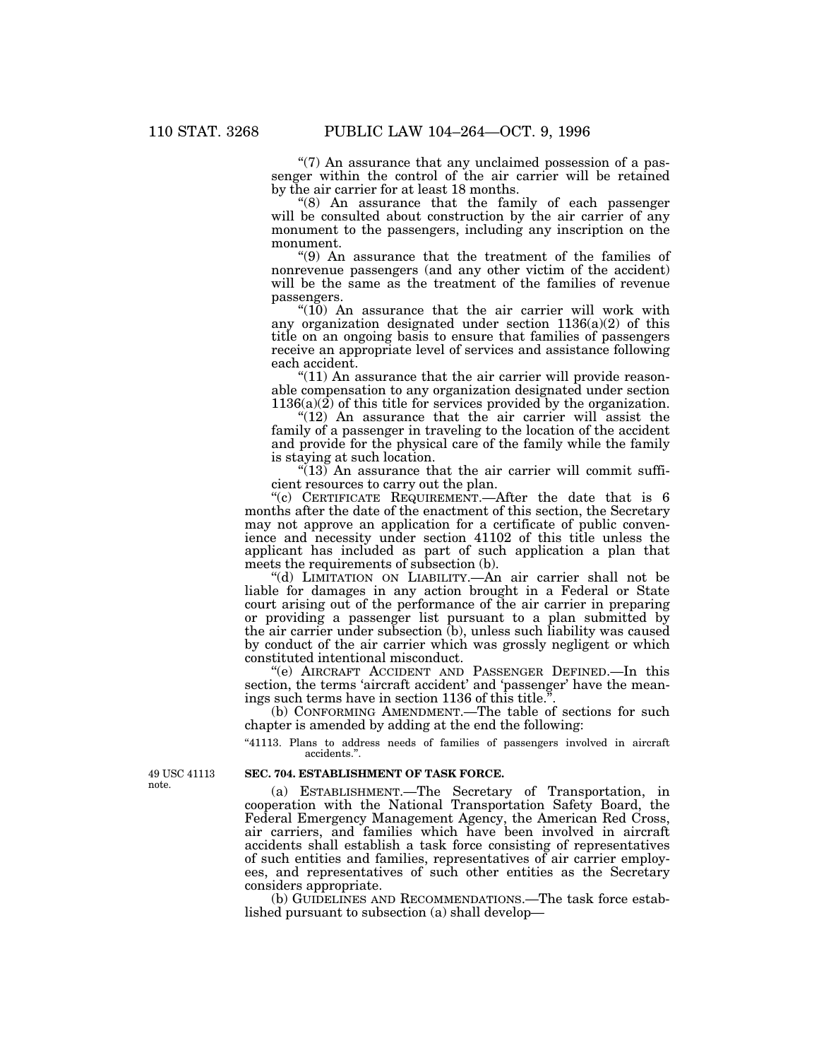"(7) An assurance that any unclaimed possession of a passenger within the control of the air carrier will be retained by the air carrier for at least 18 months.

"(8) An assurance that the family of each passenger will be consulted about construction by the air carrier of any monument to the passengers, including any inscription on the monument.

"(9) An assurance that the treatment of the families of nonrevenue passengers (and any other victim of the accident) will be the same as the treatment of the families of revenue passengers.

"(10) An assurance that the air carrier will work with any organization designated under section 1136(a)(2) of this title on an ongoing basis to ensure that families of passengers receive an appropriate level of services and assistance following each accident.

"(11) An assurance that the air carrier will provide reasonable compensation to any organization designated under section 1136(a)(2) of this title for services provided by the organization.

"(12) An assurance that the air carrier will assist the family of a passenger in traveling to the location of the accident and provide for the physical care of the family while the family is staying at such location.

"(13) An assurance that the air carrier will commit sufficient resources to carry out the plan.

"(c) CERTIFICATE REQUIREMENT.—After the date that is 6 months after the date of the enactment of this section, the Secretary may not approve an application for a certificate of public convenience and necessity under section 41102 of this title unless the applicant has included as part of such application a plan that meets the requirements of subsection (b).

"(d) LIMITATION ON LIABILITY.—An air carrier shall not be liable for damages in any action brought in a Federal or State court arising out of the performance of the air carrier in preparing or providing a passenger list pursuant to a plan submitted by the air carrier under subsection (b), unless such liability was caused by conduct of the air carrier which was grossly negligent or which constituted intentional misconduct.

"(e) AIRCRAFT ACCIDENT AND PASSENGER DEFINED.—In this section, the terms 'aircraft accident' and 'passenger' have the meanings such terms have in section 1136 of this title.".

(b) CONFORMING AMENDMENT.—The table of sections for such chapter is amended by adding at the end the following:

"41113. Plans to address needs of families of passengers involved in aircraft accidents.".

49 USC 41113 note.

**SEC. 704. ESTABLISHMENT OF TASK FORCE.**

(a) ESTABLISHMENT.—The Secretary of Transportation, in cooperation with the National Transportation Safety Board, the Federal Emergency Management Agency, the American Red Cross, air carriers, and families which have been involved in aircraft accidents shall establish a task force consisting of representatives of such entities and families, representatives of air carrier employees, and representatives of such other entities as the Secretary considers appropriate.

(b) GUIDELINES AND RECOMMENDATIONS.—The task force established pursuant to subsection (a) shall develop—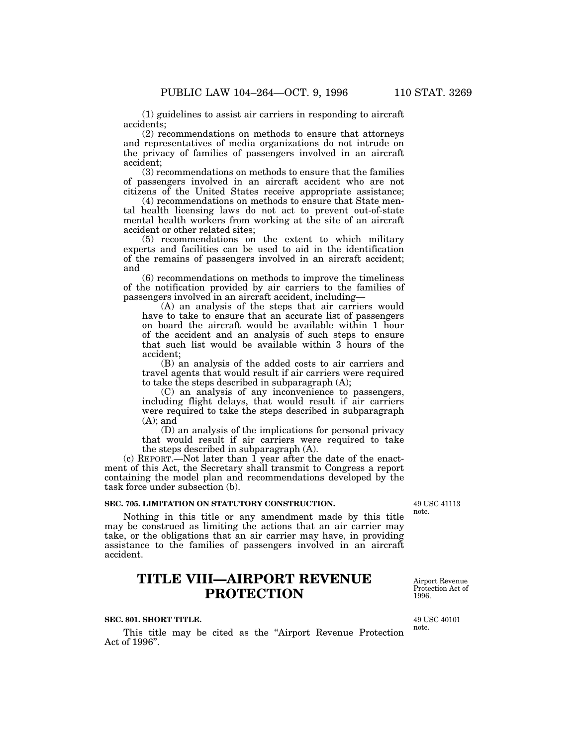(1) guidelines to assist air carriers in responding to aircraft accidents;

(2) recommendations on methods to ensure that attorneys and representatives of media organizations do not intrude on the privacy of families of passengers involved in an aircraft accident;

(3) recommendations on methods to ensure that the families of passengers involved in an aircraft accident who are not citizens of the United States receive appropriate assistance;

(4) recommendations on methods to ensure that State mental health licensing laws do not act to prevent out-of-state mental health workers from working at the site of an aircraft accident or other related sites;

(5) recommendations on the extent to which military experts and facilities can be used to aid in the identification of the remains of passengers involved in an aircraft accident; and

(6) recommendations on methods to improve the timeliness of the notification provided by air carriers to the families of passengers involved in an aircraft accident, including—

(A) an analysis of the steps that air carriers would have to take to ensure that an accurate list of passengers on board the aircraft would be available within 1 hour of the accident and an analysis of such steps to ensure that such list would be available within 3 hours of the accident;

(B) an analysis of the added costs to air carriers and travel agents that would result if air carriers were required to take the steps described in subparagraph (A);

(C) an analysis of any inconvenience to passengers, including flight delays, that would result if air carriers were required to take the steps described in subparagraph (A); and

(D) an analysis of the implications for personal privacy that would result if air carriers were required to take the steps described in subparagraph (A).

(c) REPORT.—Not later than 1 year after the date of the enactment of this Act, the Secretary shall transmit to Congress a report containing the model plan and recommendations developed by the task force under subsection (b).

**SEC. 705. LIMITATION ON STATUTORY CONSTRUCTION.**

49 USC 41113 note.

Nothing in this title or any amendment made by this title may be construed as limiting the actions that an air carrier may take, or the obligations that an air carrier may have, in providing assistance to the families of passengers involved in an aircraft accident.

# TITLE VIII—AIRPORT REVENUE PROTECTION

Airport Revenue Protection Act of 1996.

**SEC. 801. SHORT TITLE.**

49 USC 40101 note.

This title may be cited as the "Airport Revenue Protection Act of 1996".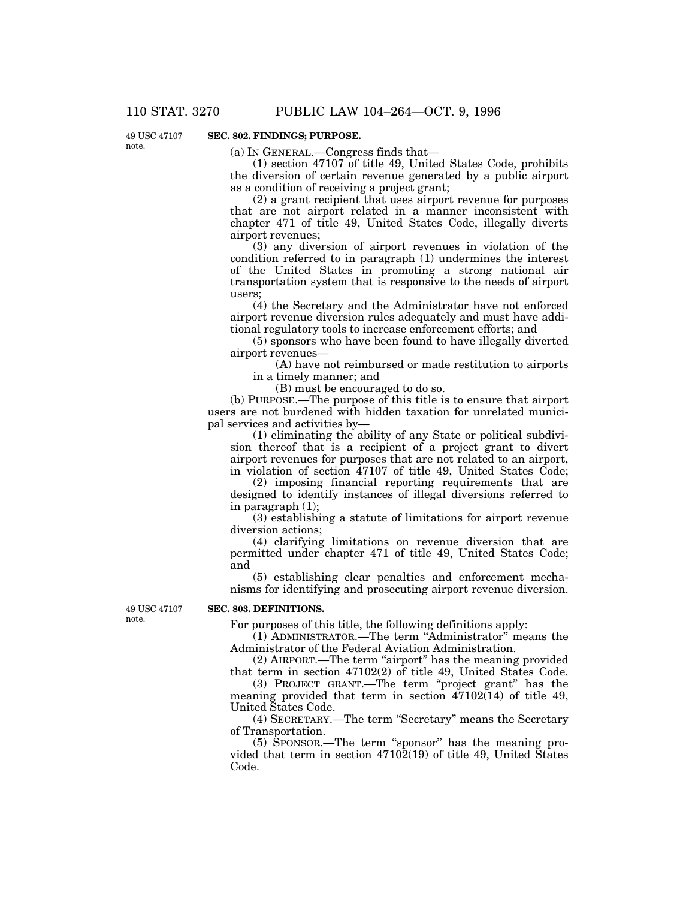49 USC 47107 note.

**SEC. 802. FINDINGS; PURPOSE.**

(a) IN GENERAL.—Congress finds that—

(1) section 47107 of title 49, United States Code, prohibits the diversion of certain revenue generated by a public airport as a condition of receiving a project grant;

(2) a grant recipient that uses airport revenue for purposes that are not airport related in a manner inconsistent with chapter 471 of title 49, United States Code, illegally diverts airport revenues;

(3) any diversion of airport revenues in violation of the condition referred to in paragraph (1) undermines the interest of the United States in promoting a strong national air transportation system that is responsive to the needs of airport users;

(4) the Secretary and the Administrator have not enforced airport revenue diversion rules adequately and must have additional regulatory tools to increase enforcement efforts; and

(5) sponsors who have been found to have illegally diverted airport revenues—

(A) have not reimbursed or made restitution to airports in a timely manner; and

(B) must be encouraged to do so.

(b) PURPOSE.—The purpose of this title is to ensure that airport users are not burdened with hidden taxation for unrelated municipal services and activities by—

(1) eliminating the ability of any State or political subdivision thereof that is a recipient of a project grant to divert airport revenues for purposes that are not related to an airport, in violation of section 47107 of title 49, United States Code;

(2) imposing financial reporting requirements that are designed to identify instances of illegal diversions referred to in paragraph (1);

(3) establishing a statute of limitations for airport revenue diversion actions;

(4) clarifying limitations on revenue diversion that are permitted under chapter 471 of title 49, United States Code; and

(5) establishing clear penalties and enforcement mechanisms for identifying and prosecuting airport revenue diversion.

49 USC 47107 note.

**SEC. 803. DEFINITIONS.**

For purposes of this title, the following definitions apply:

(1) ADMINISTRATOR.—The term "Administrator" means the Administrator of the Federal Aviation Administration.

(2) AIRPORT.—The term "airport" has the meaning provided that term in section 47102(2) of title 49, United States Code.

(3) PROJECT GRANT.—The term "project grant" has the meaning provided that term in section 47102(14) of title 49, United States Code.

(4) SECRETARY.—The term "Secretary" means the Secretary of Transportation.

(5) SPONSOR.—The term "sponsor" has the meaning provided that term in section 47102(19) of title 49, United States Code.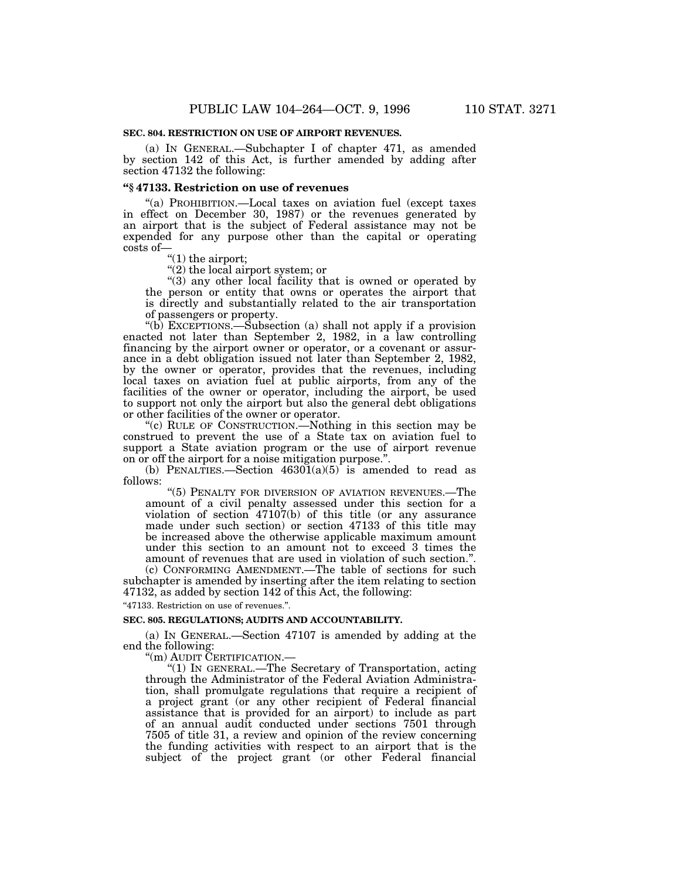**SEC. 804. RESTRICTION ON USE OF AIRPORT REVENUES.**

(a) IN GENERAL.—Subchapter I of chapter 471, as amended by section 142 of this Act, is further amended by adding after section 47132 the following:

### "§ 47133. Restriction on use of revenues

"(a) PROHIBITION.—Local taxes on aviation fuel (except taxes in effect on December 30, 1987) or the revenues generated by an airport that is the subject of Federal assistance may not be expended for any purpose other than the capital or operating costs of—

"(1) the airport;

"(2) the local airport system; or

"(3) any other local facility that is owned or operated by the person or entity that owns or operates the airport that is directly and substantially related to the air transportation of passengers or property.

"(b) EXCEPTIONS.—Subsection (a) shall not apply if a provision enacted not later than September 2, 1982, in a law controlling financing by the airport owner or operator, or a covenant or assurance in a debt obligation issued not later than September 2, 1982, by the owner or operator, provides that the revenues, including local taxes on aviation fuel at public airports, from any of the facilities of the owner or operator, including the airport, be used to support not only the airport but also the general debt obligations or other facilities of the owner or operator.

"(c) RULE OF CONSTRUCTION.—Nothing in this section may be construed to prevent the use of a State tax on aviation fuel to support a State aviation program or the use of airport revenue on or off the airport for a noise mitigation purpose.".

(b) PENALTIES.—Section 46301(a)(5) is amended to read as follows:

"(5) PENALTY FOR DIVERSION OF AVIATION REVENUES.—The amount of a civil penalty assessed under this section for a violation of section 47107(b) of this title (or any assurance made under such section) or section 47133 of this title may be increased above the otherwise applicable maximum amount under this section to an amount not to exceed 3 times the amount of revenues that are used in violation of such section.".

(c) CONFORMING AMENDMENT.—The table of sections for such subchapter is amended by inserting after the item relating to section 47132, as added by section 142 of this Act, the following:

"47133. Restriction on use of revenues.".

**SEC. 805. REGULATIONS; AUDITS AND ACCOUNTABILITY.**

(a) IN GENERAL.—Section 47107 is amended by adding at the end the following:

"(m) AUDIT CERTIFICATION.—

"(1) IN GENERAL.—The Secretary of Transportation, acting through the Administrator of the Federal Aviation Administration, shall promulgate regulations that require a recipient of a project grant (or any other recipient of Federal financial assistance that is provided for an airport) to include as part of an annual audit conducted under sections 7501 through 7505 of title 31, a review and opinion of the review concerning the funding activities with respect to an airport that is the subject of the project grant (or other Federal financial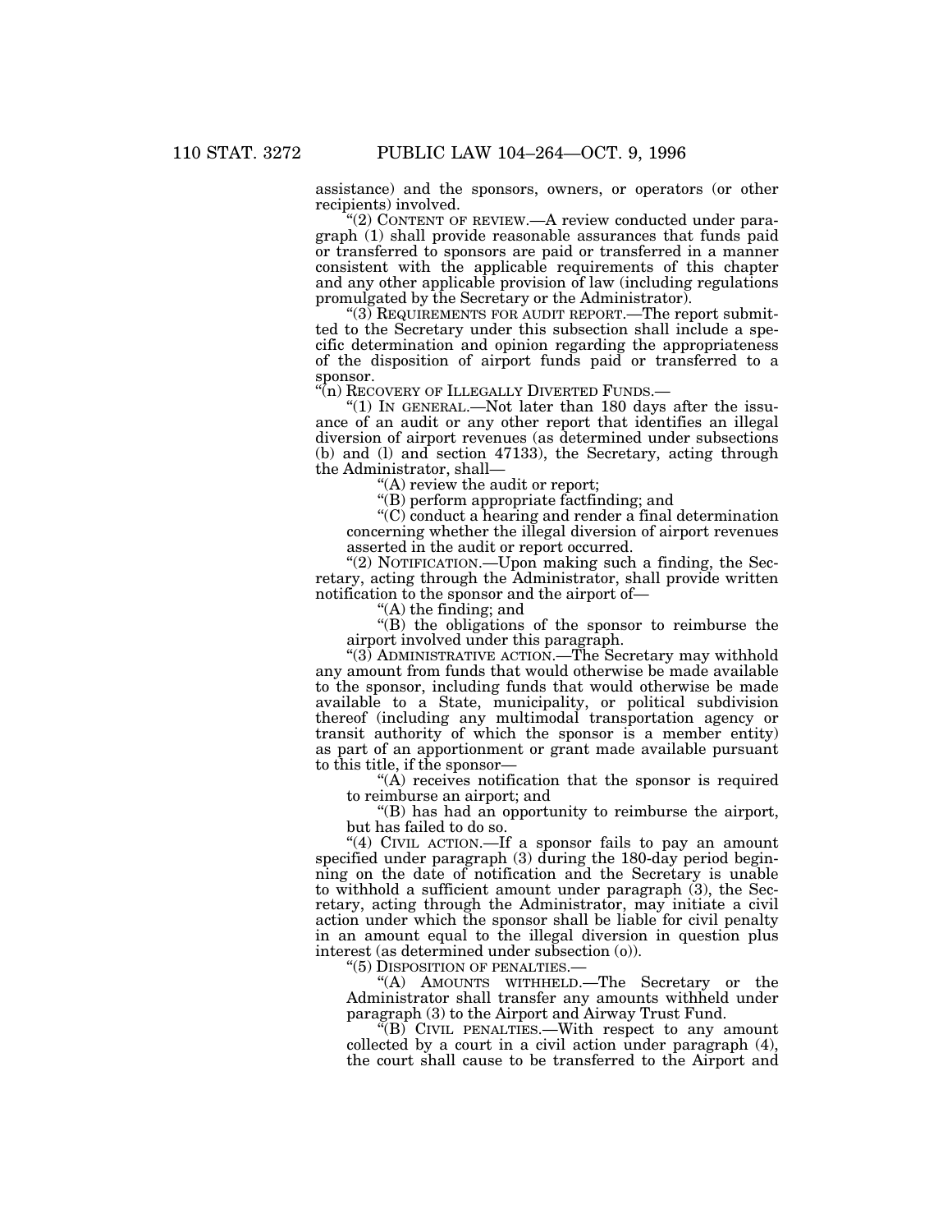assistance) and the sponsors, owners, or operators (or other recipients) involved.

"(2) CONTENT OF REVIEW.—A review conducted under paragraph (1) shall provide reasonable assurances that funds paid or transferred to sponsors are paid or transferred in a manner consistent with the applicable requirements of this chapter and any other applicable provision of law (including regulations promulgated by the Secretary or the Administrator).

"(3) REQUIREMENTS FOR AUDIT REPORT.—The report submitted to the Secretary under this subsection shall include a specific determination and opinion regarding the appropriateness of the disposition of airport funds paid or transferred to a sponsor.

"(n) RECOVERY OF ILLEGALLY DIVERTED FUNDS.—

"(1) IN GENERAL.—Not later than 180 days after the issuance of an audit or any other report that identifies an illegal diversion of airport revenues (as determined under subsections (b) and (l) and section 47133), the Secretary, acting through the Administrator, shall—

"(A) review the audit or report;

"(B) perform appropriate factfinding; and

"(C) conduct a hearing and render a final determination concerning whether the illegal diversion of airport revenues asserted in the audit or report occurred.

"(2) NOTIFICATION.—Upon making such a finding, the Secretary, acting through the Administrator, shall provide written notification to the sponsor and the airport of—

"(A) the finding; and

"(B) the obligations of the sponsor to reimburse the airport involved under this paragraph.

"(3) ADMINISTRATIVE ACTION.—The Secretary may withhold any amount from funds that would otherwise be made available to the sponsor, including funds that would otherwise be made available to a State, municipality, or political subdivision thereof (including any multimodal transportation agency or transit authority of which the sponsor is a member entity) as part of an apportionment or grant made available pursuant to this title, if the sponsor—

"(A) receives notification that the sponsor is required to reimburse an airport; and

"(B) has had an opportunity to reimburse the airport, but has failed to do so.

"(4) CIVIL ACTION.—If a sponsor fails to pay an amount specified under paragraph (3) during the 180-day period beginning on the date of notification and the Secretary is unable to withhold a sufficient amount under paragraph (3), the Secretary, acting through the Administrator, may initiate a civil action under which the sponsor shall be liable for civil penalty in an amount equal to the illegal diversion in question plus interest (as determined under subsection (o)).

"(5) DISPOSITION OF PENALTIES.—

"(A) AMOUNTS WITHHELD.—The Secretary or the Administrator shall transfer any amounts withheld under paragraph (3) to the Airport and Airway Trust Fund.

"(B) CIVIL PENALTIES.—With respect to any amount collected by a court in a civil action under paragraph (4), the court shall cause to be transferred to the Airport and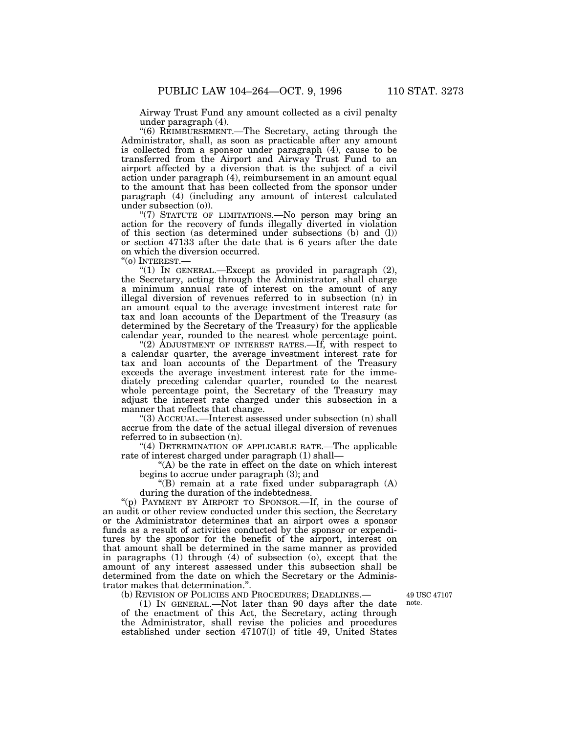Airway Trust Fund any amount collected as a civil penalty under paragraph (4).

"(6) REIMBURSEMENT.—The Secretary, acting through the Administrator, shall, as soon as practicable after any amount is collected from a sponsor under paragraph (4), cause to be transferred from the Airport and Airway Trust Fund to an airport affected by a diversion that is the subject of a civil action under paragraph (4), reimbursement in an amount equal to the amount that has been collected from the sponsor under paragraph (4) (including any amount of interest calculated under subsection (o)).

"(7) STATUTE OF LIMITATIONS.—No person may bring an action for the recovery of funds illegally diverted in violation of this section (as determined under subsections (b) and (l)) or section 47133 after the date that is 6 years after the date on which the diversion occurred.

"(o) INTEREST.—

"(1) IN GENERAL.—Except as provided in paragraph (2), the Secretary, acting through the Administrator, shall charge a minimum annual rate of interest on the amount of any illegal diversion of revenues referred to in subsection (n) in an amount equal to the average investment interest rate for tax and loan accounts of the Department of the Treasury (as determined by the Secretary of the Treasury) for the applicable calendar year, rounded to the nearest whole percentage point.

"(2) ADJUSTMENT OF INTEREST RATES.—If, with respect to a calendar quarter, the average investment interest rate for tax and loan accounts of the Department of the Treasury exceeds the average investment interest rate for the immediately preceding calendar quarter, rounded to the nearest whole percentage point, the Secretary of the Treasury may adjust the interest rate charged under this subsection in a manner that reflects that change.

"(3) ACCRUAL.—Interest assessed under subsection (n) shall accrue from the date of the actual illegal diversion of revenues referred to in subsection (n).

"(4) DETERMINATION OF APPLICABLE RATE.—The applicable rate of interest charged under paragraph (1) shall—

"(A) be the rate in effect on the date on which interest begins to accrue under paragraph (3); and

"(B) remain at a rate fixed under subparagraph (A) during the duration of the indebtedness.

"(p) PAYMENT BY AIRPORT TO SPONSOR.—If, in the course of an audit or other review conducted under this section, the Secretary or the Administrator determines that an airport owes a sponsor funds as a result of activities conducted by the sponsor or expenditures by the sponsor for the benefit of the airport, interest on that amount shall be determined in the same manner as provided in paragraphs (1) through (4) of subsection (o), except that the amount of any interest assessed under this subsection shall be determined from the date on which the Secretary or the Administrator makes that determination.".

(b) REVISION OF POLICIES AND PROCEDURES; DEADLINES.—

49 USC 47107 note.

(1) IN GENERAL.—Not later than 90 days after the date of the enactment of this Act, the Secretary, acting through the Administrator, shall revise the policies and procedures established under section 47107(l) of title 49, United States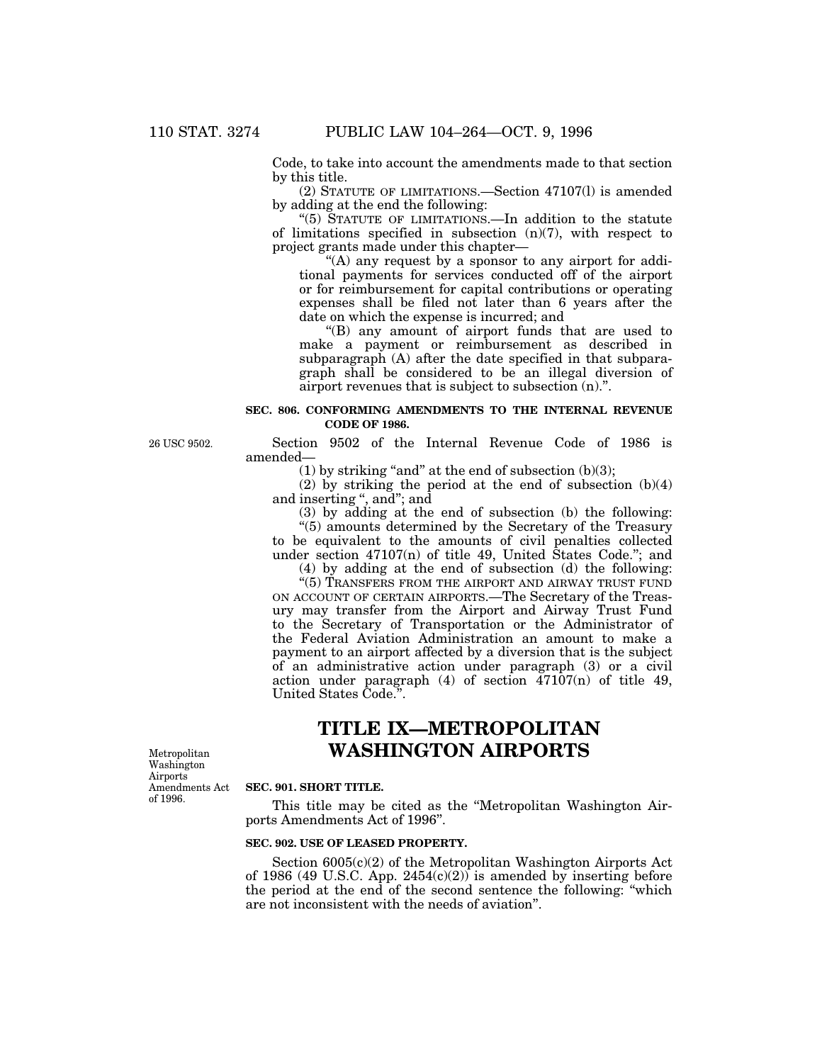Code, to take into account the amendments made to that section by this title.

(2) STATUTE OF LIMITATIONS.—Section 47107(l) is amended by adding at the end the following:

"(5) STATUTE OF LIMITATIONS.—In addition to the statute of limitations specified in subsection (n)(7), with respect to project grants made under this chapter—

"(A) any request by a sponsor to any airport for additional payments for services conducted off of the airport or for reimbursement for capital contributions or operating expenses shall be filed not later than 6 years after the date on which the expense is incurred; and

"(B) any amount of airport funds that are used to make a payment or reimbursement as described in subparagraph (A) after the date specified in that subparagraph shall be considered to be an illegal diversion of airport revenues that is subject to subsection (n).".

**SEC. 806. CONFORMING AMENDMENTS TO THE INTERNAL REVENUE CODE OF 1986.**

26 USC 9502.

Section 9502 of the Internal Revenue Code of 1986 is amended—

(1) by striking "and" at the end of subsection (b)(3);

(2) by striking the period at the end of subsection (b)(4) and inserting ", and"; and

(3) by adding at the end of subsection (b) the following:

"(5) amounts determined by the Secretary of the Treasury to be equivalent to the amounts of civil penalties collected under section 47107(n) of title 49, United States Code."; and

(4) by adding at the end of subsection (d) the following:

"(5) TRANSFERS FROM THE AIRPORT AND AIRWAY TRUST FUND ON ACCOUNT OF CERTAIN AIRPORTS.—The Secretary of the Treasury may transfer from the Airport and Airway Trust Fund to the Secretary of Transportation or the Administrator of the Federal Aviation Administration an amount to make a payment to an airport affected by a diversion that is the subject of an administrative action under paragraph (3) or a civil action under paragraph (4) of section 47107(n) of title 49, United States Code.".

# TITLE IX—METROPOLITAN WASHINGTON AIRPORTS

Metropolitan Washington Airports Amendments Act of 1996.

**SEC. 901. SHORT TITLE.**

This title may be cited as the "Metropolitan Washington Airports Amendments Act of 1996".

**SEC. 902. USE OF LEASED PROPERTY.**

Section 6005(c)(2) of the Metropolitan Washington Airports Act of 1986 (49 U.S.C. App. 2454(c)(2)) is amended by inserting before the period at the end of the second sentence the following: "which are not inconsistent with the needs of aviation".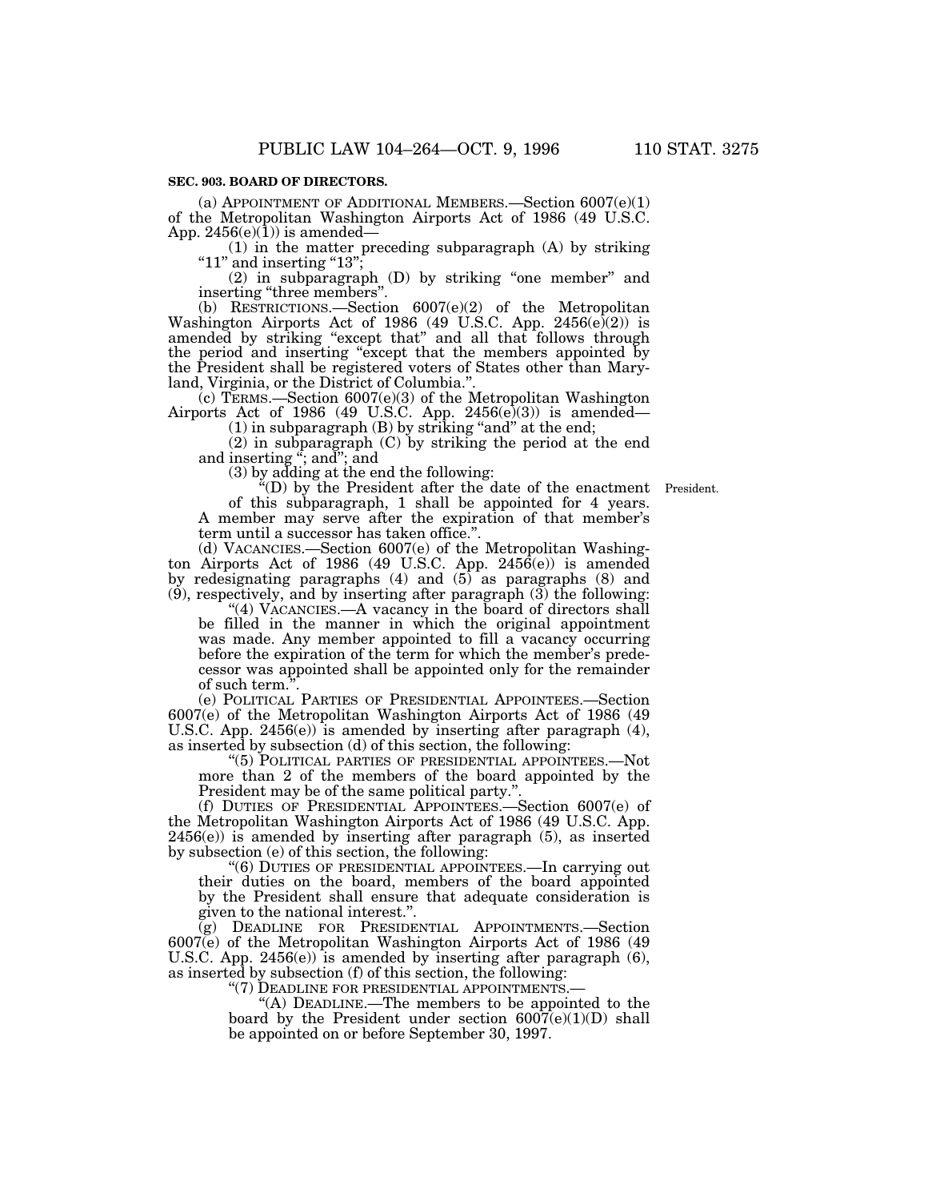**SEC. 903. BOARD OF DIRECTORS.**

(a) APPOINTMENT OF ADDITIONAL MEMBERS.—Section 6007(e)(1) of the Metropolitan Washington Airports Act of 1986 (49 U.S.C. App. 2456(e)(1)) is amended—

(1) in the matter preceding subparagraph (A) by striking "11" and inserting "13";

(2) in subparagraph (D) by striking "one member" and inserting "three members".

(b) RESTRICTIONS.—Section 6007(e)(2) of the Metropolitan Washington Airports Act of 1986 (49 U.S.C. App. 2456(e)(2)) is amended by striking "except that" and all that follows through the period and inserting "except that the members appointed by the President shall be registered voters of States other than Maryland, Virginia, or the District of Columbia.".

(c) TERMS.—Section 6007(e)(3) of the Metropolitan Washington Airports Act of 1986 (49 U.S.C. App. 2456(e)(3)) is amended—

(1) in subparagraph (B) by striking "and" at the end;

(2) in subparagraph (C) by striking the period at the end and inserting "; and"; and

(3) by adding at the end the following:

"(D) by the President after the date of the enactment of this subparagraph, 1 shall be appointed for 4 years. A member may serve after the expiration of that member's term until a successor has taken office.".

President.

(d) VACANCIES.—Section 6007(e) of the Metropolitan Washington Airports Act of 1986 (49 U.S.C. App. 2456(e)) is amended by redesignating paragraphs (4) and (5) as paragraphs (8) and (9), respectively, and by inserting after paragraph (3) the following:

"(4) VACANCIES.—A vacancy in the board of directors shall be filled in the manner in which the original appointment was made. Any member appointed to fill a vacancy occurring before the expiration of the term for which the member's predecessor was appointed shall be appointed only for the remainder of such term.".

(e) POLITICAL PARTIES OF PRESIDENTIAL APPOINTEES.—Section 6007(e) of the Metropolitan Washington Airports Act of 1986 (49 U.S.C. App. 2456(e)) is amended by inserting after paragraph (4), as inserted by subsection (d) of this section, the following:

"(5) POLITICAL PARTIES OF PRESIDENTIAL APPOINTEES.—Not more than 2 of the members of the board appointed by the President may be of the same political party.".

(f) DUTIES OF PRESIDENTIAL APPOINTEES.—Section 6007(e) of the Metropolitan Washington Airports Act of 1986 (49 U.S.C. App. 2456(e)) is amended by inserting after paragraph (5), as inserted by subsection (e) of this section, the following:

"(6) DUTIES OF PRESIDENTIAL APPOINTEES.—In carrying out their duties on the board, members of the board appointed by the President shall ensure that adequate consideration is given to the national interest.".

(g) DEADLINE FOR PRESIDENTIAL APPOINTMENTS.—Section 6007(e) of the Metropolitan Washington Airports Act of 1986 (49 U.S.C. App. 2456(e)) is amended by inserting after paragraph (6), as inserted by subsection (f) of this section, the following:

"(7) DEADLINE FOR PRESIDENTIAL APPOINTMENTS.—

"(A) DEADLINE.—The members to be appointed to the board by the President under section 6007(e)(1)(D) shall be appointed on or before September 30, 1997.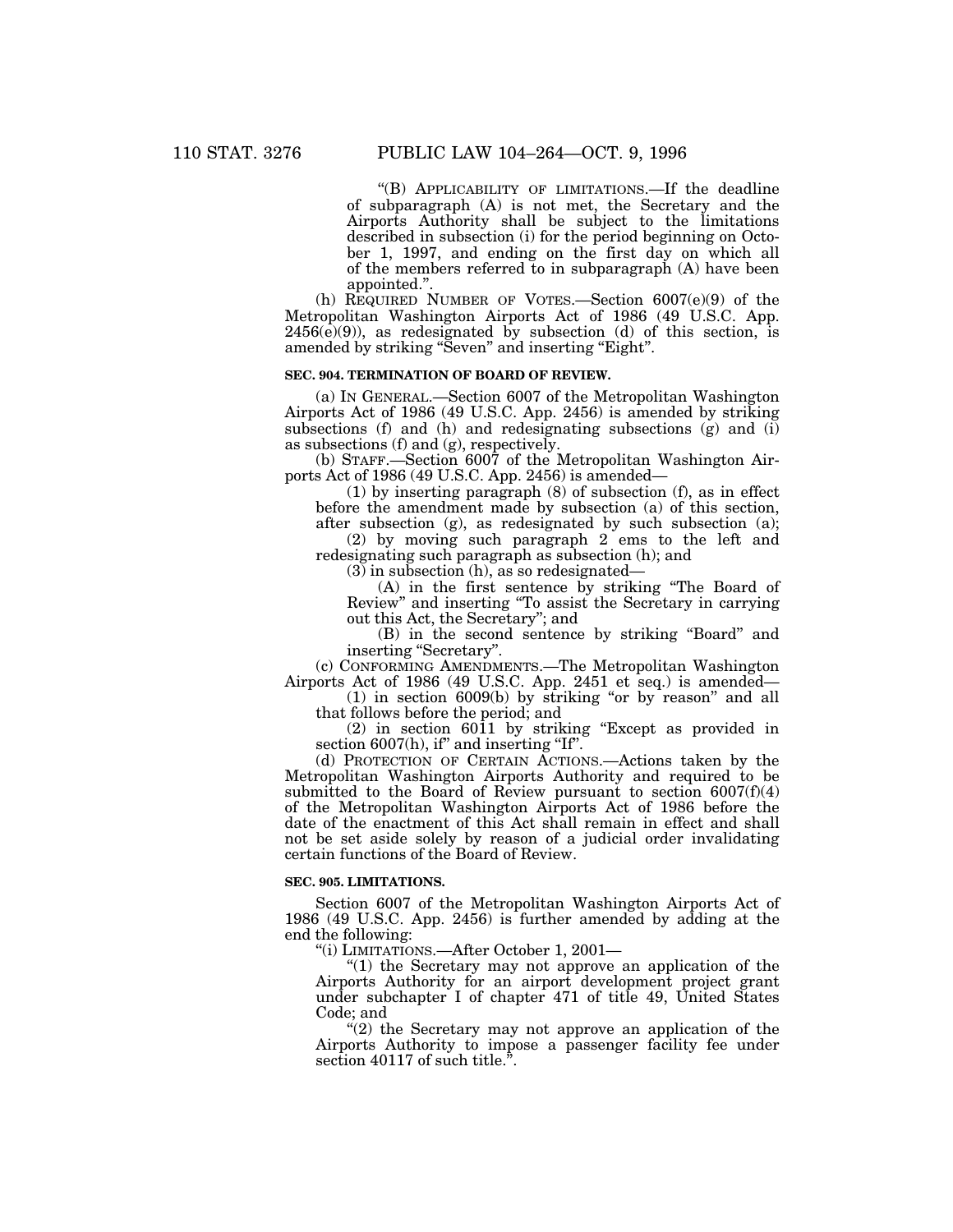"(B) APPLICABILITY OF LIMITATIONS.—If the deadline of subparagraph (A) is not met, the Secretary and the Airports Authority shall be subject to the limitations described in subsection (i) for the period beginning on October 1, 1997, and ending on the first day on which all of the members referred to in subparagraph (A) have been appointed.".

(h) REQUIRED NUMBER OF VOTES.—Section 6007(e)(9) of the Metropolitan Washington Airports Act of 1986 (49 U.S.C. App. 2456(e)(9)), as redesignated by subsection (d) of this section, is amended by striking "Seven" and inserting "Eight".

**SEC. 904. TERMINATION OF BOARD OF REVIEW.**

(a) IN GENERAL.—Section 6007 of the Metropolitan Washington Airports Act of 1986 (49 U.S.C. App. 2456) is amended by striking subsections (f) and (h) and redesignating subsections (g) and (i) as subsections (f) and (g), respectively.

(b) STAFF.—Section 6007 of the Metropolitan Washington Airports Act of 1986 (49 U.S.C. App. 2456) is amended—

(1) by inserting paragraph (8) of subsection (f), as in effect before the amendment made by subsection (a) of this section, after subsection (g), as redesignated by such subsection (a);

(2) by moving such paragraph 2 ems to the left and redesignating such paragraph as subsection (h); and

(3) in subsection (h), as so redesignated—

(A) in the first sentence by striking "The Board of Review" and inserting "To assist the Secretary in carrying out this Act, the Secretary"; and

(B) in the second sentence by striking "Board" and inserting "Secretary".

(c) CONFORMING AMENDMENTS.—The Metropolitan Washington Airports Act of 1986 (49 U.S.C. App. 2451 et seq.) is amended—

(1) in section 6009(b) by striking "or by reason" and all that follows before the period; and

(2) in section 6011 by striking "Except as provided in section 6007(h), if" and inserting "If".

(d) PROTECTION OF CERTAIN ACTIONS.—Actions taken by the Metropolitan Washington Airports Authority and required to be submitted to the Board of Review pursuant to section 6007(f)(4) of the Metropolitan Washington Airports Act of 1986 before the date of the enactment of this Act shall remain in effect and shall not be set aside solely by reason of a judicial order invalidating certain functions of the Board of Review.

**SEC. 905. LIMITATIONS.**

Section 6007 of the Metropolitan Washington Airports Act of 1986 (49 U.S.C. App. 2456) is further amended by adding at the end the following:

"(i) LIMITATIONS.—After October 1, 2001—

"(1) the Secretary may not approve an application of the Airports Authority for an airport development project grant under subchapter I of chapter 471 of title 49, United States Code; and

"(2) the Secretary may not approve an application of the Airports Authority to impose a passenger facility fee under section 40117 of such title.".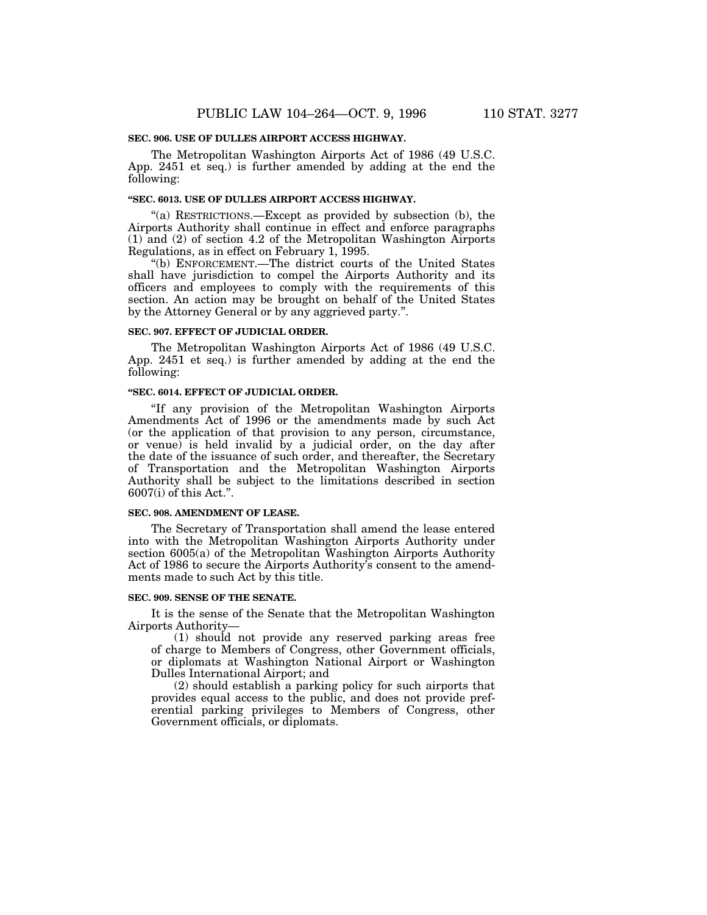### SEC. 906. USE OF DULLES AIRPORT ACCESS HIGHWAY.

The Metropolitan Washington Airports Act of 1986 (49 U.S.C. App. 2451 et seq.) is further amended by adding at the end the following:

#### "SEC. 6013. USE OF DULLES AIRPORT ACCESS HIGHWAY.

"(a) RESTRICTIONS.—Except as provided by subsection (b), the Airports Authority shall continue in effect and enforce paragraphs (1) and (2) of section 4.2 of the Metropolitan Washington Airports Regulations, as in effect on February 1, 1995.

"(b) ENFORCEMENT.—The district courts of the United States shall have jurisdiction to compel the Airports Authority and its officers and employees to comply with the requirements of this section. An action may be brought on behalf of the United States by the Attorney General or by any aggrieved party.".

### SEC. 907. EFFECT OF JUDICIAL ORDER.

The Metropolitan Washington Airports Act of 1986 (49 U.S.C. App. 2451 et seq.) is further amended by adding at the end the following:

#### "SEC. 6014. EFFECT OF JUDICIAL ORDER.

"If any provision of the Metropolitan Washington Airports Amendments Act of 1996 or the amendments made by such Act (or the application of that provision to any person, circumstance, or venue) is held invalid by a judicial order, on the day after the date of the issuance of such order, and thereafter, the Secretary of Transportation and the Metropolitan Washington Airports Authority shall be subject to the limitations described in section 6007(i) of this Act.".

### SEC. 908. AMENDMENT OF LEASE.

The Secretary of Transportation shall amend the lease entered into with the Metropolitan Washington Airports Authority under section 6005(a) of the Metropolitan Washington Airports Authority Act of 1986 to secure the Airports Authority's consent to the amendments made to such Act by this title.

### SEC. 909. SENSE OF THE SENATE.

It is the sense of the Senate that the Metropolitan Washington Airports Authority—

(1) should not provide any reserved parking areas free of charge to Members of Congress, other Government officials, or diplomats at Washington National Airport or Washington Dulles International Airport; and

(2) should establish a parking policy for such airports that provides equal access to the public, and does not provide preferential parking privileges to Members of Congress, other Government officials, or diplomats.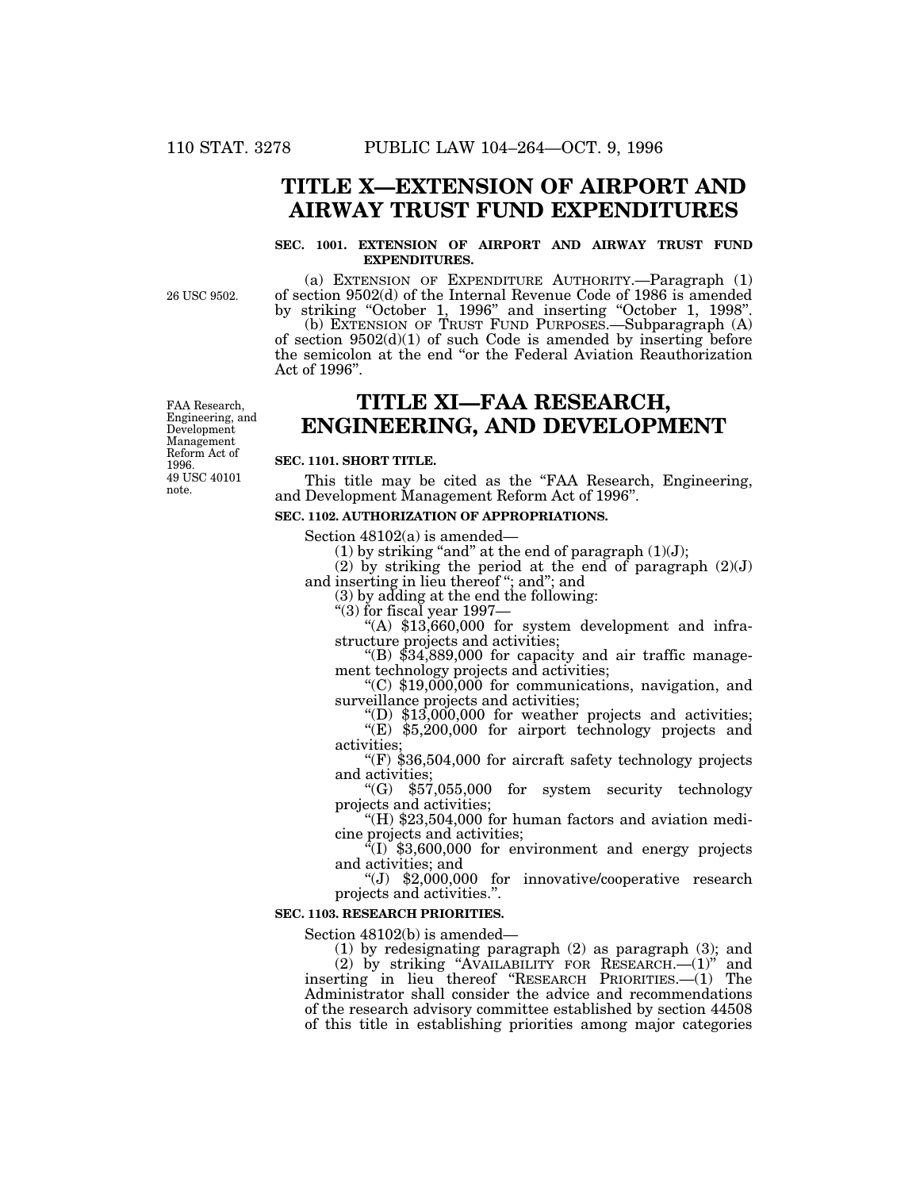# TITLE X—EXTENSION OF AIRPORT AND AIRWAY TRUST FUND EXPENDITURES

### SEC. 1001. EXTENSION OF AIRPORT AND AIRWAY TRUST FUND EXPENDITURES.

26 USC 9502.

(a) EXTENSION OF EXPENDITURE AUTHORITY.—Paragraph (1) of section 9502(d) of the Internal Revenue Code of 1986 is amended by striking "October 1, 1996" and inserting "October 1, 1998".

(b) EXTENSION OF TRUST FUND PURPOSES.—Subparagraph (A) of section 9502(d)(1) of such Code is amended by inserting before the semicolon at the end "or the Federal Aviation Reauthorization Act of 1996".

# TITLE XI—FAA RESEARCH, ENGINEERING, AND DEVELOPMENT

FAA Research, Engineering, and Development Management Reform Act of 1996. 49 USC 40101 note.

### SEC. 1101. SHORT TITLE.

This title may be cited as the "FAA Research, Engineering, and Development Management Reform Act of 1996".

### SEC. 1102. AUTHORIZATION OF APPROPRIATIONS.

Section 48102(a) is amended—

(1) by striking "and" at the end of paragraph (1)(J);

(2) by striking the period at the end of paragraph (2)(J) and inserting in lieu thereof "; and"; and

(3) by adding at the end the following:

"(3) for fiscal year 1997—

"(A) $13,660,000 for system development and infrastructure projects and activities;

"(B) $34,889,000 for capacity and air traffic management technology projects and activities;

"(C) $19,000,000 for communications, navigation, and surveillance projects and activities;

"(D) $13,000,000 for weather projects and activities;

"(E) $5,200,000 for airport technology projects and activities;

"(F) $36,504,000 for aircraft safety technology projects and activities;

"(G) $57,055,000 for system security technology projects and activities;

"(H) $23,504,000 for human factors and aviation medicine projects and activities;

"(I) $3,600,000 for environment and energy projects and activities; and

"(J) $2,000,000 for innovative/cooperative research projects and activities.".

### SEC. 1103. RESEARCH PRIORITIES.

Section 48102(b) is amended—

(1) by redesignating paragraph (2) as paragraph (3); and

(2) by striking "AVAILABILITY FOR RESEARCH.—(1)" and inserting in lieu thereof "RESEARCH PRIORITIES.—(1) The Administrator shall consider the advice and recommendations of the research advisory committee established by section 44508 of this title in establishing priorities among major categories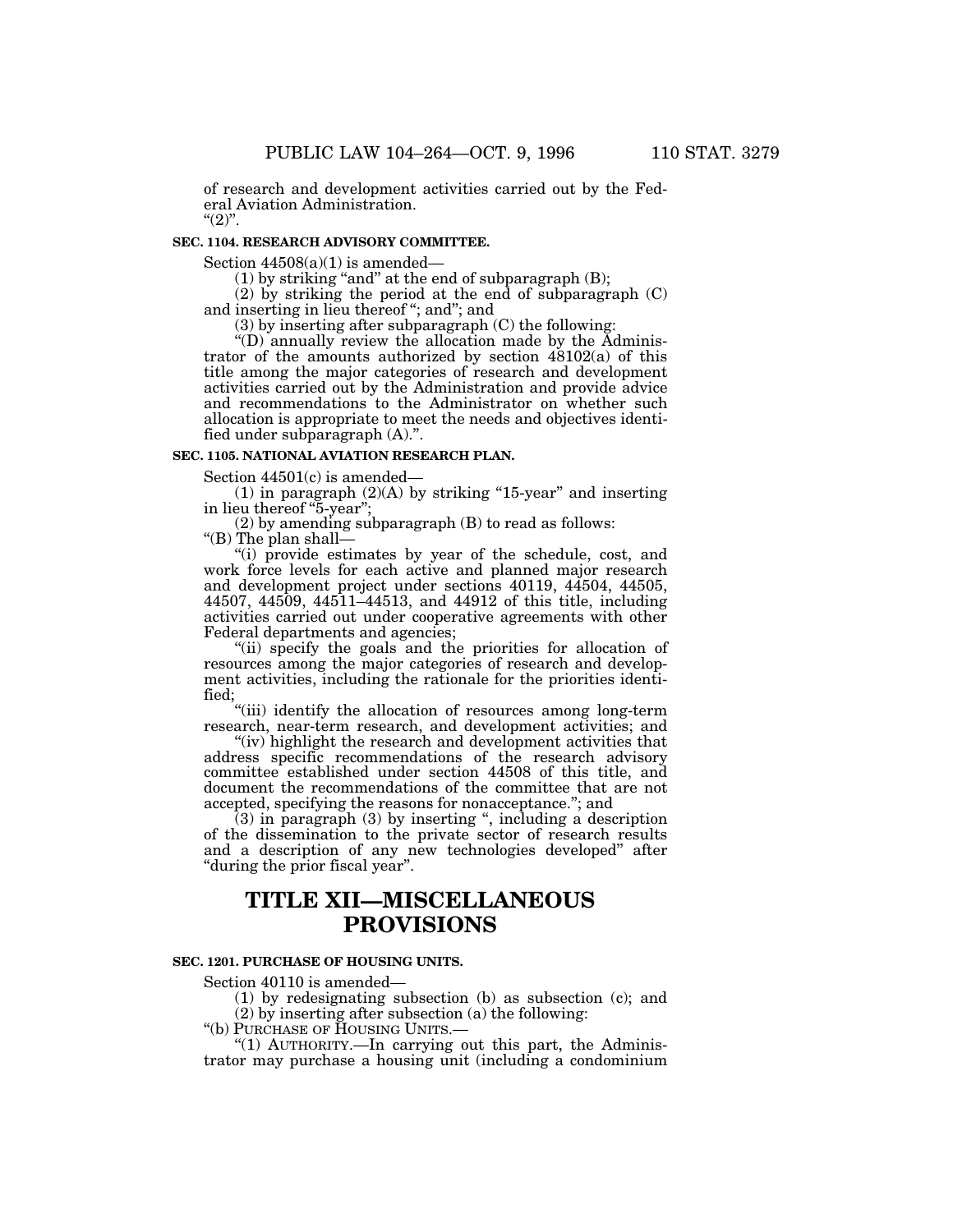of research and development activities carried out by the Federal Aviation Administration.

"(2)".

**SEC. 1104. RESEARCH ADVISORY COMMITTEE.**

Section 44508(a)(1) is amended—

(1) by striking "and" at the end of subparagraph (B);

(2) by striking the period at the end of subparagraph (C) and inserting in lieu thereof "; and"; and

(3) by inserting after subparagraph (C) the following:

"(D) annually review the allocation made by the Administrator of the amounts authorized by section 48102(a) of this title among the major categories of research and development activities carried out by the Administration and provide advice and recommendations to the Administrator on whether such allocation is appropriate to meet the needs and objectives identified under subparagraph (A).".

**SEC. 1105. NATIONAL AVIATION RESEARCH PLAN.**

Section 44501(c) is amended—

(1) in paragraph (2)(A) by striking "15-year" and inserting in lieu thereof "5-year";

(2) by amending subparagraph (B) to read as follows:

"(B) The plan shall—

"(i) provide estimates by year of the schedule, cost, and work force levels for each active and planned major research and development project under sections 40119, 44504, 44505, 44507, 44509, 44511–44513, and 44912 of this title, including activities carried out under cooperative agreements with other Federal departments and agencies;

"(ii) specify the goals and the priorities for allocation of resources among the major categories of research and development activities, including the rationale for the priorities identified;

"(iii) identify the allocation of resources among long-term research, near-term research, and development activities; and

"(iv) highlight the research and development activities that address specific recommendations of the research advisory committee established under section 44508 of this title, and document the recommendations of the committee that are not accepted, specifying the reasons for nonacceptance."; and

(3) in paragraph (3) by inserting ", including a description of the dissemination to the private sector of research results and a description of any new technologies developed" after "during the prior fiscal year".

# TITLE XII—MISCELLANEOUS PROVISIONS

**SEC. 1201. PURCHASE OF HOUSING UNITS.**

Section 40110 is amended—

(1) by redesignating subsection (b) as subsection (c); and

(2) by inserting after subsection (a) the following:

"(b) PURCHASE OF HOUSING UNITS.—

"(1) AUTHORITY.—In carrying out this part, the Administrator may purchase a housing unit (including a condominium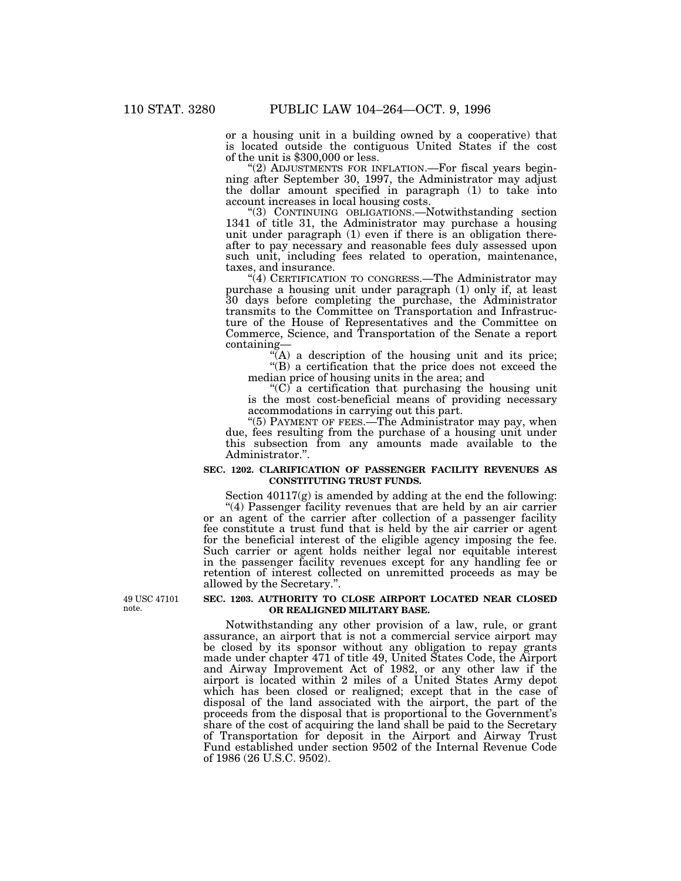or a housing unit in a building owned by a cooperative) that is located outside the contiguous United States if the cost of the unit is $300,000 or less.

"(2) ADJUSTMENTS FOR INFLATION.—For fiscal years beginning after September 30, 1997, the Administrator may adjust the dollar amount specified in paragraph (1) to take into account increases in local housing costs.

"(3) CONTINUING OBLIGATIONS.—Notwithstanding section 1341 of title 31, the Administrator may purchase a housing unit under paragraph (1) even if there is an obligation thereafter to pay necessary and reasonable fees duly assessed upon such unit, including fees related to operation, maintenance, taxes, and insurance.

"(4) CERTIFICATION TO CONGRESS.—The Administrator may purchase a housing unit under paragraph (1) only if, at least 30 days before completing the purchase, the Administrator transmits to the Committee on Transportation and Infrastructure of the House of Representatives and the Committee on Commerce, Science, and Transportation of the Senate a report containing—

"(A) a description of the housing unit and its price;

"(B) a certification that the price does not exceed the median price of housing units in the area; and

"(C) a certification that purchasing the housing unit is the most cost-beneficial means of providing necessary accommodations in carrying out this part.

"(5) PAYMENT OF FEES.—The Administrator may pay, when due, fees resulting from the purchase of a housing unit under this subsection from any amounts made available to the Administrator.".

**SEC. 1202. CLARIFICATION OF PASSENGER FACILITY REVENUES AS CONSTITUTING TRUST FUNDS.**

Section 40117(g) is amended by adding at the end the following:

"(4) Passenger facility revenues that are held by an air carrier or an agent of the carrier after collection of a passenger facility fee constitute a trust fund that is held by the air carrier or agent for the beneficial interest of the eligible agency imposing the fee. Such carrier or agent holds neither legal nor equitable interest in the passenger facility revenues except for any handling fee or retention of interest collected on unremitted proceeds as may be allowed by the Secretary.".

49 USC 47101 note.

**SEC. 1203. AUTHORITY TO CLOSE AIRPORT LOCATED NEAR CLOSED OR REALIGNED MILITARY BASE.**

Notwithstanding any other provision of a law, rule, or grant assurance, an airport that is not a commercial service airport may be closed by its sponsor without any obligation to repay grants made under chapter 471 of title 49, United States Code, the Airport and Airway Improvement Act of 1982, or any other law if the airport is located within 2 miles of a United States Army depot which has been closed or realigned; except that in the case of disposal of the land associated with the airport, the part of the proceeds from the disposal that is proportional to the Government's share of the cost of acquiring the land shall be paid to the Secretary of Transportation for deposit in the Airport and Airway Trust Fund established under section 9502 of the Internal Revenue Code of 1986 (26 U.S.C. 9502).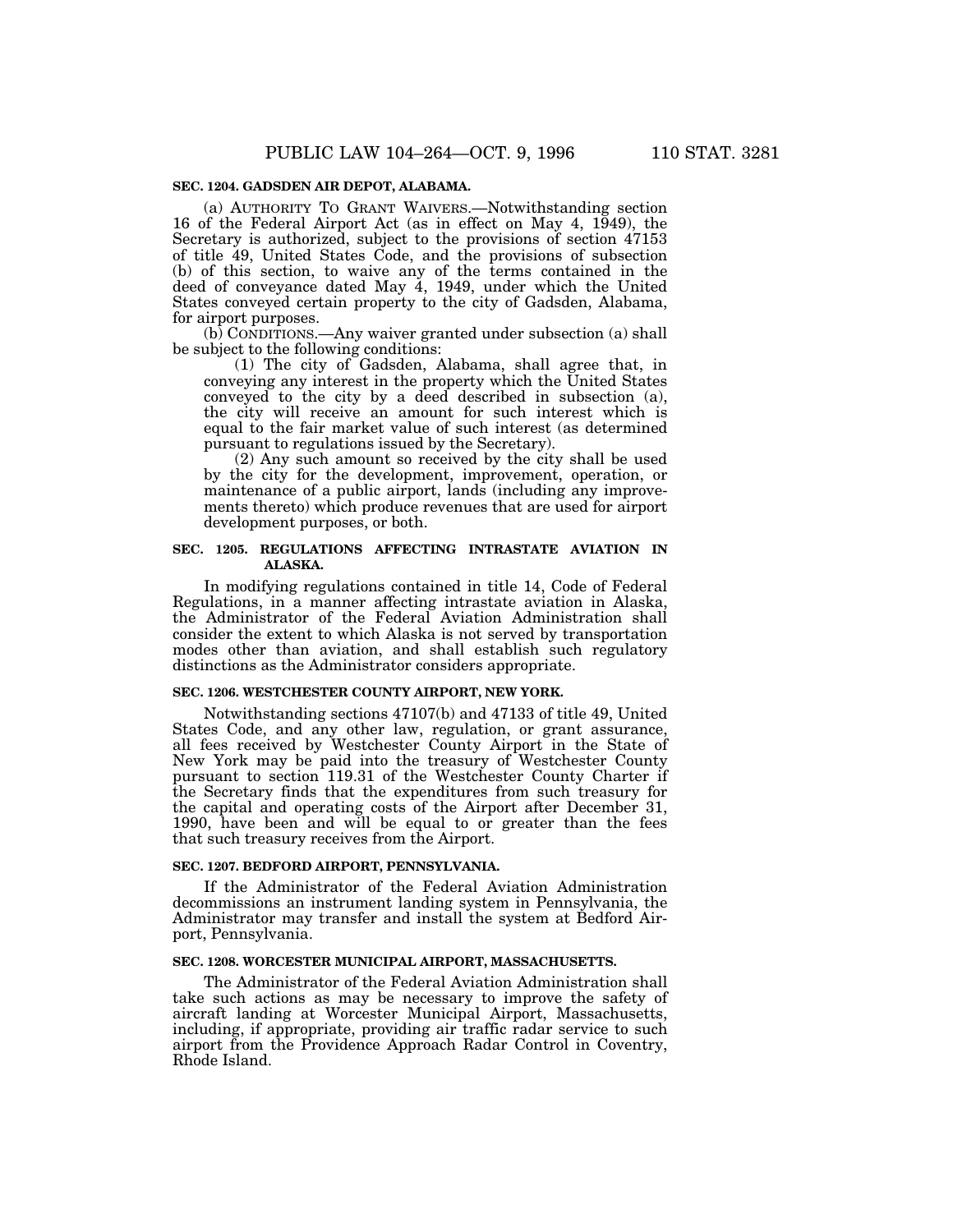**SEC. 1204. GADSDEN AIR DEPOT, ALABAMA.**

(a) AUTHORITY TO GRANT WAIVERS.—Notwithstanding section 16 of the Federal Airport Act (as in effect on May 4, 1949), the Secretary is authorized, subject to the provisions of section 47153 of title 49, United States Code, and the provisions of subsection (b) of this section, to waive any of the terms contained in the deed of conveyance dated May 4, 1949, under which the United States conveyed certain property to the city of Gadsden, Alabama, for airport purposes.

(b) CONDITIONS.—Any waiver granted under subsection (a) shall be subject to the following conditions:

(1) The city of Gadsden, Alabama, shall agree that, in conveying any interest in the property which the United States conveyed to the city by a deed described in subsection (a), the city will receive an amount for such interest which is equal to the fair market value of such interest (as determined pursuant to regulations issued by the Secretary).

(2) Any such amount so received by the city shall be used by the city for the development, improvement, operation, or maintenance of a public airport, lands (including any improvements thereto) which produce revenues that are used for airport development purposes, or both.

**SEC. 1205. REGULATIONS AFFECTING INTRASTATE AVIATION IN ALASKA.**

In modifying regulations contained in title 14, Code of Federal Regulations, in a manner affecting intrastate aviation in Alaska, the Administrator of the Federal Aviation Administration shall consider the extent to which Alaska is not served by transportation modes other than aviation, and shall establish such regulatory distinctions as the Administrator considers appropriate.

**SEC. 1206. WESTCHESTER COUNTY AIRPORT, NEW YORK.**

Notwithstanding sections 47107(b) and 47133 of title 49, United States Code, and any other law, regulation, or grant assurance, all fees received by Westchester County Airport in the State of New York may be paid into the treasury of Westchester County pursuant to section 119.31 of the Westchester County Charter if the Secretary finds that the expenditures from such treasury for the capital and operating costs of the Airport after December 31, 1990, have been and will be equal to or greater than the fees that such treasury receives from the Airport.

**SEC. 1207. BEDFORD AIRPORT, PENNSYLVANIA.**

If the Administrator of the Federal Aviation Administration decommissions an instrument landing system in Pennsylvania, the Administrator may transfer and install the system at Bedford Airport, Pennsylvania.

**SEC. 1208. WORCESTER MUNICIPAL AIRPORT, MASSACHUSETTS.**

The Administrator of the Federal Aviation Administration shall take such actions as may be necessary to improve the safety of aircraft landing at Worcester Municipal Airport, Massachusetts, including, if appropriate, providing air traffic radar service to such airport from the Providence Approach Radar Control in Coventry, Rhode Island.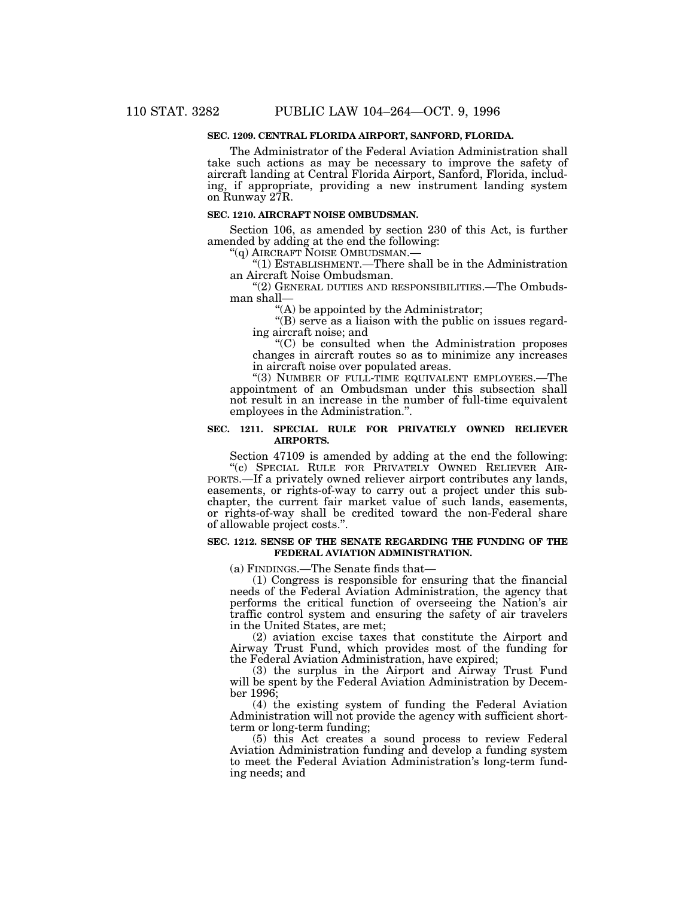**SEC. 1209. CENTRAL FLORIDA AIRPORT, SANFORD, FLORIDA.**

The Administrator of the Federal Aviation Administration shall take such actions as may be necessary to improve the safety of aircraft landing at Central Florida Airport, Sanford, Florida, including, if appropriate, providing a new instrument landing system on Runway 27R.

**SEC. 1210. AIRCRAFT NOISE OMBUDSMAN.**

Section 106, as amended by section 230 of this Act, is further amended by adding at the end the following:

"(q) AIRCRAFT NOISE OMBUDSMAN.—

"(1) ESTABLISHMENT.—There shall be in the Administration an Aircraft Noise Ombudsman.

"(2) GENERAL DUTIES AND RESPONSIBILITIES.—The Ombudsman shall—

"(A) be appointed by the Administrator;

"(B) serve as a liaison with the public on issues regarding aircraft noise; and

"(C) be consulted when the Administration proposes changes in aircraft routes so as to minimize any increases in aircraft noise over populated areas.

"(3) NUMBER OF FULL-TIME EQUIVALENT EMPLOYEES.—The appointment of an Ombudsman under this subsection shall not result in an increase in the number of full-time equivalent employees in the Administration.".

**SEC. 1211. SPECIAL RULE FOR PRIVATELY OWNED RELIEVER AIRPORTS.**

Section 47109 is amended by adding at the end the following:

"(c) SPECIAL RULE FOR PRIVATELY OWNED RELIEVER AIRPORTS.—If a privately owned reliever airport contributes any lands, easements, or rights-of-way to carry out a project under this subchapter, the current fair market value of such lands, easements, or rights-of-way shall be credited toward the non-Federal share of allowable project costs.".

**SEC. 1212. SENSE OF THE SENATE REGARDING THE FUNDING OF THE FEDERAL AVIATION ADMINISTRATION.**

(a) FINDINGS.—The Senate finds that—

(1) Congress is responsible for ensuring that the financial needs of the Federal Aviation Administration, the agency that performs the critical function of overseeing the Nation's air traffic control system and ensuring the safety of air travelers in the United States, are met;

(2) aviation excise taxes that constitute the Airport and Airway Trust Fund, which provides most of the funding for the Federal Aviation Administration, have expired;

(3) the surplus in the Airport and Airway Trust Fund will be spent by the Federal Aviation Administration by December 1996;

(4) the existing system of funding the Federal Aviation Administration will not provide the agency with sufficient short-term or long-term funding;

(5) this Act creates a sound process to review Federal Aviation Administration funding and develop a funding system to meet the Federal Aviation Administration's long-term funding needs; and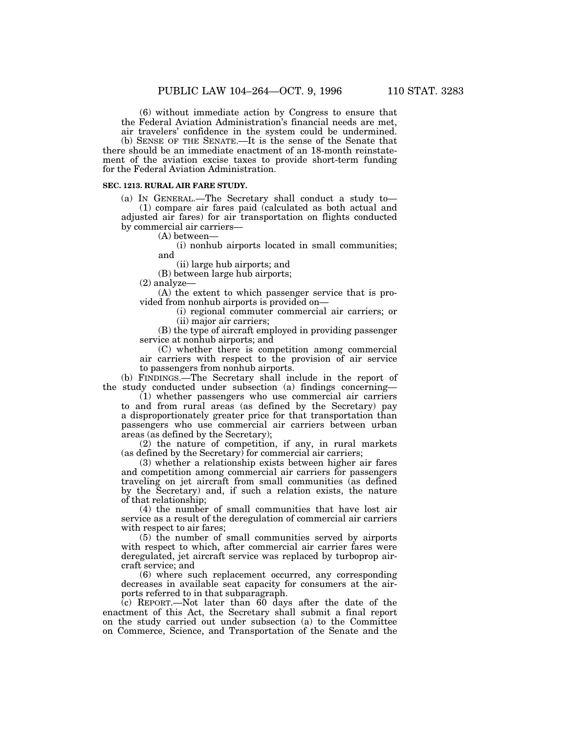(6) without immediate action by Congress to ensure that the Federal Aviation Administration's financial needs are met, air travelers' confidence in the system could be undermined.

(b) SENSE OF THE SENATE.—It is the sense of the Senate that there should be an immediate enactment of an 18-month reinstatement of the aviation excise taxes to provide short-term funding for the Federal Aviation Administration.

**SEC. 1213. RURAL AIR FARE STUDY.**

(a) IN GENERAL.—The Secretary shall conduct a study to—

(1) compare air fares paid (calculated as both actual and adjusted air fares) for air transportation on flights conducted by commercial air carriers—

(A) between—

(i) nonhub airports located in small communities; and

(ii) large hub airports; and

(B) between large hub airports;

(2) analyze—

(A) the extent to which passenger service that is provided from nonhub airports is provided on—

(i) regional commuter commercial air carriers; or

(ii) major air carriers;

(B) the type of aircraft employed in providing passenger service at nonhub airports; and

(C) whether there is competition among commercial air carriers with respect to the provision of air service to passengers from nonhub airports.

(b) FINDINGS.—The Secretary shall include in the report of the study conducted under subsection (a) findings concerning—

(1) whether passengers who use commercial air carriers to and from rural areas (as defined by the Secretary) pay a disproportionately greater price for that transportation than passengers who use commercial air carriers between urban areas (as defined by the Secretary);

(2) the nature of competition, if any, in rural markets (as defined by the Secretary) for commercial air carriers;

(3) whether a relationship exists between higher air fares and competition among commercial air carriers for passengers traveling on jet aircraft from small communities (as defined by the Secretary) and, if such a relation exists, the nature of that relationship;

(4) the number of small communities that have lost air service as a result of the deregulation of commercial air carriers with respect to air fares;

(5) the number of small communities served by airports with respect to which, after commercial air carrier fares were deregulated, jet aircraft service was replaced by turboprop aircraft service; and

(6) where such replacement occurred, any corresponding decreases in available seat capacity for consumers at the airports referred to in that subparagraph.

(c) REPORT.—Not later than 60 days after the date of the enactment of this Act, the Secretary shall submit a final report on the study carried out under subsection (a) to the Committee on Commerce, Science, and Transportation of the Senate and the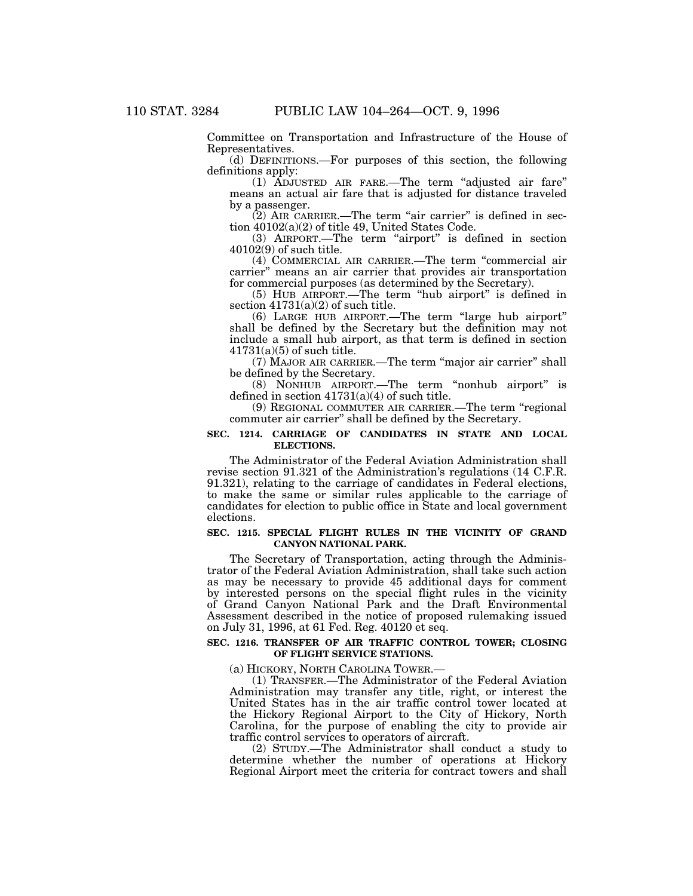Committee on Transportation and Infrastructure of the House of Representatives.

(d) DEFINITIONS.—For purposes of this section, the following definitions apply:

(1) ADJUSTED AIR FARE.—The term "adjusted air fare" means an actual air fare that is adjusted for distance traveled by a passenger.

(2) AIR CARRIER.—The term "air carrier" is defined in section 40102(a)(2) of title 49, United States Code.

(3) AIRPORT.—The term "airport" is defined in section 40102(9) of such title.

(4) COMMERCIAL AIR CARRIER.—The term "commercial air carrier" means an air carrier that provides air transportation for commercial purposes (as determined by the Secretary).

(5) HUB AIRPORT.—The term "hub airport" is defined in section 41731(a)(2) of such title.

(6) LARGE HUB AIRPORT.—The term "large hub airport" shall be defined by the Secretary but the definition may not include a small hub airport, as that term is defined in section 41731(a)(5) of such title.

(7) MAJOR AIR CARRIER.—The term "major air carrier" shall be defined by the Secretary.

(8) NONHUB AIRPORT.—The term "nonhub airport" is defined in section 41731(a)(4) of such title.

(9) REGIONAL COMMUTER AIR CARRIER.—The term "regional commuter air carrier" shall be defined by the Secretary.

**SEC. 1214. CARRIAGE OF CANDIDATES IN STATE AND LOCAL ELECTIONS.**

The Administrator of the Federal Aviation Administration shall revise section 91.321 of the Administration's regulations (14 C.F.R. 91.321), relating to the carriage of candidates in Federal elections, to make the same or similar rules applicable to the carriage of candidates for election to public office in State and local government elections.

**SEC. 1215. SPECIAL FLIGHT RULES IN THE VICINITY OF GRAND CANYON NATIONAL PARK.**

The Secretary of Transportation, acting through the Administrator of the Federal Aviation Administration, shall take such action as may be necessary to provide 45 additional days for comment by interested persons on the special flight rules in the vicinity of Grand Canyon National Park and the Draft Environmental Assessment described in the notice of proposed rulemaking issued on July 31, 1996, at 61 Fed. Reg. 40120 et seq.

**SEC. 1216. TRANSFER OF AIR TRAFFIC CONTROL TOWER; CLOSING OF FLIGHT SERVICE STATIONS.**

(a) HICKORY, NORTH CAROLINA TOWER.—

(1) TRANSFER.—The Administrator of the Federal Aviation Administration may transfer any title, right, or interest the United States has in the air traffic control tower located at the Hickory Regional Airport to the City of Hickory, North Carolina, for the purpose of enabling the city to provide air traffic control services to operators of aircraft.

(2) STUDY.—The Administrator shall conduct a study to determine whether the number of operations at Hickory Regional Airport meet the criteria for contract towers and shall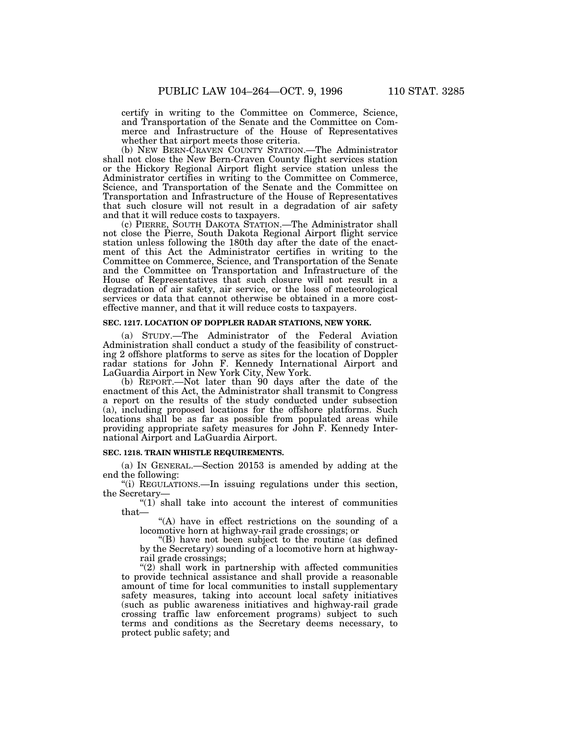certify in writing to the Committee on Commerce, Science, and Transportation of the Senate and the Committee on Commerce and Infrastructure of the House of Representatives whether that airport meets those criteria.

(b) NEW BERN-CRAVEN COUNTY STATION.—The Administrator shall not close the New Bern-Craven County flight services station or the Hickory Regional Airport flight service station unless the Administrator certifies in writing to the Committee on Commerce, Science, and Transportation of the Senate and the Committee on Transportation and Infrastructure of the House of Representatives that such closure will not result in a degradation of air safety and that it will reduce costs to taxpayers.

(c) PIERRE, SOUTH DAKOTA STATION.—The Administrator shall not close the Pierre, South Dakota Regional Airport flight service station unless following the 180th day after the date of the enactment of this Act the Administrator certifies in writing to the Committee on Commerce, Science, and Transportation of the Senate and the Committee on Transportation and Infrastructure of the House of Representatives that such closure will not result in a degradation of air safety, air service, or the loss of meteorological services or data that cannot otherwise be obtained in a more cost-effective manner, and that it will reduce costs to taxpayers.

**SEC. 1217. LOCATION OF DOPPLER RADAR STATIONS, NEW YORK.**

(a) STUDY.—The Administrator of the Federal Aviation Administration shall conduct a study of the feasibility of constructing 2 offshore platforms to serve as sites for the location of Doppler radar stations for John F. Kennedy International Airport and LaGuardia Airport in New York City, New York.

(b) REPORT.—Not later than 90 days after the date of the enactment of this Act, the Administrator shall transmit to Congress a report on the results of the study conducted under subsection (a), including proposed locations for the offshore platforms. Such locations shall be as far as possible from populated areas while providing appropriate safety measures for John F. Kennedy International Airport and LaGuardia Airport.

**SEC. 1218. TRAIN WHISTLE REQUIREMENTS.**

(a) IN GENERAL.—Section 20153 is amended by adding at the end the following:

"(i) REGULATIONS.—In issuing regulations under this section, the Secretary—

"(1) shall take into account the interest of communities that—

"(A) have in effect restrictions on the sounding of a locomotive horn at highway-rail grade crossings; or

"(B) have not been subject to the routine (as defined by the Secretary) sounding of a locomotive horn at highway-rail grade crossings;

"(2) shall work in partnership with affected communities to provide technical assistance and shall provide a reasonable amount of time for local communities to install supplementary safety measures, taking into account local safety initiatives (such as public awareness initiatives and highway-rail grade crossing traffic law enforcement programs) subject to such terms and conditions as the Secretary deems necessary, to protect public safety; and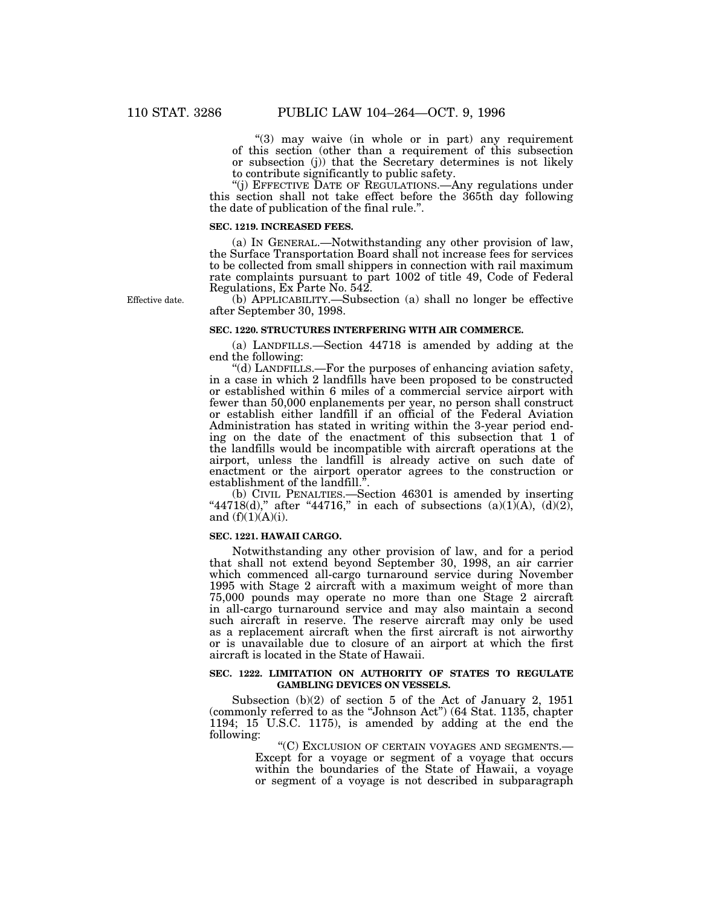"(3) may waive (in whole or in part) any requirement of this section (other than a requirement of this subsection or subsection (j)) that the Secretary determines is not likely to contribute significantly to public safety.

"(j) EFFECTIVE DATE OF REGULATIONS.—Any regulations under this section shall not take effect before the 365th day following the date of publication of the final rule.".

**SEC. 1219. INCREASED FEES.**

(a) IN GENERAL.—Notwithstanding any other provision of law, the Surface Transportation Board shall not increase fees for services to be collected from small shippers in connection with rail maximum rate complaints pursuant to part 1002 of title 49, Code of Federal Regulations, Ex Parte No. 542.

Effective date.

(b) APPLICABILITY.—Subsection (a) shall no longer be effective after September 30, 1998.

**SEC. 1220. STRUCTURES INTERFERING WITH AIR COMMERCE.**

(a) LANDFILLS.—Section 44718 is amended by adding at the end the following:

"(d) LANDFILLS.—For the purposes of enhancing aviation safety, in a case in which 2 landfills have been proposed to be constructed or established within 6 miles of a commercial service airport with fewer than 50,000 enplanements per year, no person shall construct or establish either landfill if an official of the Federal Aviation Administration has stated in writing within the 3-year period ending on the date of the enactment of this subsection that 1 of the landfills would be incompatible with aircraft operations at the airport, unless the landfill is already active on such date of enactment or the airport operator agrees to the construction or establishment of the landfill.".

(b) CIVIL PENALTIES.—Section 46301 is amended by inserting "44718(d)," after "44716," in each of subsections (a)(1)(A), (d)(2), and (f)(1)(A)(i).

**SEC. 1221. HAWAII CARGO.**

Notwithstanding any other provision of law, and for a period that shall not extend beyond September 30, 1998, an air carrier which commenced all-cargo turnaround service during November 1995 with Stage 2 aircraft with a maximum weight of more than 75,000 pounds may operate no more than one Stage 2 aircraft in all-cargo turnaround service and may also maintain a second such aircraft in reserve. The reserve aircraft may only be used as a replacement aircraft when the first aircraft is not airworthy or is unavailable due to closure of an airport at which the first aircraft is located in the State of Hawaii.

**SEC. 1222. LIMITATION ON AUTHORITY OF STATES TO REGULATE GAMBLING DEVICES ON VESSELS.**

Subsection (b)(2) of section 5 of the Act of January 2, 1951 (commonly referred to as the "Johnson Act") (64 Stat. 1135, chapter 1194; 15 U.S.C. 1175), is amended by adding at the end the following:

"(C) EXCLUSION OF CERTAIN VOYAGES AND SEGMENTS.—Except for a voyage or segment of a voyage that occurs within the boundaries of the State of Hawaii, a voyage or segment of a voyage is not described in subparagraph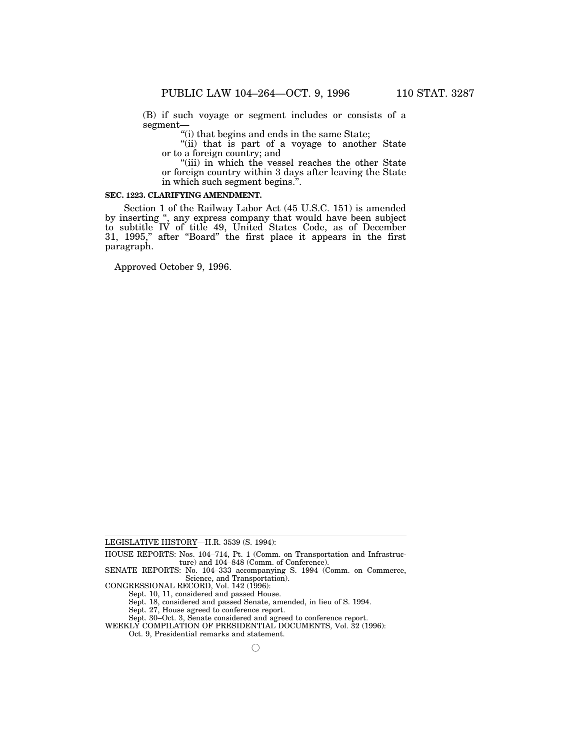(B) if such voyage or segment includes or consists of a segment—

"(i) that begins and ends in the same State;

"(ii) that is part of a voyage to another State or to a foreign country; and

"(iii) in which the vessel reaches the other State or foreign country within 3 days after leaving the State in which such segment begins.".

**SEC. 1223. CLARIFYING AMENDMENT.**

Section 1 of the Railway Labor Act (45 U.S.C. 151) is amended by inserting ", any express company that would have been subject to subtitle IV of title 49, United States Code, as of December 31, 1995," after "Board" the first place it appears in the first paragraph.

Approved October 9, 1996.

---

LEGISLATIVE HISTORY—H.R. 3539 (S. 1994):

HOUSE REPORTS: Nos. 104–714, Pt. 1 (Comm. on Transportation and Infrastructure) and 104–848 (Comm. of Conference).

SENATE REPORTS: No. 104–333 accompanying S. 1994 (Comm. on Commerce, Science, and Transportation).

CONGRESSIONAL RECORD, Vol. 142 (1996):

Sept. 10, 11, considered and passed House.

Sept. 18, considered and passed Senate, amended, in lieu of S. 1994.

Sept. 27, House agreed to conference report.

Sept. 30–Oct. 3, Senate considered and agreed to conference report.

WEEKLY COMPILATION OF PRESIDENTIAL DOCUMENTS, Vol. 32 (1996):

Oct. 9, Presidential remarks and statement.